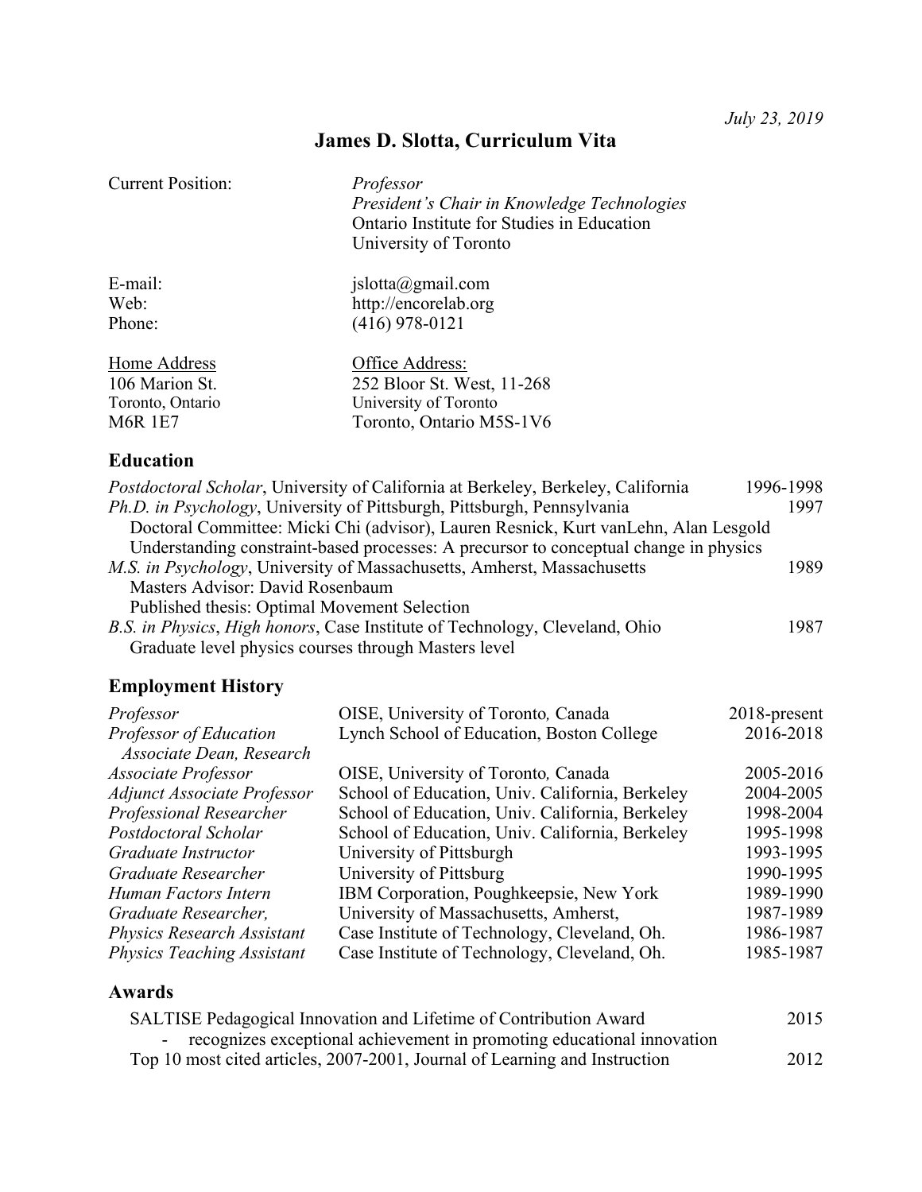*July 23, 2019*

# James D. Slotta, Curriculum Vita

| | |
|---|---|
| Current Position: | *Professor* <br> *President's Chair in Knowledge Technologies* <br> Ontario Institute for Studies in Education <br> University of Toronto |
| E-mail: | jslotta@gmail.com |
| Web: | http://encorelab.org |
| Phone: | (416) 978-0121 |

| Home Address | Office Address: |
|---|---|
| 106 Marion St. | 252 Bloor St. West, 11-268 |
| Toronto, Ontario | University of Toronto |
| M6R 1E7 | Toronto, Ontario M5S-1V6 |

## Education

*Postdoctoral Scholar*, University of California at Berkeley, Berkeley, California 1996-1998

*Ph.D. in Psychology*, University of Pittsburgh, Pittsburgh, Pennsylvania 1997
Doctoral Committee: Micki Chi (advisor), Lauren Resnick, Kurt vanLehn, Alan Lesgold
Understanding constraint-based processes: A precursor to conceptual change in physics

*M.S. in Psychology*, University of Massachusetts, Amherst, Massachusetts 1989
Masters Advisor: David Rosenbaum
Published thesis: Optimal Movement Selection

*B.S. in Physics*, *High honors*, Case Institute of Technology, Cleveland, Ohio 1987
Graduate level physics courses through Masters level

## Employment History

| | | |
|---|---|---|
| *Professor* | OISE, University of Toronto*,* Canada | 2018-present |
| *Professor of Education* <br> *Associate Dean, Research* | Lynch School of Education, Boston College | 2016-2018 |
| *Associate Professor* | OISE, University of Toronto*,* Canada | 2005-2016 |
| *Adjunct Associate Professor* | School of Education, Univ. California, Berkeley | 2004-2005 |
| *Professional Researcher* | School of Education, Univ. California, Berkeley | 1998-2004 |
| *Postdoctoral Scholar* | School of Education, Univ. California, Berkeley | 1995-1998 |
| *Graduate Instructor* | University of Pittsburgh | 1993-1995 |
| *Graduate Researcher* | University of Pittsburg | 1990-1995 |
| *Human Factors Intern* | IBM Corporation, Poughkeepsie, New York | 1989-1990 |
| *Graduate Researcher,* | University of Massachusetts, Amherst, | 1987-1989 |
| *Physics Research Assistant* | Case Institute of Technology, Cleveland, Oh. | 1986-1987 |
| *Physics Teaching Assistant* | Case Institute of Technology, Cleveland, Oh. | 1985-1987 |

## Awards

SALTISE Pedagogical Innovation and Lifetime of Contribution Award 2015
- recognizes exceptional achievement in promoting educational innovation

Top 10 most cited articles, 2007-2001, Journal of Learning and Instruction 2012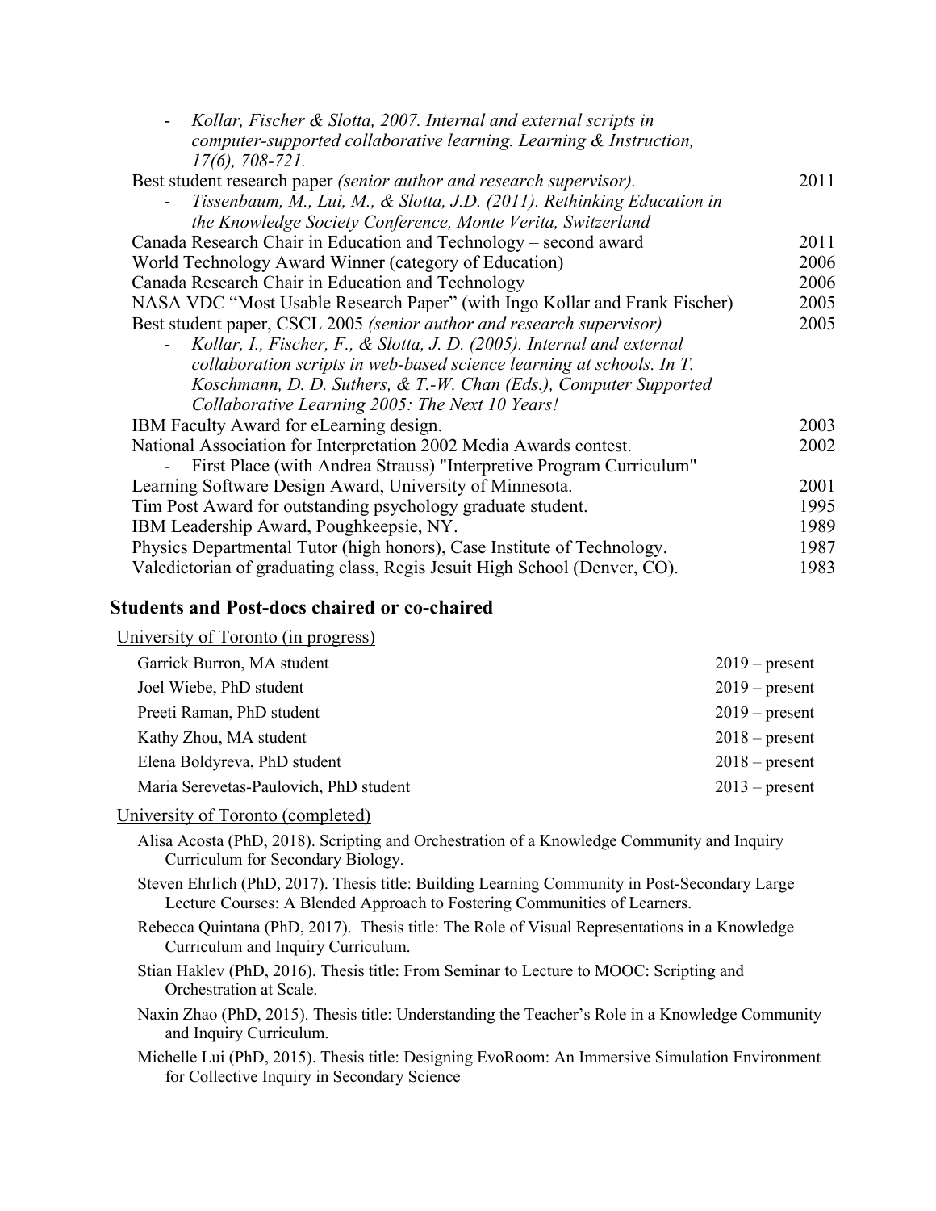- *Kollar, Fischer & Slotta, 2007. Internal and external scripts in computer-supported collaborative learning. Learning & Instruction, 17(6), 708-721.*

Best student research paper *(senior author and research supervisor).* 2011

- *Tissenbaum, M., Lui, M., & Slotta, J.D. (2011). Rethinking Education in the Knowledge Society Conference, Monte Verita, Switzerland*

Canada Research Chair in Education and Technology – second award 2011

World Technology Award Winner (category of Education) 2006

Canada Research Chair in Education and Technology 2006

NASA VDC "Most Usable Research Paper" (with Ingo Kollar and Frank Fischer) 2005

Best student paper, CSCL 2005 *(senior author and research supervisor)* 2005

- *Kollar, I., Fischer, F., & Slotta, J. D. (2005). Internal and external collaboration scripts in web-based science learning at schools. In T. Koschmann, D. D. Suthers, & T.-W. Chan (Eds.), Computer Supported Collaborative Learning 2005: The Next 10 Years!*

IBM Faculty Award for eLearning design. 2003

National Association for Interpretation 2002 Media Awards contest. 2002

- First Place (with Andrea Strauss) "Interpretive Program Curriculum"

Learning Software Design Award, University of Minnesota. 2001

Tim Post Award for outstanding psychology graduate student. 1995

IBM Leadership Award, Poughkeepsie, NY. 1989

Physics Departmental Tutor (high honors), Case Institute of Technology. 1987

Valedictorian of graduating class, Regis Jesuit High School (Denver, CO). 1983

## Students and Post-docs chaired or co-chaired

University of Toronto (in progress)

| | |
|---|---|
| Garrick Burron, MA student | 2019 – present |
| Joel Wiebe, PhD student | 2019 – present |
| Preeti Raman, PhD student | 2019 – present |
| Kathy Zhou, MA student | 2018 – present |
| Elena Boldyreva, PhD student | 2018 – present |
| Maria Serevetas-Paulovich, PhD student | 2013 – present |

University of Toronto (completed)

Alisa Acosta (PhD, 2018). Scripting and Orchestration of a Knowledge Community and Inquiry Curriculum for Secondary Biology.

Steven Ehrlich (PhD, 2017). Thesis title: Building Learning Community in Post-Secondary Large Lecture Courses: A Blended Approach to Fostering Communities of Learners.

Rebecca Quintana (PhD, 2017). Thesis title: The Role of Visual Representations in a Knowledge Curriculum and Inquiry Curriculum.

Stian Haklev (PhD, 2016). Thesis title: From Seminar to Lecture to MOOC: Scripting and Orchestration at Scale.

Naxin Zhao (PhD, 2015). Thesis title: Understanding the Teacher's Role in a Knowledge Community and Inquiry Curriculum.

Michelle Lui (PhD, 2015). Thesis title: Designing EvoRoom: An Immersive Simulation Environment for Collective Inquiry in Secondary Science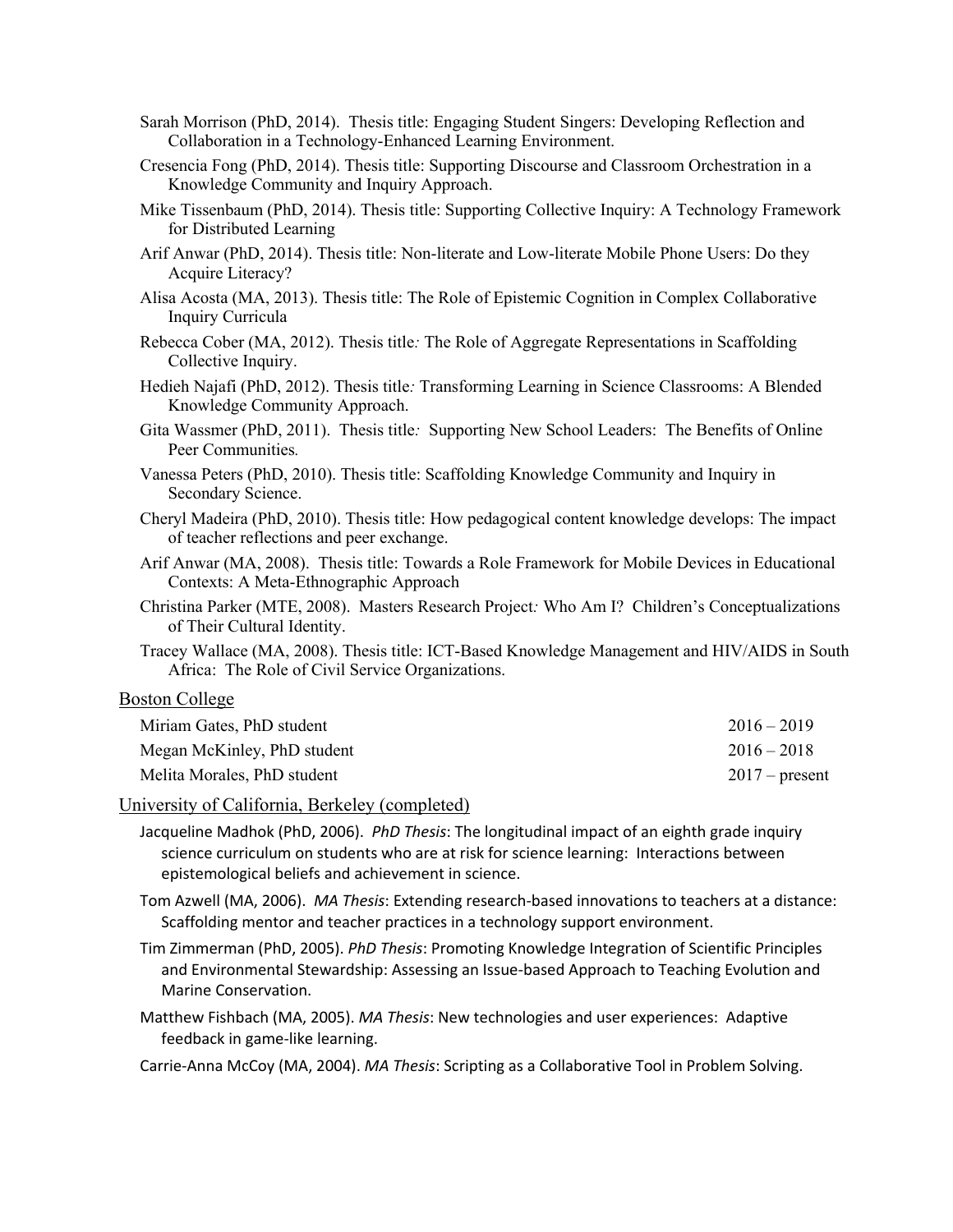Sarah Morrison (PhD, 2014). Thesis title: Engaging Student Singers: Developing Reflection and Collaboration in a Technology-Enhanced Learning Environment.

Cresencia Fong (PhD, 2014). Thesis title: Supporting Discourse and Classroom Orchestration in a Knowledge Community and Inquiry Approach.

Mike Tissenbaum (PhD, 2014). Thesis title: Supporting Collective Inquiry: A Technology Framework for Distributed Learning

Arif Anwar (PhD, 2014). Thesis title: Non-literate and Low-literate Mobile Phone Users: Do they Acquire Literacy?

Alisa Acosta (MA, 2013). Thesis title: The Role of Epistemic Cognition in Complex Collaborative Inquiry Curricula

Rebecca Cober (MA, 2012). Thesis title*:* The Role of Aggregate Representations in Scaffolding Collective Inquiry.

Hedieh Najafi (PhD, 2012). Thesis title*:* Transforming Learning in Science Classrooms: A Blended Knowledge Community Approach.

Gita Wassmer (PhD, 2011). Thesis title*:* Supporting New School Leaders: The Benefits of Online Peer Communities*.*

Vanessa Peters (PhD, 2010). Thesis title: Scaffolding Knowledge Community and Inquiry in Secondary Science.

Cheryl Madeira (PhD, 2010). Thesis title: How pedagogical content knowledge develops: The impact of teacher reflections and peer exchange.

Arif Anwar (MA, 2008). Thesis title: Towards a Role Framework for Mobile Devices in Educational Contexts: A Meta-Ethnographic Approach

Christina Parker (MTE, 2008). Masters Research Project*:* Who Am I? Children's Conceptualizations of Their Cultural Identity.

Tracey Wallace (MA, 2008). Thesis title: ICT-Based Knowledge Management and HIV/AIDS in South Africa: The Role of Civil Service Organizations.

Boston College

Miriam Gates, PhD student 2016 – 2019

Megan McKinley, PhD student 2016 – 2018

Melita Morales, PhD student 2017 – present

University of California, Berkeley (completed)

Jacqueline Madhok (PhD, 2006). *PhD Thesis*: The longitudinal impact of an eighth grade inquiry science curriculum on students who are at risk for science learning: Interactions between epistemological beliefs and achievement in science.

Tom Azwell (MA, 2006). *MA Thesis*: Extending research-based innovations to teachers at a distance: Scaffolding mentor and teacher practices in a technology support environment.

Tim Zimmerman (PhD, 2005). *PhD Thesis*: Promoting Knowledge Integration of Scientific Principles and Environmental Stewardship: Assessing an Issue-based Approach to Teaching Evolution and Marine Conservation.

Matthew Fishbach (MA, 2005). *MA Thesis*: New technologies and user experiences: Adaptive feedback in game-like learning.

Carrie-Anna McCoy (MA, 2004). *MA Thesis*: Scripting as a Collaborative Tool in Problem Solving.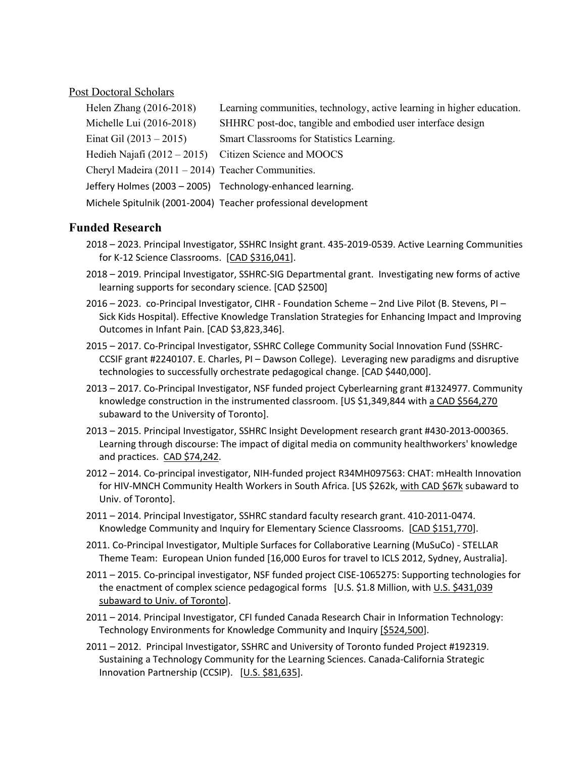Post Doctoral Scholars

| | |
|---|---|
| Helen Zhang (2016-2018) | Learning communities, technology, active learning in higher education. |
| Michelle Lui (2016-2018) | SHHRC post-doc, tangible and embodied user interface design |
| Einat Gil (2013 – 2015) | Smart Classrooms for Statistics Learning. |
| Hedieh Najafi (2012 – 2015) | Citizen Science and MOOCS |
| Cheryl Madeira (2011 – 2014) | Teacher Communities. |
| Jeffery Holmes (2003 – 2005) | Technology-enhanced learning. |
| Michele Spitulnik (2001-2004) | Teacher professional development |

## Funded Research

2018 – 2023. Principal Investigator, SSHRC Insight grant. 435-2019-0539. Active Learning Communities for K-12 Science Classrooms. [CAD $316,041].

2018 – 2019. Principal Investigator, SSHRC-SIG Departmental grant. Investigating new forms of active learning supports for secondary science. [CAD $2500]

2016 – 2023. co-Principal Investigator, CIHR - Foundation Scheme – 2nd Live Pilot (B. Stevens, PI – Sick Kids Hospital). Effective Knowledge Translation Strategies for Enhancing Impact and Improving Outcomes in Infant Pain. [CAD $3,823,346].

2015 – 2017. Co-Principal Investigator, SSHRC College Community Social Innovation Fund (SSHRC-CCSIF grant #2240107. E. Charles, PI – Dawson College). Leveraging new paradigms and disruptive technologies to successfully orchestrate pedagogical change. [CAD $440,000].

2013 – 2017. Co-Principal Investigator, NSF funded project Cyberlearning grant #1324977. Community knowledge construction in the instrumented classroom. [US $1,349,844 with a CAD $564,270 subaward to the University of Toronto].

2013 – 2015. Principal Investigator, SSHRC Insight Development research grant #430-2013-000365. Learning through discourse: The impact of digital media on community healthworkers' knowledge and practices. CAD $74,242.

2012 – 2014. Co-principal investigator, NIH-funded project R34MH097563: CHAT: mHealth Innovation for HIV-MNCH Community Health Workers in South Africa. [US $262k, with CAD $67k subaward to Univ. of Toronto].

2011 – 2014. Principal Investigator, SSHRC standard faculty research grant. 410-2011-0474. Knowledge Community and Inquiry for Elementary Science Classrooms. [CAD $151,770].

2011. Co-Principal Investigator, Multiple Surfaces for Collaborative Learning (MuSuCo) - STELLAR Theme Team: European Union funded [16,000 Euros for travel to ICLS 2012, Sydney, Australia].

2011 – 2015. Co-principal investigator, NSF funded project CISE-1065275: Supporting technologies for the enactment of complex science pedagogical forms [U.S. $1.8 Million, with U.S. $431,039 subaward to Univ. of Toronto].

2011 – 2014. Principal Investigator, CFI funded Canada Research Chair in Information Technology: Technology Environments for Knowledge Community and Inquiry [$524,500].

2011 – 2012. Principal Investigator, SSHRC and University of Toronto funded Project #192319. Sustaining a Technology Community for the Learning Sciences. Canada-California Strategic Innovation Partnership (CCSIP). [U.S. $81,635].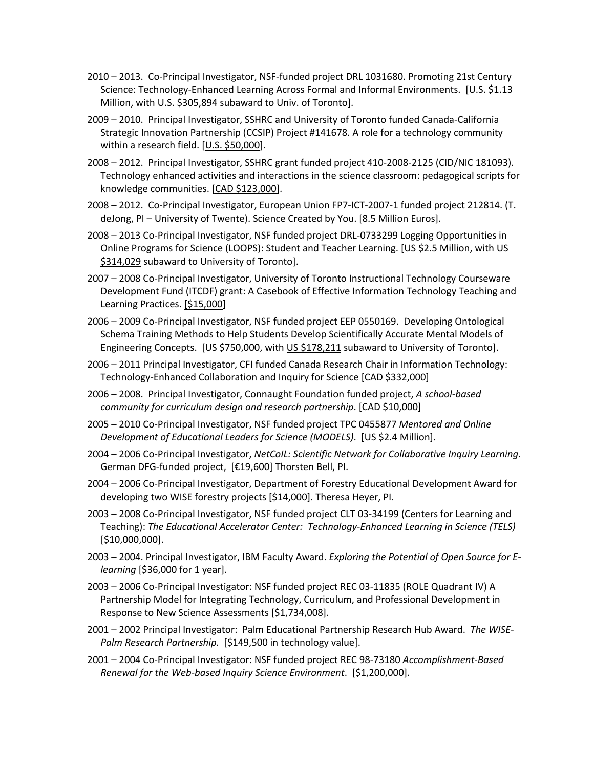2010 – 2013. Co-Principal Investigator, NSF-funded project DRL 1031680. Promoting 21st Century Science: Technology-Enhanced Learning Across Formal and Informal Environments. [U.S. $1.13 Million, with U.S. $305,894 subaward to Univ. of Toronto].

2009 – 2010. Principal Investigator, SSHRC and University of Toronto funded Canada-California Strategic Innovation Partnership (CCSIP) Project #141678. A role for a technology community within a research field. [U.S. $50,000].

2008 – 2012. Principal Investigator, SSHRC grant funded project 410-2008-2125 (CID/NIC 181093). Technology enhanced activities and interactions in the science classroom: pedagogical scripts for knowledge communities. [CAD $123,000].

2008 – 2012. Co-Principal Investigator, European Union FP7-ICT-2007-1 funded project 212814. (T. deJong, PI – University of Twente). Science Created by You. [8.5 Million Euros].

2008 – 2013 Co-Principal Investigator, NSF funded project DRL-0733299 Logging Opportunities in Online Programs for Science (LOOPS): Student and Teacher Learning. [US $2.5 Million, with US $314,029 subaward to University of Toronto].

2007 – 2008 Co-Principal Investigator, University of Toronto Instructional Technology Courseware Development Fund (ITCDF) grant: A Casebook of Effective Information Technology Teaching and Learning Practices. [$15,000]

2006 – 2009 Co-Principal Investigator, NSF funded project EEP 0550169. Developing Ontological Schema Training Methods to Help Students Develop Scientifically Accurate Mental Models of Engineering Concepts. [US $750,000, with US $178,211 subaward to University of Toronto].

2006 – 2011 Principal Investigator, CFI funded Canada Research Chair in Information Technology: Technology-Enhanced Collaboration and Inquiry for Science [CAD $332,000]

2006 – 2008. Principal Investigator, Connaught Foundation funded project, *A school-based community for curriculum design and research partnership*. [CAD $10,000]

2005 – 2010 Co-Principal Investigator, NSF funded project TPC 0455877 *Mentored and Online Development of Educational Leaders for Science (MODELS)*. [US $2.4 Million].

2004 – 2006 Co-Principal Investigator, *NetCoIL: Scientific Network for Collaborative Inquiry Learning*. German DFG-funded project, [€19,600] Thorsten Bell, PI.

2004 – 2006 Co-Principal Investigator, Department of Forestry Educational Development Award for developing two WISE forestry projects [$14,000]. Theresa Heyer, PI.

2003 – 2008 Co-Principal Investigator, NSF funded project CLT 03-34199 (Centers for Learning and Teaching): *The Educational Accelerator Center: Technology-Enhanced Learning in Science (TELS)* [$10,000,000].

2003 – 2004. Principal Investigator, IBM Faculty Award. *Exploring the Potential of Open Source for E-learning* [$36,000 for 1 year].

2003 – 2006 Co-Principal Investigator: NSF funded project REC 03-11835 (ROLE Quadrant IV) A Partnership Model for Integrating Technology, Curriculum, and Professional Development in Response to New Science Assessments [$1,734,008].

2001 – 2002 Principal Investigator: Palm Educational Partnership Research Hub Award. *The WISE-Palm Research Partnership.* [$149,500 in technology value].

2001 – 2004 Co-Principal Investigator: NSF funded project REC 98-73180 *Accomplishment-Based Renewal for the Web-based Inquiry Science Environment*. [$1,200,000].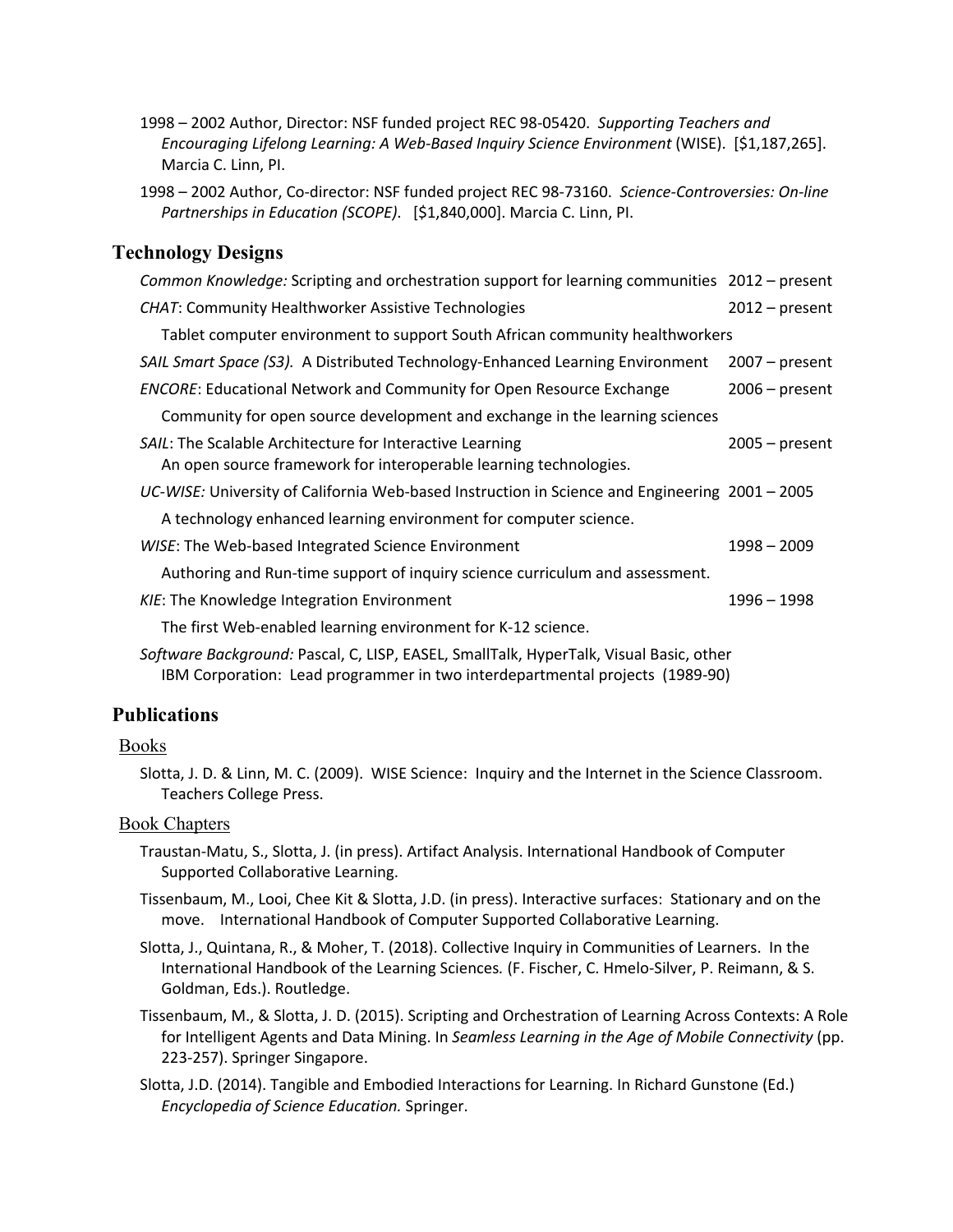1998 – 2002 Author, Director: NSF funded project REC 98-05420. *Supporting Teachers and Encouraging Lifelong Learning: A Web-Based Inquiry Science Environment* (WISE). [$1,187,265]. Marcia C. Linn, PI.

1998 – 2002 Author, Co-director: NSF funded project REC 98-73160. *Science-Controversies: On-line Partnerships in Education (SCOPE)*. [$1,840,000]. Marcia C. Linn, PI.

## Technology Designs

*Common Knowledge:* Scripting and orchestration support for learning communities 2012 – present

*CHAT*: Community Healthworker Assistive Technologies 2012 – present

Tablet computer environment to support South African community healthworkers

*SAIL Smart Space (S3).* A Distributed Technology-Enhanced Learning Environment 2007 – present

*ENCORE*: Educational Network and Community for Open Resource Exchange 2006 – present

Community for open source development and exchange in the learning sciences

*SAIL*: The Scalable Architecture for Interactive Learning 2005 – present
An open source framework for interoperable learning technologies.

*UC-WISE:* University of California Web-based Instruction in Science and Engineering 2001 – 2005

A technology enhanced learning environment for computer science.

*WISE*: The Web-based Integrated Science Environment 1998 – 2009

Authoring and Run-time support of inquiry science curriculum and assessment.

*KIE*: The Knowledge Integration Environment 1996 – 1998

The first Web-enabled learning environment for K-12 science.

*Software Background:* Pascal, C, LISP, EASEL, SmallTalk, HyperTalk, Visual Basic, other
IBM Corporation: Lead programmer in two interdepartmental projects (1989-90)

## Publications

### Books

Slotta, J. D. & Linn, M. C. (2009). WISE Science: Inquiry and the Internet in the Science Classroom. Teachers College Press.

### Book Chapters

Traustan-Matu, S., Slotta, J. (in press). Artifact Analysis. International Handbook of Computer Supported Collaborative Learning.

Tissenbaum, M., Looi, Chee Kit & Slotta, J.D. (in press). Interactive surfaces: Stationary and on the move. International Handbook of Computer Supported Collaborative Learning.

Slotta, J., Quintana, R., & Moher, T. (2018). Collective Inquiry in Communities of Learners. In the International Handbook of the Learning Sciences*.* (F. Fischer, C. Hmelo-Silver, P. Reimann, & S. Goldman, Eds.). Routledge.

Tissenbaum, M., & Slotta, J. D. (2015). Scripting and Orchestration of Learning Across Contexts: A Role for Intelligent Agents and Data Mining. In *Seamless Learning in the Age of Mobile Connectivity* (pp. 223-257). Springer Singapore.

Slotta, J.D. (2014). Tangible and Embodied Interactions for Learning. In Richard Gunstone (Ed.) *Encyclopedia of Science Education.* Springer.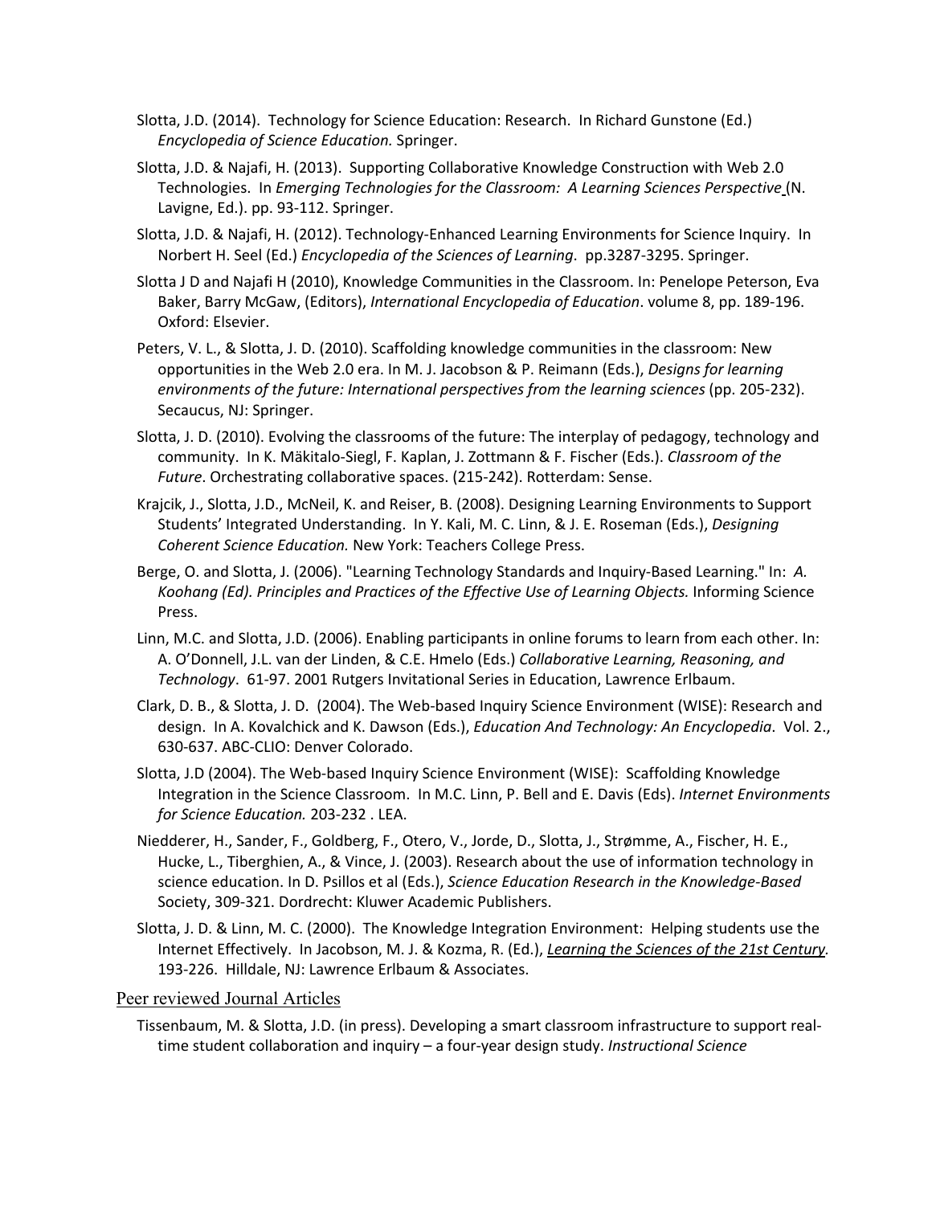Slotta, J.D. (2014). Technology for Science Education: Research. In Richard Gunstone (Ed.) *Encyclopedia of Science Education.* Springer.

Slotta, J.D. & Najafi, H. (2013). Supporting Collaborative Knowledge Construction with Web 2.0 Technologies. In *Emerging Technologies for the Classroom: A Learning Sciences Perspective* (N. Lavigne, Ed.). pp. 93-112. Springer.

Slotta, J.D. & Najafi, H. (2012). Technology-Enhanced Learning Environments for Science Inquiry. In Norbert H. Seel (Ed.) *Encyclopedia of the Sciences of Learning*. pp.3287-3295. Springer.

Slotta J D and Najafi H (2010), Knowledge Communities in the Classroom. In: Penelope Peterson, Eva Baker, Barry McGaw, (Editors), *International Encyclopedia of Education*. volume 8, pp. 189-196. Oxford: Elsevier.

Peters, V. L., & Slotta, J. D. (2010). Scaffolding knowledge communities in the classroom: New opportunities in the Web 2.0 era. In M. J. Jacobson & P. Reimann (Eds.), *Designs for learning environments of the future: International perspectives from the learning sciences* (pp. 205-232). Secaucus, NJ: Springer.

Slotta, J. D. (2010). Evolving the classrooms of the future: The interplay of pedagogy, technology and community. In K. Mäkitalo-Siegl, F. Kaplan, J. Zottmann & F. Fischer (Eds.). *Classroom of the Future*. Orchestrating collaborative spaces. (215-242). Rotterdam: Sense.

Krajcik, J., Slotta, J.D., McNeil, K. and Reiser, B. (2008). Designing Learning Environments to Support Students' Integrated Understanding. In Y. Kali, M. C. Linn, & J. E. Roseman (Eds.), *Designing Coherent Science Education.* New York: Teachers College Press.

Berge, O. and Slotta, J. (2006). "Learning Technology Standards and Inquiry-Based Learning." In: *A. Koohang (Ed). Principles and Practices of the Effective Use of Learning Objects.* Informing Science Press.

Linn, M.C. and Slotta, J.D. (2006). Enabling participants in online forums to learn from each other. In: A. O'Donnell, J.L. van der Linden, & C.E. Hmelo (Eds.) *Collaborative Learning, Reasoning, and Technology*. 61-97. 2001 Rutgers Invitational Series in Education, Lawrence Erlbaum.

Clark, D. B., & Slotta, J. D. (2004). The Web-based Inquiry Science Environment (WISE): Research and design. In A. Kovalchick and K. Dawson (Eds.), *Education And Technology: An Encyclopedia*. Vol. 2., 630-637. ABC-CLIO: Denver Colorado.

Slotta, J.D (2004). The Web-based Inquiry Science Environment (WISE): Scaffolding Knowledge Integration in the Science Classroom. In M.C. Linn, P. Bell and E. Davis (Eds). *Internet Environments for Science Education.* 203-232 . LEA.

Niedderer, H., Sander, F., Goldberg, F., Otero, V., Jorde, D., Slotta, J., Strømme, A., Fischer, H. E., Hucke, L., Tiberghien, A., & Vince, J. (2003). Research about the use of information technology in science education. In D. Psillos et al (Eds.), *Science Education Research in the Knowledge-Based* Society, 309-321. Dordrecht: Kluwer Academic Publishers.

Slotta, J. D. & Linn, M. C. (2000). The Knowledge Integration Environment: Helping students use the Internet Effectively. In Jacobson, M. J. & Kozma, R. (Ed.), *Learning the Sciences of the 21st Century.* 193-226. Hilldale, NJ: Lawrence Erlbaum & Associates.

## Peer reviewed Journal Articles

Tissenbaum, M. & Slotta, J.D. (in press). Developing a smart classroom infrastructure to support real-time student collaboration and inquiry – a four-year design study. *Instructional Science*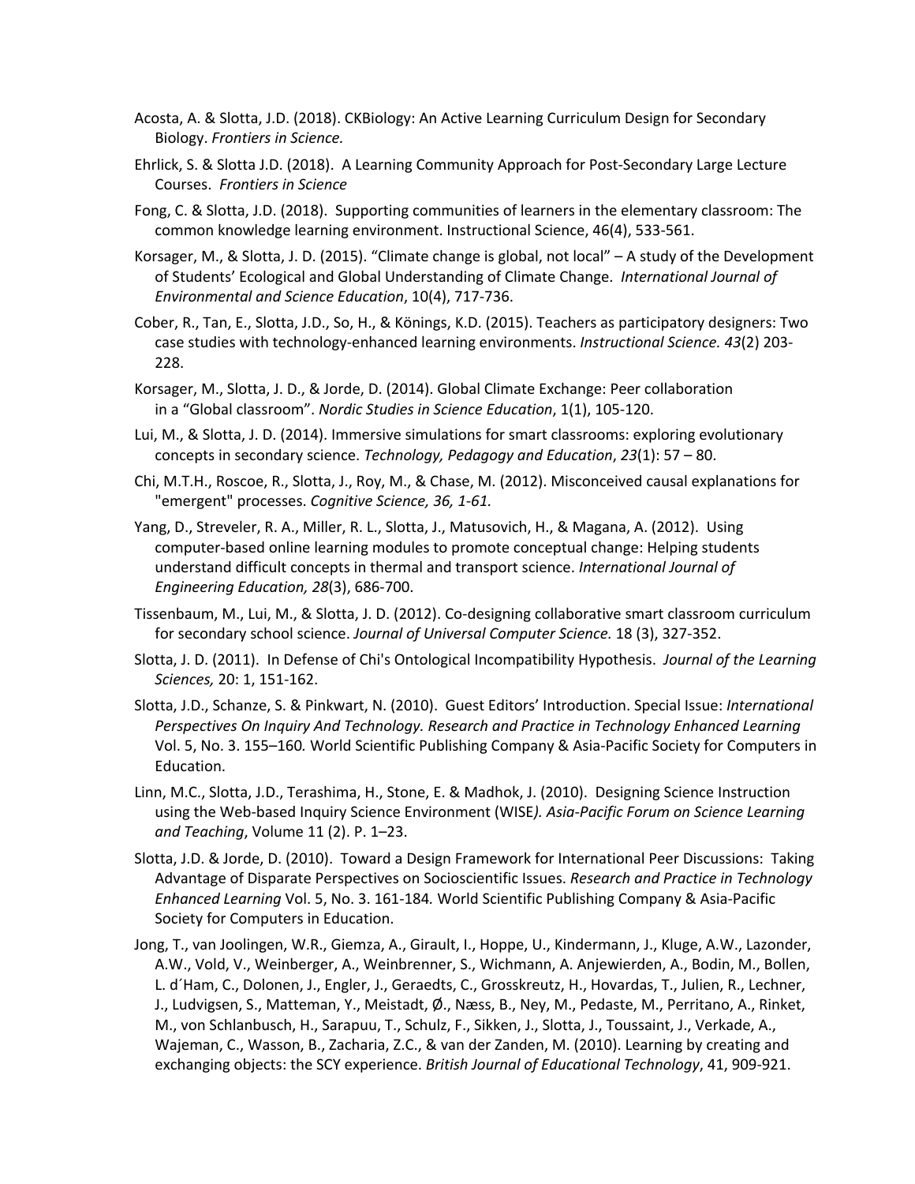Acosta, A. & Slotta, J.D. (2018). CKBiology: An Active Learning Curriculum Design for Secondary Biology. *Frontiers in Science.*

Ehrlick, S. & Slotta J.D. (2018). A Learning Community Approach for Post-Secondary Large Lecture Courses. *Frontiers in Science*

Fong, C. & Slotta, J.D. (2018). Supporting communities of learners in the elementary classroom: The common knowledge learning environment. Instructional Science, 46(4), 533-561.

Korsager, M., & Slotta, J. D. (2015). "Climate change is global, not local" – A study of the Development of Students' Ecological and Global Understanding of Climate Change. *International Journal of Environmental and Science Education*, 10(4), 717-736.

Cober, R., Tan, E., Slotta, J.D., So, H., & Könings, K.D. (2015). Teachers as participatory designers: Two case studies with technology-enhanced learning environments. *Instructional Science. 43*(2) 203-228.

Korsager, M., Slotta, J. D., & Jorde, D. (2014). Global Climate Exchange: Peer collaboration in a "Global classroom". *Nordic Studies in Science Education*, 1(1), 105-120.

Lui, M., & Slotta, J. D. (2014). Immersive simulations for smart classrooms: exploring evolutionary concepts in secondary science. *Technology, Pedagogy and Education*, *23*(1): 57 – 80.

Chi, M.T.H., Roscoe, R., Slotta, J., Roy, M., & Chase, M. (2012). Misconceived causal explanations for "emergent" processes. *Cognitive Science, 36, 1-61.*

Yang, D., Streveler, R. A., Miller, R. L., Slotta, J., Matusovich, H., & Magana, A. (2012). Using computer-based online learning modules to promote conceptual change: Helping students understand difficult concepts in thermal and transport science. *International Journal of Engineering Education, 28*(3), 686-700.

Tissenbaum, M., Lui, M., & Slotta, J. D. (2012). Co-designing collaborative smart classroom curriculum for secondary school science. *Journal of Universal Computer Science.* 18 (3), 327-352.

Slotta, J. D. (2011). In Defense of Chi's Ontological Incompatibility Hypothesis. *Journal of the Learning Sciences,* 20: 1, 151-162.

Slotta, J.D., Schanze, S. & Pinkwart, N. (2010). Guest Editors' Introduction. Special Issue: *International Perspectives On Inquiry And Technology. Research and Practice in Technology Enhanced Learning* Vol. 5, No. 3. 155–160*.* World Scientific Publishing Company & Asia-Pacific Society for Computers in Education.

Linn, M.C., Slotta, J.D., Terashima, H., Stone, E. & Madhok, J. (2010). Designing Science Instruction using the Web-based Inquiry Science Environment (WISE*). Asia-Pacific Forum on Science Learning and Teaching*, Volume 11 (2). P. 1–23.

Slotta, J.D. & Jorde, D. (2010). Toward a Design Framework for International Peer Discussions: Taking Advantage of Disparate Perspectives on Socioscientific Issues. *Research and Practice in Technology Enhanced Learning* Vol. 5, No. 3. 161-184*.* World Scientific Publishing Company & Asia-Pacific Society for Computers in Education.

Jong, T., van Joolingen, W.R., Giemza, A., Girault, I., Hoppe, U., Kindermann, J., Kluge, A.W., Lazonder, A.W., Vold, V., Weinberger, A., Weinbrenner, S., Wichmann, A. Anjewierden, A., Bodin, M., Bollen, L. d´Ham, C., Dolonen, J., Engler, J., Geraedts, C., Grosskreutz, H., Hovardas, T., Julien, R., Lechner, J., Ludvigsen, S., Matteman, Y., Meistadt, Ø., Næss, B., Ney, M., Pedaste, M., Perritano, A., Rinket, M., von Schlanbusch, H., Sarapuu, T., Schulz, F., Sikken, J., Slotta, J., Toussaint, J., Verkade, A., Wajeman, C., Wasson, B., Zacharia, Z.C., & van der Zanden, M. (2010). Learning by creating and exchanging objects: the SCY experience. *British Journal of Educational Technology*, 41, 909-921.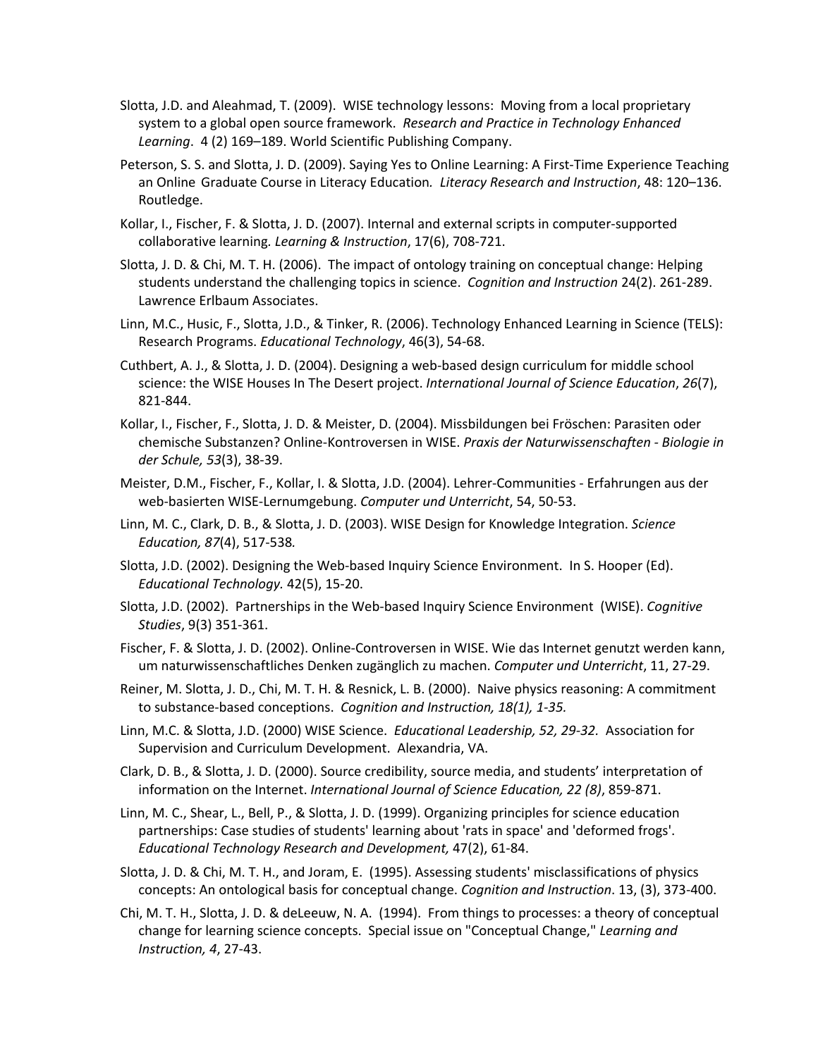Slotta, J.D. and Aleahmad, T. (2009). WISE technology lessons: Moving from a local proprietary system to a global open source framework. *Research and Practice in Technology Enhanced Learning*. 4 (2) 169–189. World Scientific Publishing Company.

Peterson, S. S. and Slotta, J. D. (2009). Saying Yes to Online Learning: A First-Time Experience Teaching an Online Graduate Course in Literacy Education. *Literacy Research and Instruction*, 48: 120–136. Routledge.

Kollar, I., Fischer, F. & Slotta, J. D. (2007). Internal and external scripts in computer-supported collaborative learning. *Learning & Instruction*, 17(6), 708-721.

Slotta, J. D. & Chi, M. T. H. (2006). The impact of ontology training on conceptual change: Helping students understand the challenging topics in science. *Cognition and Instruction* 24(2). 261-289. Lawrence Erlbaum Associates.

Linn, M.C., Husic, F., Slotta, J.D., & Tinker, R. (2006). Technology Enhanced Learning in Science (TELS): Research Programs. *Educational Technology*, 46(3), 54-68.

Cuthbert, A. J., & Slotta, J. D. (2004). Designing a web-based design curriculum for middle school science: the WISE Houses In The Desert project. *International Journal of Science Education*, *26*(7), 821-844.

Kollar, I., Fischer, F., Slotta, J. D. & Meister, D. (2004). Missbildungen bei Fröschen: Parasiten oder chemische Substanzen? Online-Kontroversen in WISE. *Praxis der Naturwissenschaften - Biologie in der Schule, 53*(3), 38-39.

Meister, D.M., Fischer, F., Kollar, I. & Slotta, J.D. (2004). Lehrer-Communities - Erfahrungen aus der web-basierten WISE-Lernumgebung. *Computer und Unterricht*, 54, 50-53.

Linn, M. C., Clark, D. B., & Slotta, J. D. (2003). WISE Design for Knowledge Integration. *Science Education, 87*(4), 517-538*.*

Slotta, J.D. (2002). Designing the Web-based Inquiry Science Environment. In S. Hooper (Ed). *Educational Technology.* 42(5), 15-20.

Slotta, J.D. (2002). Partnerships in the Web-based Inquiry Science Environment (WISE). *Cognitive Studies*, 9(3) 351-361.

Fischer, F. & Slotta, J. D. (2002). Online-Controversen in WISE. Wie das Internet genutzt werden kann, um naturwissenschaftliches Denken zugänglich zu machen. *Computer und Unterricht*, 11, 27-29.

Reiner, M. Slotta, J. D., Chi, M. T. H. & Resnick, L. B. (2000). Naive physics reasoning: A commitment to substance-based conceptions. *Cognition and Instruction, 18(1), 1-35.*

Linn, M.C. & Slotta, J.D. (2000) WISE Science. *Educational Leadership, 52, 29-32.* Association for Supervision and Curriculum Development. Alexandria, VA.

Clark, D. B., & Slotta, J. D. (2000). Source credibility, source media, and students' interpretation of information on the Internet. *International Journal of Science Education, 22 (8)*, 859-871.

Linn, M. C., Shear, L., Bell, P., & Slotta, J. D. (1999). Organizing principles for science education partnerships: Case studies of students' learning about 'rats in space' and 'deformed frogs'. *Educational Technology Research and Development,* 47(2), 61-84.

Slotta, J. D. & Chi, M. T. H., and Joram, E. (1995). Assessing students' misclassifications of physics concepts: An ontological basis for conceptual change. *Cognition and Instruction*. 13, (3), 373-400.

Chi, M. T. H., Slotta, J. D. & deLeeuw, N. A. (1994). From things to processes: a theory of conceptual change for learning science concepts. Special issue on "Conceptual Change," *Learning and Instruction, 4*, 27-43.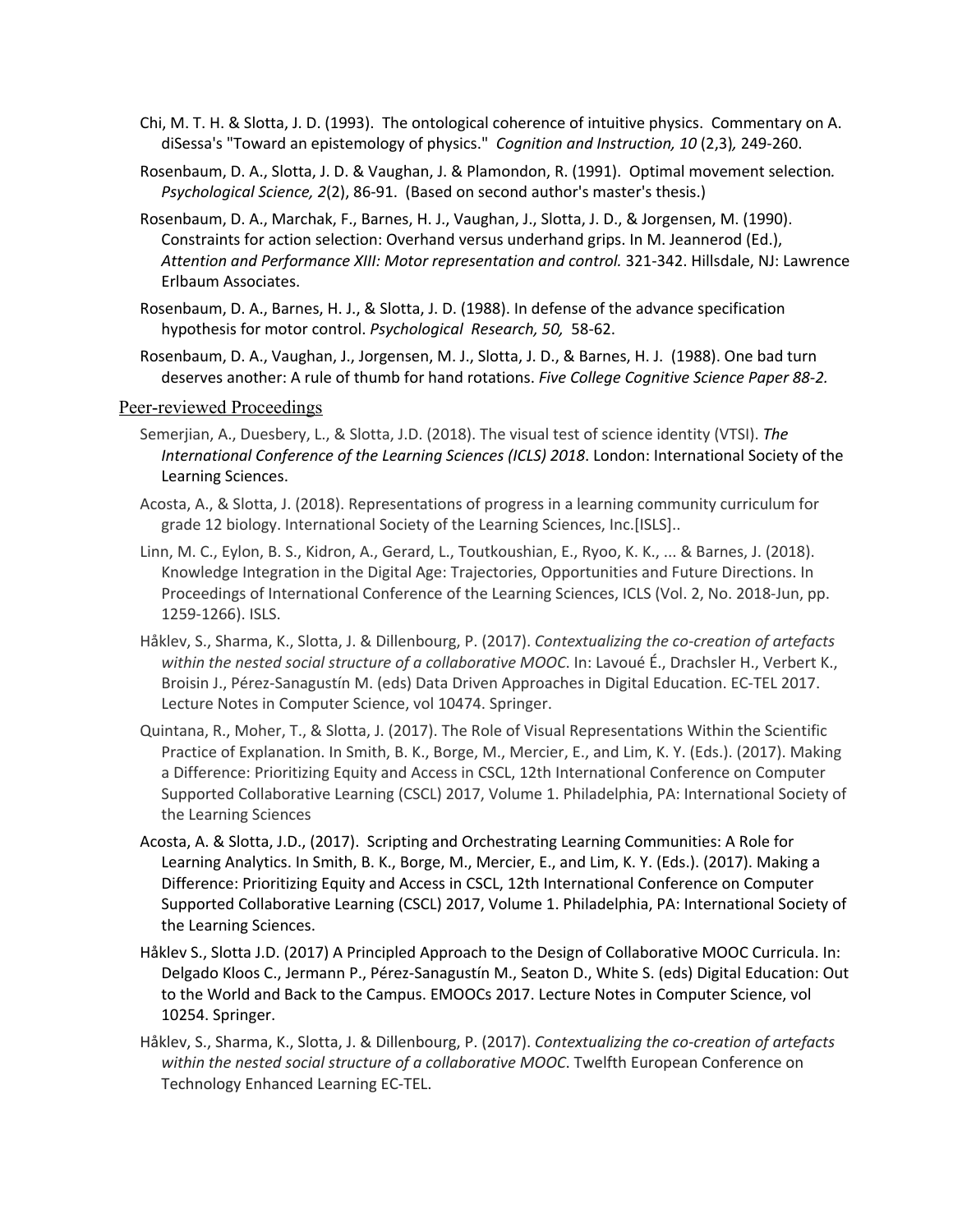Chi, M. T. H. & Slotta, J. D. (1993). The ontological coherence of intuitive physics. Commentary on A. diSessa's "Toward an epistemology of physics." *Cognition and Instruction, 10* (2,3)*,* 249-260.

Rosenbaum, D. A., Slotta, J. D. & Vaughan, J. & Plamondon, R. (1991). Optimal movement selection*. Psychological Science, 2*(2), 86-91. (Based on second author's master's thesis.)

Rosenbaum, D. A., Marchak, F., Barnes, H. J., Vaughan, J., Slotta, J. D., & Jorgensen, M. (1990). Constraints for action selection: Overhand versus underhand grips. In M. Jeannerod (Ed.), *Attention and Performance XIII: Motor representation and control.* 321-342. Hillsdale, NJ: Lawrence Erlbaum Associates.

Rosenbaum, D. A., Barnes, H. J., & Slotta, J. D. (1988). In defense of the advance specification hypothesis for motor control. *Psychological Research, 50,* 58-62.

Rosenbaum, D. A., Vaughan, J., Jorgensen, M. J., Slotta, J. D., & Barnes, H. J. (1988). One bad turn deserves another: A rule of thumb for hand rotations. *Five College Cognitive Science Paper 88-2.*

## Peer-reviewed Proceedings

Semerjian, A., Duesbery, L., & Slotta, J.D. (2018). The visual test of science identity (VTSI). *The International Conference of the Learning Sciences (ICLS) 2018*. London: International Society of the Learning Sciences.

Acosta, A., & Slotta, J. (2018). Representations of progress in a learning community curriculum for grade 12 biology. International Society of the Learning Sciences, Inc.[ISLS]..

Linn, M. C., Eylon, B. S., Kidron, A., Gerard, L., Toutkoushian, E., Ryoo, K. K., ... & Barnes, J. (2018). Knowledge Integration in the Digital Age: Trajectories, Opportunities and Future Directions. In Proceedings of International Conference of the Learning Sciences, ICLS (Vol. 2, No. 2018-Jun, pp. 1259-1266). ISLS.

Håklev, S., Sharma, K., Slotta, J. & Dillenbourg, P. (2017). *Contextualizing the co-creation of artefacts within the nested social structure of a collaborative MOOC*. In: Lavoué É., Drachsler H., Verbert K., Broisin J., Pérez-Sanagustín M. (eds) Data Driven Approaches in Digital Education. EC-TEL 2017. Lecture Notes in Computer Science, vol 10474. Springer.

Quintana, R., Moher, T., & Slotta, J. (2017). The Role of Visual Representations Within the Scientific Practice of Explanation. In Smith, B. K., Borge, M., Mercier, E., and Lim, K. Y. (Eds.). (2017). Making a Difference: Prioritizing Equity and Access in CSCL, 12th International Conference on Computer Supported Collaborative Learning (CSCL) 2017, Volume 1. Philadelphia, PA: International Society of the Learning Sciences

Acosta, A. & Slotta, J.D., (2017). Scripting and Orchestrating Learning Communities: A Role for Learning Analytics. In Smith, B. K., Borge, M., Mercier, E., and Lim, K. Y. (Eds.). (2017). Making a Difference: Prioritizing Equity and Access in CSCL, 12th International Conference on Computer Supported Collaborative Learning (CSCL) 2017, Volume 1. Philadelphia, PA: International Society of the Learning Sciences.

Håklev S., Slotta J.D. (2017) A Principled Approach to the Design of Collaborative MOOC Curricula. In: Delgado Kloos C., Jermann P., Pérez-Sanagustín M., Seaton D., White S. (eds) Digital Education: Out to the World and Back to the Campus. EMOOCs 2017. Lecture Notes in Computer Science, vol 10254. Springer.

Håklev, S., Sharma, K., Slotta, J. & Dillenbourg, P. (2017). *Contextualizing the co-creation of artefacts within the nested social structure of a collaborative MOOC*. Twelfth European Conference on Technology Enhanced Learning EC-TEL.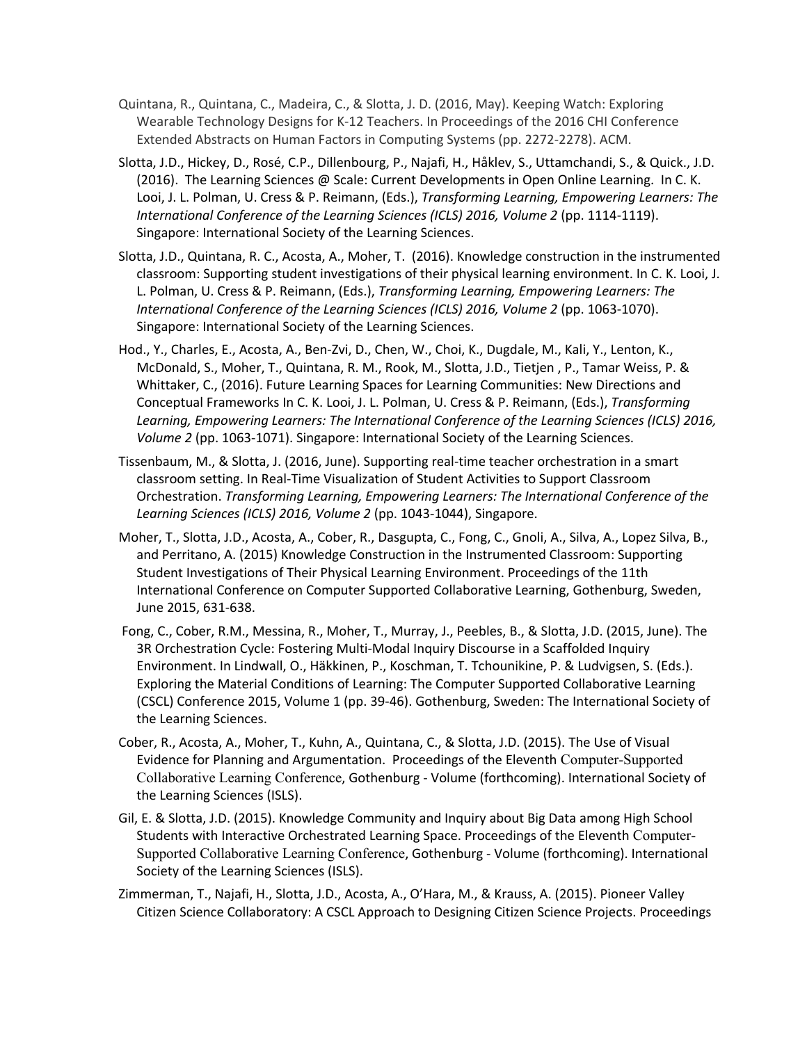Quintana, R., Quintana, C., Madeira, C., & Slotta, J. D. (2016, May). Keeping Watch: Exploring Wearable Technology Designs for K-12 Teachers. In Proceedings of the 2016 CHI Conference Extended Abstracts on Human Factors in Computing Systems (pp. 2272-2278). ACM.

Slotta, J.D., Hickey, D., Rosé, C.P., Dillenbourg, P., Najafi, H., Håklev, S., Uttamchandi, S., & Quick., J.D. (2016). The Learning Sciences @ Scale: Current Developments in Open Online Learning. In C. K. Looi, J. L. Polman, U. Cress & P. Reimann, (Eds.), *Transforming Learning, Empowering Learners: The International Conference of the Learning Sciences (ICLS) 2016, Volume 2* (pp. 1114-1119). Singapore: International Society of the Learning Sciences.

Slotta, J.D., Quintana, R. C., Acosta, A., Moher, T. (2016). Knowledge construction in the instrumented classroom: Supporting student investigations of their physical learning environment. In C. K. Looi, J. L. Polman, U. Cress & P. Reimann, (Eds.), *Transforming Learning, Empowering Learners: The International Conference of the Learning Sciences (ICLS) 2016, Volume 2* (pp. 1063-1070). Singapore: International Society of the Learning Sciences.

Hod., Y., Charles, E., Acosta, A., Ben-Zvi, D., Chen, W., Choi, K., Dugdale, M., Kali, Y., Lenton, K., McDonald, S., Moher, T., Quintana, R. M., Rook, M., Slotta, J.D., Tietjen , P., Tamar Weiss, P. & Whittaker, C., (2016). Future Learning Spaces for Learning Communities: New Directions and Conceptual Frameworks In C. K. Looi, J. L. Polman, U. Cress & P. Reimann, (Eds.), *Transforming Learning, Empowering Learners: The International Conference of the Learning Sciences (ICLS) 2016, Volume 2* (pp. 1063-1071). Singapore: International Society of the Learning Sciences.

Tissenbaum, M., & Slotta, J. (2016, June). Supporting real-time teacher orchestration in a smart classroom setting. In Real-Time Visualization of Student Activities to Support Classroom Orchestration. *Transforming Learning, Empowering Learners: The International Conference of the Learning Sciences (ICLS) 2016, Volume 2* (pp. 1043-1044), Singapore.

Moher, T., Slotta, J.D., Acosta, A., Cober, R., Dasgupta, C., Fong, C., Gnoli, A., Silva, A., Lopez Silva, B., and Perritano, A. (2015) Knowledge Construction in the Instrumented Classroom: Supporting Student Investigations of Their Physical Learning Environment. Proceedings of the 11th International Conference on Computer Supported Collaborative Learning, Gothenburg, Sweden, June 2015, 631-638.

Fong, C., Cober, R.M., Messina, R., Moher, T., Murray, J., Peebles, B., & Slotta, J.D. (2015, June). The 3R Orchestration Cycle: Fostering Multi-Modal Inquiry Discourse in a Scaffolded Inquiry Environment. In Lindwall, O., Häkkinen, P., Koschman, T. Tchounikine, P. & Ludvigsen, S. (Eds.). Exploring the Material Conditions of Learning: The Computer Supported Collaborative Learning (CSCL) Conference 2015, Volume 1 (pp. 39-46). Gothenburg, Sweden: The International Society of the Learning Sciences.

Cober, R., Acosta, A., Moher, T., Kuhn, A., Quintana, C., & Slotta, J.D. (2015). The Use of Visual Evidence for Planning and Argumentation. Proceedings of the Eleventh Computer-Supported Collaborative Learning Conference, Gothenburg - Volume (forthcoming). International Society of the Learning Sciences (ISLS).

Gil, E. & Slotta, J.D. (2015). Knowledge Community and Inquiry about Big Data among High School Students with Interactive Orchestrated Learning Space. Proceedings of the Eleventh Computer-Supported Collaborative Learning Conference, Gothenburg - Volume (forthcoming). International Society of the Learning Sciences (ISLS).

Zimmerman, T., Najafi, H., Slotta, J.D., Acosta, A., O'Hara, M., & Krauss, A. (2015). Pioneer Valley Citizen Science Collaboratory: A CSCL Approach to Designing Citizen Science Projects. Proceedings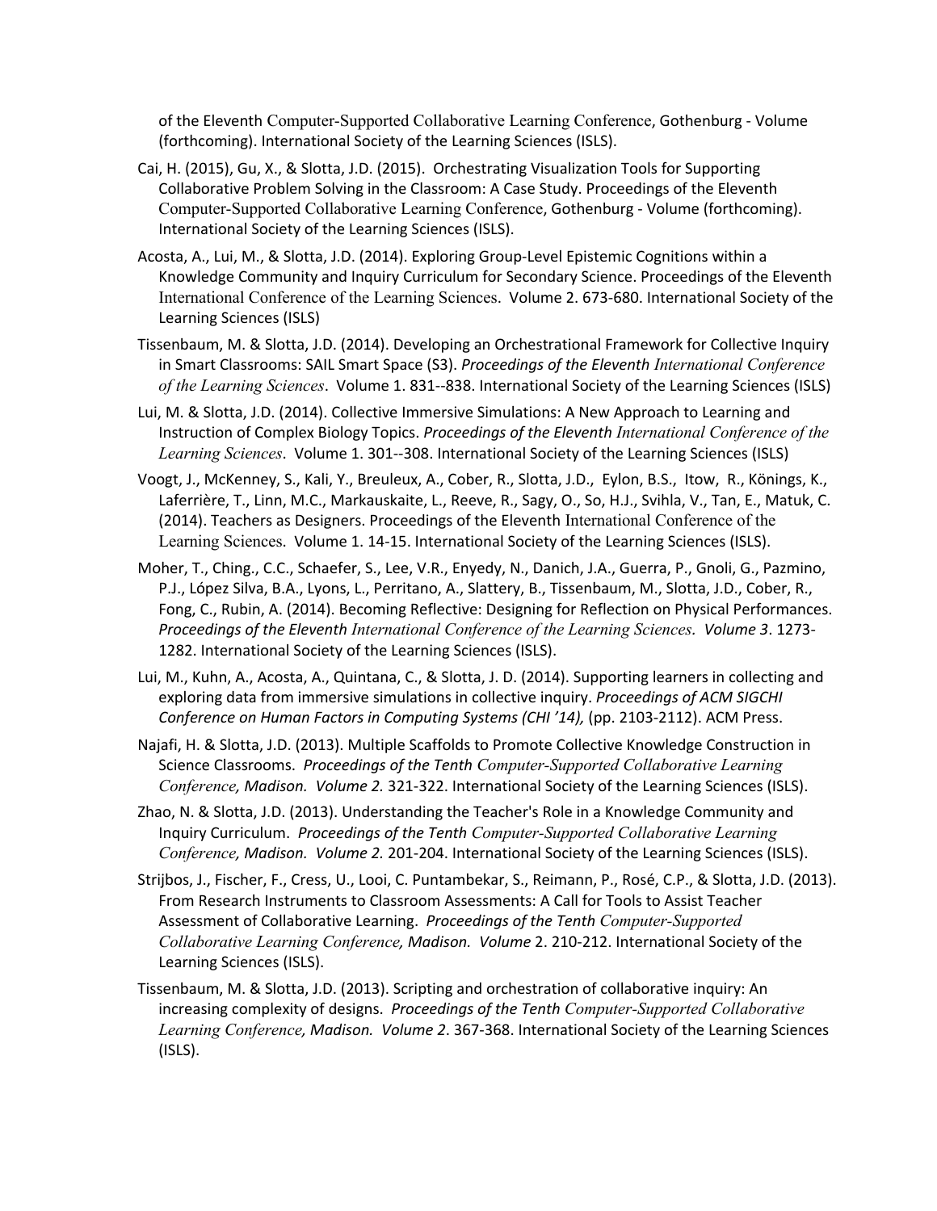of the Eleventh Computer-Supported Collaborative Learning Conference, Gothenburg - Volume (forthcoming). International Society of the Learning Sciences (ISLS).

Cai, H. (2015), Gu, X., & Slotta, J.D. (2015). Orchestrating Visualization Tools for Supporting Collaborative Problem Solving in the Classroom: A Case Study. Proceedings of the Eleventh Computer-Supported Collaborative Learning Conference, Gothenburg - Volume (forthcoming). International Society of the Learning Sciences (ISLS).

Acosta, A., Lui, M., & Slotta, J.D. (2014). Exploring Group-Level Epistemic Cognitions within a Knowledge Community and Inquiry Curriculum for Secondary Science. Proceedings of the Eleventh International Conference of the Learning Sciences. Volume 2. 673-680. International Society of the Learning Sciences (ISLS)

Tissenbaum, M. & Slotta, J.D. (2014). Developing an Orchestrational Framework for Collective Inquiry in Smart Classrooms: SAIL Smart Space (S3). *Proceedings of the Eleventh International Conference of the Learning Sciences*. Volume 1. 831--838. International Society of the Learning Sciences (ISLS)

Lui, M. & Slotta, J.D. (2014). Collective Immersive Simulations: A New Approach to Learning and Instruction of Complex Biology Topics. *Proceedings of the Eleventh International Conference of the Learning Sciences*. Volume 1. 301--308. International Society of the Learning Sciences (ISLS)

Voogt, J., McKenney, S., Kali, Y., Breuleux, A., Cober, R., Slotta, J.D., Eylon, B.S., Itow, R., Könings, K., Laferrière, T., Linn, M.C., Markauskaite, L., Reeve, R., Sagy, O., So, H.J., Svihla, V., Tan, E., Matuk, C. (2014). Teachers as Designers. Proceedings of the Eleventh International Conference of the Learning Sciences. Volume 1. 14-15. International Society of the Learning Sciences (ISLS).

Moher, T., Ching., C.C., Schaefer, S., Lee, V.R., Enyedy, N., Danich, J.A., Guerra, P., Gnoli, G., Pazmino, P.J., López Silva, B.A., Lyons, L., Perritano, A., Slattery, B., Tissenbaum, M., Slotta, J.D., Cober, R., Fong, C., Rubin, A. (2014). Becoming Reflective: Designing for Reflection on Physical Performances. *Proceedings of the Eleventh International Conference of the Learning Sciences. Volume 3*. 1273-1282. International Society of the Learning Sciences (ISLS).

Lui, M., Kuhn, A., Acosta, A., Quintana, C., & Slotta, J. D. (2014). Supporting learners in collecting and exploring data from immersive simulations in collective inquiry. *Proceedings of ACM SIGCHI Conference on Human Factors in Computing Systems (CHI '14),* (pp. 2103-2112). ACM Press.

Najafi, H. & Slotta, J.D. (2013). Multiple Scaffolds to Promote Collective Knowledge Construction in Science Classrooms. *Proceedings of the Tenth Computer-Supported Collaborative Learning Conference, Madison. Volume 2.* 321-322. International Society of the Learning Sciences (ISLS).

Zhao, N. & Slotta, J.D. (2013). Understanding the Teacher's Role in a Knowledge Community and Inquiry Curriculum. *Proceedings of the Tenth Computer-Supported Collaborative Learning Conference, Madison. Volume 2.* 201-204. International Society of the Learning Sciences (ISLS).

Strijbos, J., Fischer, F., Cress, U., Looi, C. Puntambekar, S., Reimann, P., Rosé, C.P., & Slotta, J.D. (2013). From Research Instruments to Classroom Assessments: A Call for Tools to Assist Teacher Assessment of Collaborative Learning. *Proceedings of the Tenth Computer-Supported Collaborative Learning Conference, Madison. Volume* 2. 210-212. International Society of the Learning Sciences (ISLS).

Tissenbaum, M. & Slotta, J.D. (2013). Scripting and orchestration of collaborative inquiry: An increasing complexity of designs. *Proceedings of the Tenth Computer-Supported Collaborative Learning Conference, Madison. Volume 2*. 367-368. International Society of the Learning Sciences (ISLS).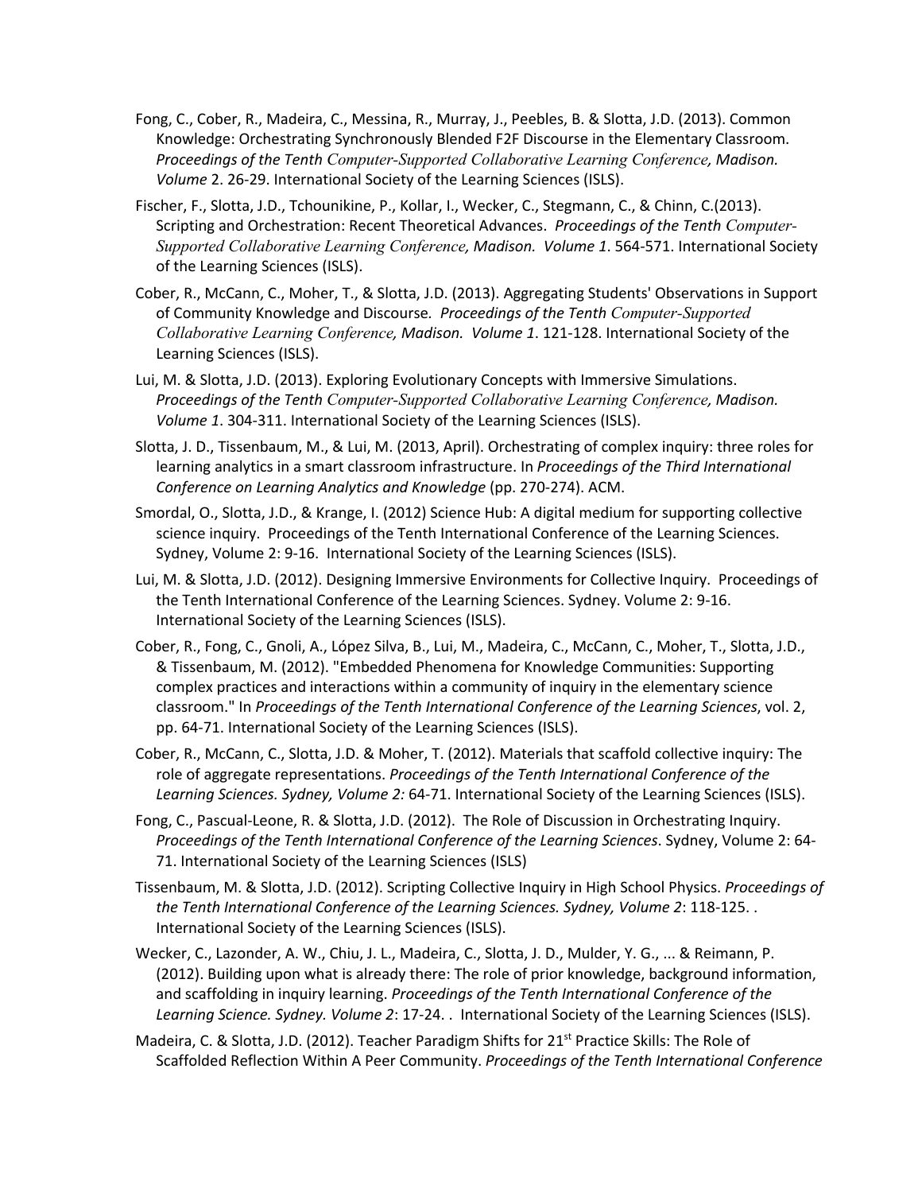Fong, C., Cober, R., Madeira, C., Messina, R., Murray, J., Peebles, B. & Slotta, J.D. (2013). Common Knowledge: Orchestrating Synchronously Blended F2F Discourse in the Elementary Classroom. *Proceedings of the Tenth Computer-Supported Collaborative Learning Conference, Madison. Volume* 2. 26-29. International Society of the Learning Sciences (ISLS).

Fischer, F., Slotta, J.D., Tchounikine, P., Kollar, I., Wecker, C., Stegmann, C., & Chinn, C.(2013). Scripting and Orchestration: Recent Theoretical Advances. *Proceedings of the Tenth Computer-Supported Collaborative Learning Conference, Madison. Volume 1*. 564-571. International Society of the Learning Sciences (ISLS).

Cober, R., McCann, C., Moher, T., & Slotta, J.D. (2013). Aggregating Students' Observations in Support of Community Knowledge and Discourse*. Proceedings of the Tenth Computer-Supported Collaborative Learning Conference, Madison. Volume 1*. 121-128. International Society of the Learning Sciences (ISLS).

Lui, M. & Slotta, J.D. (2013). Exploring Evolutionary Concepts with Immersive Simulations. *Proceedings of the Tenth Computer-Supported Collaborative Learning Conference, Madison. Volume 1*. 304-311. International Society of the Learning Sciences (ISLS).

Slotta, J. D., Tissenbaum, M., & Lui, M. (2013, April). Orchestrating of complex inquiry: three roles for learning analytics in a smart classroom infrastructure. In *Proceedings of the Third International Conference on Learning Analytics and Knowledge* (pp. 270-274). ACM.

Smordal, O., Slotta, J.D., & Krange, I. (2012) Science Hub: A digital medium for supporting collective science inquiry. Proceedings of the Tenth International Conference of the Learning Sciences. Sydney, Volume 2: 9-16. International Society of the Learning Sciences (ISLS).

Lui, M. & Slotta, J.D. (2012). Designing Immersive Environments for Collective Inquiry. Proceedings of the Tenth International Conference of the Learning Sciences. Sydney. Volume 2: 9-16. International Society of the Learning Sciences (ISLS).

Cober, R., Fong, C., Gnoli, A., López Silva, B., Lui, M., Madeira, C., McCann, C., Moher, T., Slotta, J.D., & Tissenbaum, M. (2012). "Embedded Phenomena for Knowledge Communities: Supporting complex practices and interactions within a community of inquiry in the elementary science classroom." In *Proceedings of the Tenth International Conference of the Learning Sciences*, vol. 2, pp. 64-71. International Society of the Learning Sciences (ISLS).

Cober, R., McCann, C., Slotta, J.D. & Moher, T. (2012). Materials that scaffold collective inquiry: The role of aggregate representations. *Proceedings of the Tenth International Conference of the Learning Sciences. Sydney, Volume 2:* 64-71. International Society of the Learning Sciences (ISLS).

Fong, C., Pascual-Leone, R. & Slotta, J.D. (2012). The Role of Discussion in Orchestrating Inquiry. *Proceedings of the Tenth International Conference of the Learning Sciences*. Sydney, Volume 2: 64-71. International Society of the Learning Sciences (ISLS)

Tissenbaum, M. & Slotta, J.D. (2012). Scripting Collective Inquiry in High School Physics. *Proceedings of the Tenth International Conference of the Learning Sciences. Sydney, Volume 2*: 118-125. . International Society of the Learning Sciences (ISLS).

Wecker, C., Lazonder, A. W., Chiu, J. L., Madeira, C., Slotta, J. D., Mulder, Y. G., ... & Reimann, P. (2012). Building upon what is already there: The role of prior knowledge, background information, and scaffolding in inquiry learning. *Proceedings of the Tenth International Conference of the Learning Science. Sydney. Volume 2*: 17-24. . International Society of the Learning Sciences (ISLS).

Madeira, C. & Slotta, J.D. (2012). Teacher Paradigm Shifts for 21st Practice Skills: The Role of Scaffolded Reflection Within A Peer Community. *Proceedings of the Tenth International Conference*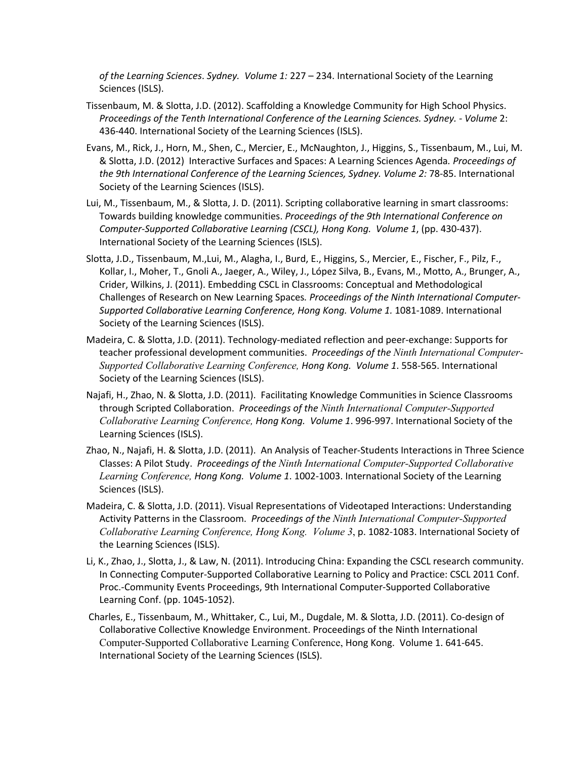*of the Learning Sciences*. *Sydney. Volume 1:* 227 – 234. International Society of the Learning Sciences (ISLS).

Tissenbaum, M. & Slotta, J.D. (2012). Scaffolding a Knowledge Community for High School Physics. *Proceedings of the Tenth International Conference of the Learning Sciences. Sydney. - Volume* 2: 436-440. International Society of the Learning Sciences (ISLS).

Evans, M., Rick, J., Horn, M., Shen, C., Mercier, E., McNaughton, J., Higgins, S., Tissenbaum, M., Lui, M. & Slotta, J.D. (2012) Interactive Surfaces and Spaces: A Learning Sciences Agenda*. Proceedings of the 9th International Conference of the Learning Sciences, Sydney. Volume 2:* 78-85. International Society of the Learning Sciences (ISLS).

Lui, M., Tissenbaum, M., & Slotta, J. D. (2011). Scripting collaborative learning in smart classrooms: Towards building knowledge communities. *Proceedings of the 9th International Conference on Computer-Supported Collaborative Learning (CSCL), Hong Kong. Volume 1*, (pp. 430-437). International Society of the Learning Sciences (ISLS).

Slotta, J.D., Tissenbaum, M.,Lui, M., Alagha, I., Burd, E., Higgins, S., Mercier, E., Fischer, F., Pilz, F., Kollar, I., Moher, T., Gnoli A., Jaeger, A., Wiley, J., López Silva, B., Evans, M., Motto, A., Brunger, A., Crider, Wilkins, J. (2011). Embedding CSCL in Classrooms: Conceptual and Methodological Challenges of Research on New Learning Spaces*. Proceedings of the Ninth International Computer-Supported Collaborative Learning Conference, Hong Kong. Volume 1.* 1081-1089. International Society of the Learning Sciences (ISLS).

Madeira, C. & Slotta, J.D. (2011). Technology-mediated reflection and peer-exchange: Supports for teacher professional development communities. *Proceedings of the Ninth International Computer-Supported Collaborative Learning Conference, Hong Kong. Volume 1*. 558-565. International Society of the Learning Sciences (ISLS).

Najafi, H., Zhao, N. & Slotta, J.D. (2011). Facilitating Knowledge Communities in Science Classrooms through Scripted Collaboration. *Proceedings of the Ninth International Computer-Supported Collaborative Learning Conference, Hong Kong. Volume 1*. 996-997. International Society of the Learning Sciences (ISLS).

Zhao, N., Najafi, H. & Slotta, J.D. (2011). An Analysis of Teacher-Students Interactions in Three Science Classes: A Pilot Study. *Proceedings of the Ninth International Computer-Supported Collaborative Learning Conference, Hong Kong. Volume 1*. 1002-1003. International Society of the Learning Sciences (ISLS).

Madeira, C. & Slotta, J.D. (2011). Visual Representations of Videotaped Interactions: Understanding Activity Patterns in the Classroom. *Proceedings of the Ninth International Computer-Supported Collaborative Learning Conference, Hong Kong. Volume 3*, p. 1082-1083. International Society of the Learning Sciences (ISLS).

Li, K., Zhao, J., Slotta, J., & Law, N. (2011). Introducing China: Expanding the CSCL research community. In Connecting Computer-Supported Collaborative Learning to Policy and Practice: CSCL 2011 Conf. Proc.-Community Events Proceedings, 9th International Computer-Supported Collaborative Learning Conf. (pp. 1045-1052).

Charles, E., Tissenbaum, M., Whittaker, C., Lui, M., Dugdale, M. & Slotta, J.D. (2011). Co-design of Collaborative Collective Knowledge Environment. Proceedings of the Ninth International Computer-Supported Collaborative Learning Conference, Hong Kong. Volume 1. 641-645. International Society of the Learning Sciences (ISLS).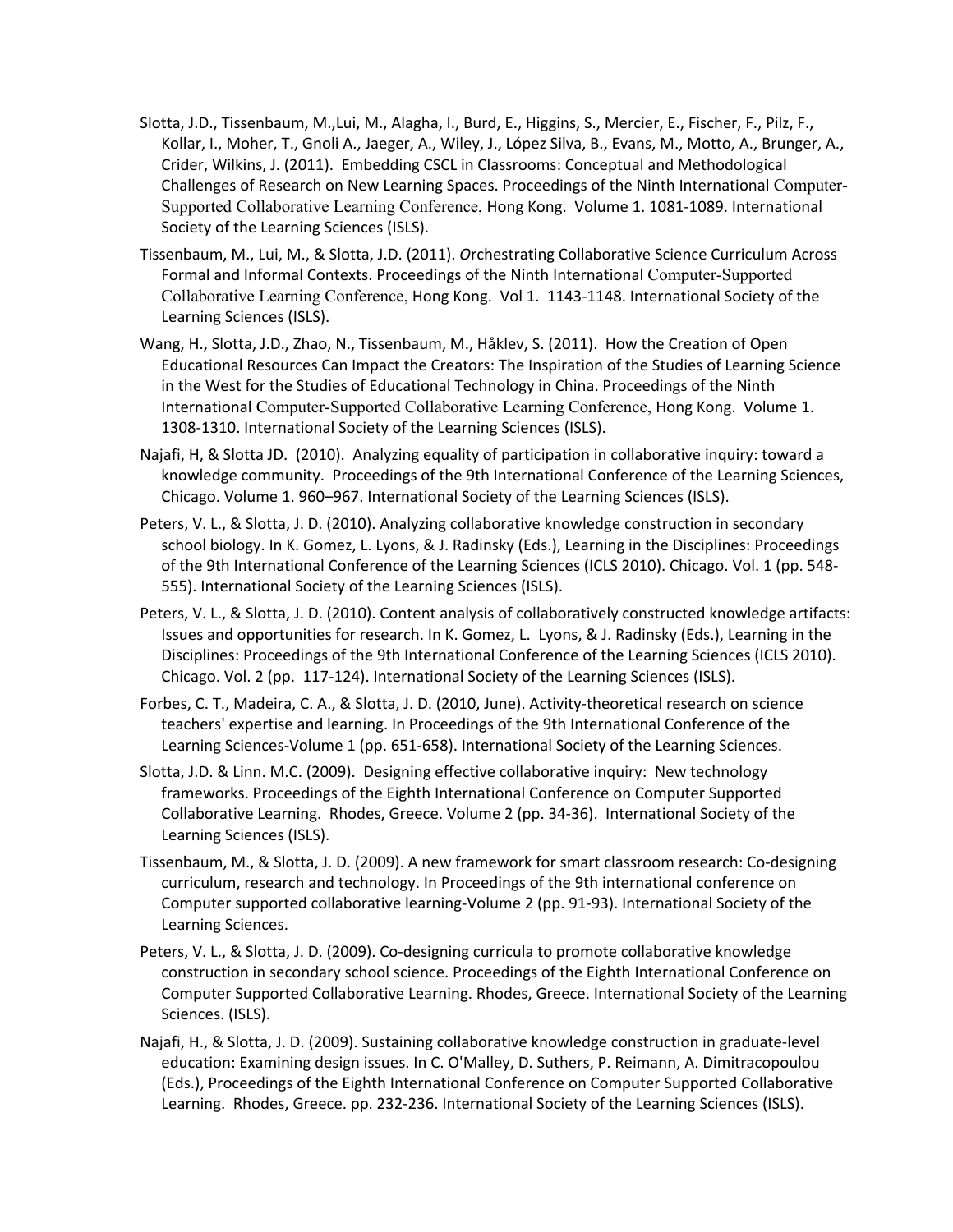Slotta, J.D., Tissenbaum, M.,Lui, M., Alagha, I., Burd, E., Higgins, S., Mercier, E., Fischer, F., Pilz, F., Kollar, I., Moher, T., Gnoli A., Jaeger, A., Wiley, J., López Silva, B., Evans, M., Motto, A., Brunger, A., Crider, Wilkins, J. (2011). Embedding CSCL in Classrooms: Conceptual and Methodological Challenges of Research on New Learning Spaces. Proceedings of the Ninth International Computer-Supported Collaborative Learning Conference, Hong Kong. Volume 1. 1081-1089. International Society of the Learning Sciences (ISLS).

Tissenbaum, M., Lui, M., & Slotta, J.D. (2011). *O*rchestrating Collaborative Science Curriculum Across Formal and Informal Contexts. Proceedings of the Ninth International Computer-Supported Collaborative Learning Conference, Hong Kong. Vol 1. 1143-1148. International Society of the Learning Sciences (ISLS).

Wang, H., Slotta, J.D., Zhao, N., Tissenbaum, M., Håklev, S. (2011). How the Creation of Open Educational Resources Can Impact the Creators: The Inspiration of the Studies of Learning Science in the West for the Studies of Educational Technology in China. Proceedings of the Ninth International Computer-Supported Collaborative Learning Conference, Hong Kong. Volume 1. 1308-1310. International Society of the Learning Sciences (ISLS).

Najafi, H, & Slotta JD. (2010). Analyzing equality of participation in collaborative inquiry: toward a knowledge community. Proceedings of the 9th International Conference of the Learning Sciences, Chicago. Volume 1. 960–967. International Society of the Learning Sciences (ISLS).

Peters, V. L., & Slotta, J. D. (2010). Analyzing collaborative knowledge construction in secondary school biology. In K. Gomez, L. Lyons, & J. Radinsky (Eds.), Learning in the Disciplines: Proceedings of the 9th International Conference of the Learning Sciences (ICLS 2010). Chicago. Vol. 1 (pp. 548-555). International Society of the Learning Sciences (ISLS).

Peters, V. L., & Slotta, J. D. (2010). Content analysis of collaboratively constructed knowledge artifacts: Issues and opportunities for research. In K. Gomez, L. Lyons, & J. Radinsky (Eds.), Learning in the Disciplines: Proceedings of the 9th International Conference of the Learning Sciences (ICLS 2010). Chicago. Vol. 2 (pp. 117-124). International Society of the Learning Sciences (ISLS).

Forbes, C. T., Madeira, C. A., & Slotta, J. D. (2010, June). Activity-theoretical research on science teachers' expertise and learning. In Proceedings of the 9th International Conference of the Learning Sciences-Volume 1 (pp. 651-658). International Society of the Learning Sciences.

Slotta, J.D. & Linn. M.C. (2009). Designing effective collaborative inquiry: New technology frameworks. Proceedings of the Eighth International Conference on Computer Supported Collaborative Learning. Rhodes, Greece. Volume 2 (pp. 34-36). International Society of the Learning Sciences (ISLS).

Tissenbaum, M., & Slotta, J. D. (2009). A new framework for smart classroom research: Co-designing curriculum, research and technology. In Proceedings of the 9th international conference on Computer supported collaborative learning-Volume 2 (pp. 91-93). International Society of the Learning Sciences.

Peters, V. L., & Slotta, J. D. (2009). Co-designing curricula to promote collaborative knowledge construction in secondary school science. Proceedings of the Eighth International Conference on Computer Supported Collaborative Learning. Rhodes, Greece. International Society of the Learning Sciences. (ISLS).

Najafi, H., & Slotta, J. D. (2009). Sustaining collaborative knowledge construction in graduate-level education: Examining design issues. In C. O'Malley, D. Suthers, P. Reimann, A. Dimitracopoulou (Eds.), Proceedings of the Eighth International Conference on Computer Supported Collaborative Learning. Rhodes, Greece. pp. 232-236. International Society of the Learning Sciences (ISLS).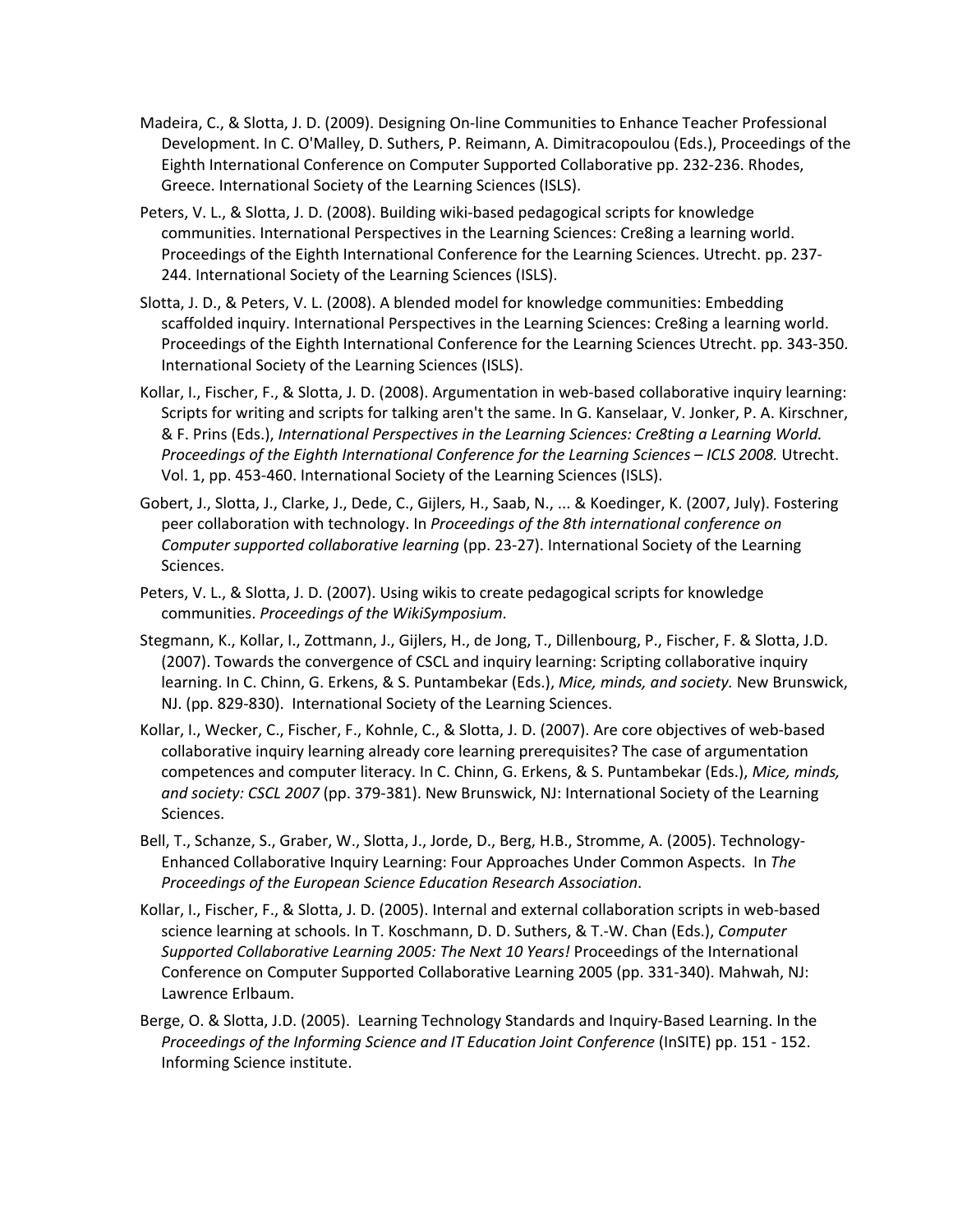Madeira, C., & Slotta, J. D. (2009). Designing On-line Communities to Enhance Teacher Professional Development. In C. O'Malley, D. Suthers, P. Reimann, A. Dimitracopoulou (Eds.), Proceedings of the Eighth International Conference on Computer Supported Collaborative pp. 232-236. Rhodes, Greece. International Society of the Learning Sciences (ISLS).

Peters, V. L., & Slotta, J. D. (2008). Building wiki-based pedagogical scripts for knowledge communities. International Perspectives in the Learning Sciences: Cre8ing a learning world. Proceedings of the Eighth International Conference for the Learning Sciences. Utrecht. pp. 237-244. International Society of the Learning Sciences (ISLS).

Slotta, J. D., & Peters, V. L. (2008). A blended model for knowledge communities: Embedding scaffolded inquiry. International Perspectives in the Learning Sciences: Cre8ing a learning world. Proceedings of the Eighth International Conference for the Learning Sciences Utrecht. pp. 343-350. International Society of the Learning Sciences (ISLS).

Kollar, I., Fischer, F., & Slotta, J. D. (2008). Argumentation in web-based collaborative inquiry learning: Scripts for writing and scripts for talking aren't the same. In G. Kanselaar, V. Jonker, P. A. Kirschner, & F. Prins (Eds.), *International Perspectives in the Learning Sciences: Cre8ting a Learning World. Proceedings of the Eighth International Conference for the Learning Sciences – ICLS 2008.* Utrecht. Vol. 1, pp. 453-460. International Society of the Learning Sciences (ISLS).

Gobert, J., Slotta, J., Clarke, J., Dede, C., Gijlers, H., Saab, N., ... & Koedinger, K. (2007, July). Fostering peer collaboration with technology. In *Proceedings of the 8th international conference on Computer supported collaborative learning* (pp. 23-27). International Society of the Learning Sciences.

Peters, V. L., & Slotta, J. D. (2007). Using wikis to create pedagogical scripts for knowledge communities. *Proceedings of the WikiSymposium*.

Stegmann, K., Kollar, I., Zottmann, J., Gijlers, H., de Jong, T., Dillenbourg, P., Fischer, F. & Slotta, J.D. (2007). Towards the convergence of CSCL and inquiry learning: Scripting collaborative inquiry learning. In C. Chinn, G. Erkens, & S. Puntambekar (Eds.), *Mice, minds, and society.* New Brunswick, NJ. (pp. 829-830). International Society of the Learning Sciences.

Kollar, I., Wecker, C., Fischer, F., Kohnle, C., & Slotta, J. D. (2007). Are core objectives of web-based collaborative inquiry learning already core learning prerequisites? The case of argumentation competences and computer literacy. In C. Chinn, G. Erkens, & S. Puntambekar (Eds.), *Mice, minds, and society: CSCL 2007* (pp. 379-381). New Brunswick, NJ: International Society of the Learning Sciences.

Bell, T., Schanze, S., Graber, W., Slotta, J., Jorde, D., Berg, H.B., Stromme, A. (2005). Technology-Enhanced Collaborative Inquiry Learning: Four Approaches Under Common Aspects. In *The Proceedings of the European Science Education Research Association*.

Kollar, I., Fischer, F., & Slotta, J. D. (2005). Internal and external collaboration scripts in web-based science learning at schools. In T. Koschmann, D. D. Suthers, & T.-W. Chan (Eds.), *Computer Supported Collaborative Learning 2005: The Next 10 Years!* Proceedings of the International Conference on Computer Supported Collaborative Learning 2005 (pp. 331-340). Mahwah, NJ: Lawrence Erlbaum.

Berge, O. & Slotta, J.D. (2005). Learning Technology Standards and Inquiry-Based Learning. In the *Proceedings of the Informing Science and IT Education Joint Conference* (InSITE) pp. 151 - 152. Informing Science institute.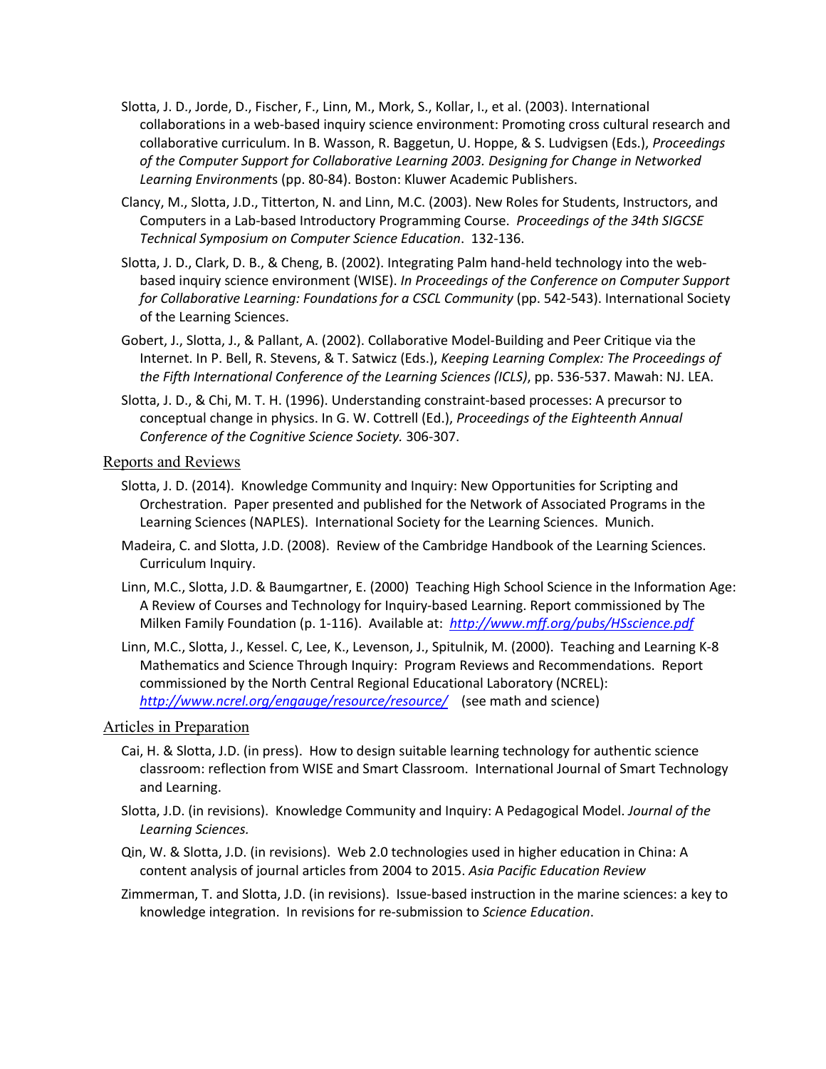Slotta, J. D., Jorde, D., Fischer, F., Linn, M., Mork, S., Kollar, I., et al. (2003). International collaborations in a web-based inquiry science environment: Promoting cross cultural research and collaborative curriculum. In B. Wasson, R. Baggetun, U. Hoppe, & S. Ludvigsen (Eds.), *Proceedings of the Computer Support for Collaborative Learning 2003. Designing for Change in Networked Learning Environment*s (pp. 80-84). Boston: Kluwer Academic Publishers.

Clancy, M., Slotta, J.D., Titterton, N. and Linn, M.C. (2003). New Roles for Students, Instructors, and Computers in a Lab-based Introductory Programming Course. *Proceedings of the 34th SIGCSE Technical Symposium on Computer Science Education*. 132-136.

Slotta, J. D., Clark, D. B., & Cheng, B. (2002). Integrating Palm hand-held technology into the web-based inquiry science environment (WISE). *In Proceedings of the Conference on Computer Support for Collaborative Learning: Foundations for a CSCL Community* (pp. 542-543). International Society of the Learning Sciences.

Gobert, J., Slotta, J., & Pallant, A. (2002). Collaborative Model-Building and Peer Critique via the Internet. In P. Bell, R. Stevens, & T. Satwicz (Eds.), *Keeping Learning Complex: The Proceedings of the Fifth International Conference of the Learning Sciences (ICLS)*, pp. 536-537. Mawah: NJ. LEA.

Slotta, J. D., & Chi, M. T. H. (1996). Understanding constraint-based processes: A precursor to conceptual change in physics. In G. W. Cottrell (Ed.), *Proceedings of the Eighteenth Annual Conference of the Cognitive Science Society.* 306-307.

## Reports and Reviews

Slotta, J. D. (2014). Knowledge Community and Inquiry: New Opportunities for Scripting and Orchestration. Paper presented and published for the Network of Associated Programs in the Learning Sciences (NAPLES). International Society for the Learning Sciences. Munich.

Madeira, C. and Slotta, J.D. (2008). Review of the Cambridge Handbook of the Learning Sciences. Curriculum Inquiry.

Linn, M.C., Slotta, J.D. & Baumgartner, E. (2000) Teaching High School Science in the Information Age: A Review of Courses and Technology for Inquiry-based Learning. Report commissioned by The Milken Family Foundation (p. 1-116). Available at: *http://www.mff.org/pubs/HSscience.pdf*

Linn, M.C., Slotta, J., Kessel. C, Lee, K., Levenson, J., Spitulnik, M. (2000). Teaching and Learning K-8 Mathematics and Science Through Inquiry: Program Reviews and Recommendations. Report commissioned by the North Central Regional Educational Laboratory (NCREL): *http://www.ncrel.org/engauge/resource/resource/* (see math and science)

## Articles in Preparation

Cai, H. & Slotta, J.D. (in press). How to design suitable learning technology for authentic science classroom: reflection from WISE and Smart Classroom. International Journal of Smart Technology and Learning.

Slotta, J.D. (in revisions). Knowledge Community and Inquiry: A Pedagogical Model. *Journal of the Learning Sciences.*

Qin, W. & Slotta, J.D. (in revisions). Web 2.0 technologies used in higher education in China: A content analysis of journal articles from 2004 to 2015. *Asia Pacific Education Review*

Zimmerman, T. and Slotta, J.D. (in revisions). Issue-based instruction in the marine sciences: a key to knowledge integration. In revisions for re-submission to *Science Education*.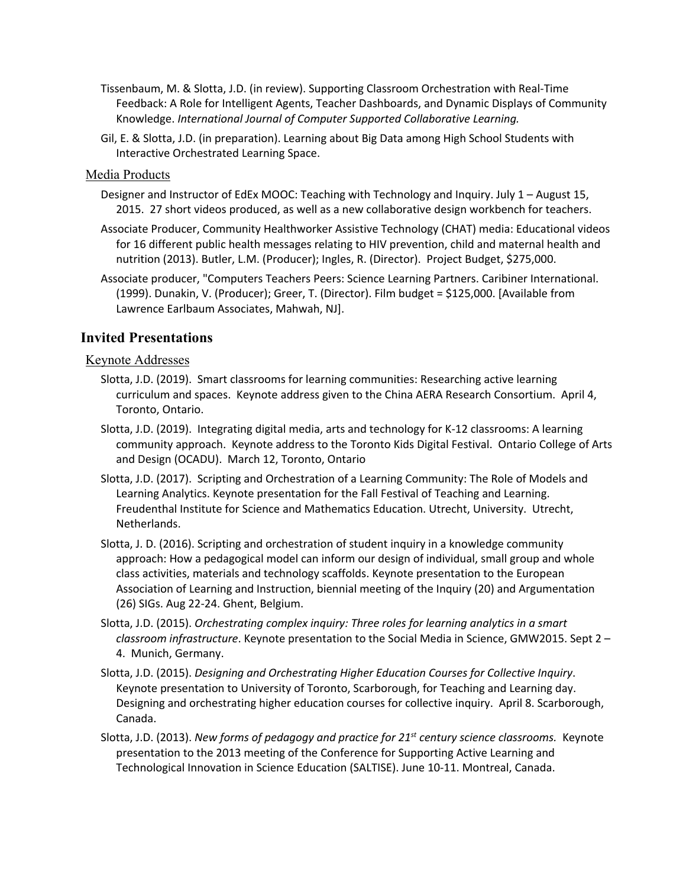Tissenbaum, M. & Slotta, J.D. (in review). Supporting Classroom Orchestration with Real-Time Feedback: A Role for Intelligent Agents, Teacher Dashboards, and Dynamic Displays of Community Knowledge. *International Journal of Computer Supported Collaborative Learning.*

Gil, E. & Slotta, J.D. (in preparation). Learning about Big Data among High School Students with Interactive Orchestrated Learning Space.

### Media Products

Designer and Instructor of EdEx MOOC: Teaching with Technology and Inquiry. July 1 – August 15, 2015. 27 short videos produced, as well as a new collaborative design workbench for teachers.

Associate Producer, Community Healthworker Assistive Technology (CHAT) media: Educational videos for 16 different public health messages relating to HIV prevention, child and maternal health and nutrition (2013). Butler, L.M. (Producer); Ingles, R. (Director). Project Budget, $275,000.

Associate producer, "Computers Teachers Peers: Science Learning Partners. Caribiner International. (1999). Dunakin, V. (Producer); Greer, T. (Director). Film budget = $125,000. [Available from Lawrence Earlbaum Associates, Mahwah, NJ].

## Invited Presentations

### Keynote Addresses

Slotta, J.D. (2019). Smart classrooms for learning communities: Researching active learning curriculum and spaces. Keynote address given to the China AERA Research Consortium. April 4, Toronto, Ontario.

Slotta, J.D. (2019). Integrating digital media, arts and technology for K-12 classrooms: A learning community approach. Keynote address to the Toronto Kids Digital Festival. Ontario College of Arts and Design (OCADU). March 12, Toronto, Ontario

Slotta, J.D. (2017). Scripting and Orchestration of a Learning Community: The Role of Models and Learning Analytics. Keynote presentation for the Fall Festival of Teaching and Learning. Freudenthal Institute for Science and Mathematics Education. Utrecht, University. Utrecht, Netherlands.

Slotta, J. D. (2016). Scripting and orchestration of student inquiry in a knowledge community approach: How a pedagogical model can inform our design of individual, small group and whole class activities, materials and technology scaffolds. Keynote presentation to the European Association of Learning and Instruction, biennial meeting of the Inquiry (20) and Argumentation (26) SIGs. Aug 22-24. Ghent, Belgium.

Slotta, J.D. (2015). *Orchestrating complex inquiry: Three roles for learning analytics in a smart classroom infrastructure*. Keynote presentation to the Social Media in Science, GMW2015. Sept 2 – 4. Munich, Germany.

Slotta, J.D. (2015). *Designing and Orchestrating Higher Education Courses for Collective Inquiry*. Keynote presentation to University of Toronto, Scarborough, for Teaching and Learning day. Designing and orchestrating higher education courses for collective inquiry. April 8. Scarborough, Canada.

Slotta, J.D. (2013). *New forms of pedagogy and practice for 21st century science classrooms.* Keynote presentation to the 2013 meeting of the Conference for Supporting Active Learning and Technological Innovation in Science Education (SALTISE). June 10-11. Montreal, Canada.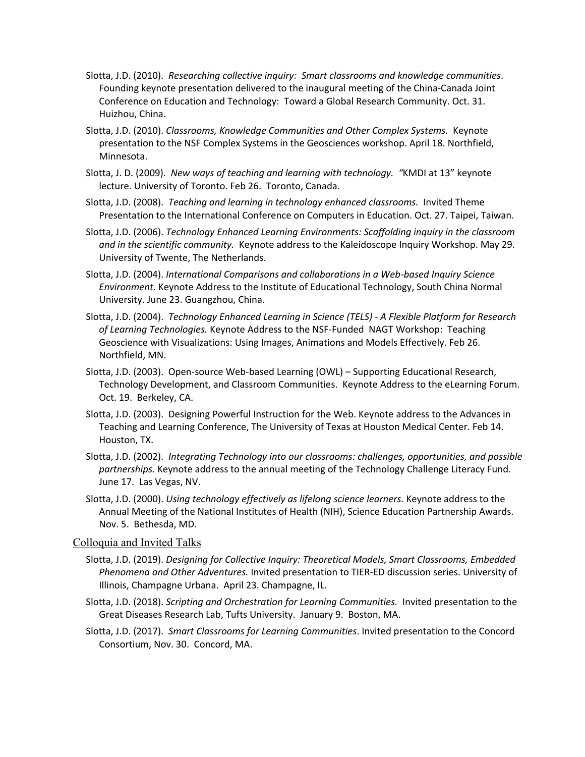Slotta, J.D. (2010). *Researching collective inquiry: Smart classrooms and knowledge communities*. Founding keynote presentation delivered to the inaugural meeting of the China-Canada Joint Conference on Education and Technology: Toward a Global Research Community. Oct. 31. Huizhou, China.

Slotta, J.D. (2010). *Classrooms, Knowledge Communities and Other Complex Systems.* Keynote presentation to the NSF Complex Systems in the Geosciences workshop. April 18. Northfield, Minnesota.

Slotta, J. D. (2009). *New ways of teaching and learning with technology.* "KMDI at 13" keynote lecture. University of Toronto. Feb 26. Toronto, Canada.

Slotta, J.D. (2008). *Teaching and learning in technology enhanced classrooms.* Invited Theme Presentation to the International Conference on Computers in Education. Oct. 27. Taipei, Taiwan.

Slotta, J.D. (2006). *Technology Enhanced Learning Environments: Scaffolding inquiry in the classroom and in the scientific community.* Keynote address to the Kaleidoscope Inquiry Workshop. May 29. University of Twente, The Netherlands.

Slotta, J.D. (2004). *International Comparisons and collaborations in a Web-based Inquiry Science Environment.* Keynote Address to the Institute of Educational Technology, South China Normal University. June 23. Guangzhou, China.

Slotta, J.D. (2004). *Technology Enhanced Learning in Science (TELS) - A Flexible Platform for Research of Learning Technologies.* Keynote Address to the NSF-Funded NAGT Workshop: Teaching Geoscience with Visualizations: Using Images, Animations and Models Effectively. Feb 26. Northfield, MN.

Slotta, J.D. (2003). Open-source Web-based Learning (OWL) – Supporting Educational Research, Technology Development, and Classroom Communities. Keynote Address to the eLearning Forum. Oct. 19. Berkeley, CA.

Slotta, J.D. (2003). Designing Powerful Instruction for the Web. Keynote address to the Advances in Teaching and Learning Conference, The University of Texas at Houston Medical Center. Feb 14. Houston, TX.

Slotta, J.D. (2002). *Integrating Technology into our classrooms: challenges, opportunities, and possible partnerships.* Keynote address to the annual meeting of the Technology Challenge Literacy Fund. June 17. Las Vegas, NV.

Slotta, J.D. (2000). *Using technology effectively as lifelong science learners.* Keynote address to the Annual Meeting of the National Institutes of Health (NIH), Science Education Partnership Awards. Nov. 5. Bethesda, MD.

## Colloquia and Invited Talks

Slotta, J.D. (2019). *Designing for Collective Inquiry: Theoretical Models, Smart Classrooms, Embedded Phenomena and Other Adventures.* Invited presentation to TIER-ED discussion series. University of Illinois, Champagne Urbana. April 23. Champagne, IL.

Slotta, J.D. (2018). *Scripting and Orchestration for Learning Communities.* Invited presentation to the Great Diseases Research Lab, Tufts University. January 9. Boston, MA.

Slotta, J.D. (2017). *Smart Classrooms for Learning Communities*. Invited presentation to the Concord Consortium, Nov. 30. Concord, MA.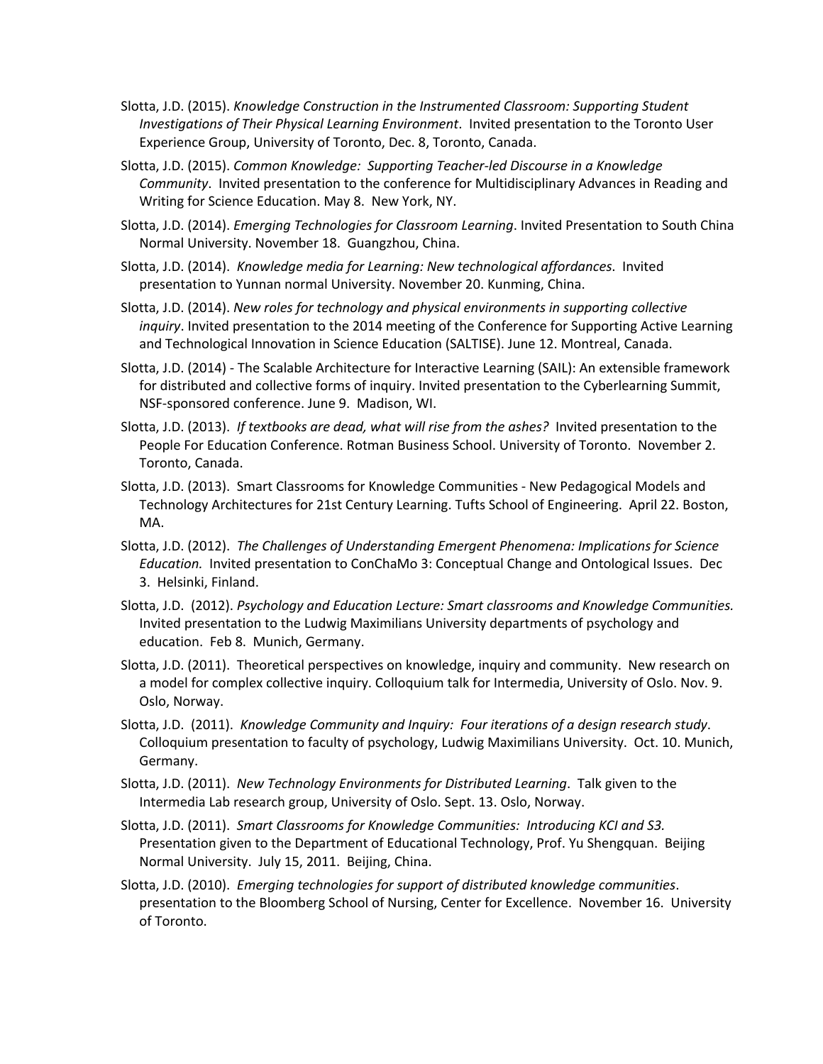Slotta, J.D. (2015). *Knowledge Construction in the Instrumented Classroom: Supporting Student Investigations of Their Physical Learning Environment*. Invited presentation to the Toronto User Experience Group, University of Toronto, Dec. 8, Toronto, Canada.

Slotta, J.D. (2015). *Common Knowledge: Supporting Teacher-led Discourse in a Knowledge Community*. Invited presentation to the conference for Multidisciplinary Advances in Reading and Writing for Science Education. May 8. New York, NY.

Slotta, J.D. (2014). *Emerging Technologies for Classroom Learning*. Invited Presentation to South China Normal University. November 18. Guangzhou, China.

Slotta, J.D. (2014). *Knowledge media for Learning: New technological affordances*. Invited presentation to Yunnan normal University. November 20. Kunming, China.

Slotta, J.D. (2014). *New roles for technology and physical environments in supporting collective inquiry*. Invited presentation to the 2014 meeting of the Conference for Supporting Active Learning and Technological Innovation in Science Education (SALTISE). June 12. Montreal, Canada.

Slotta, J.D. (2014) - The Scalable Architecture for Interactive Learning (SAIL): An extensible framework for distributed and collective forms of inquiry. Invited presentation to the Cyberlearning Summit, NSF-sponsored conference. June 9. Madison, WI.

Slotta, J.D. (2013). *If textbooks are dead, what will rise from the ashes?* Invited presentation to the People For Education Conference. Rotman Business School. University of Toronto. November 2. Toronto, Canada.

Slotta, J.D. (2013). Smart Classrooms for Knowledge Communities - New Pedagogical Models and Technology Architectures for 21st Century Learning. Tufts School of Engineering. April 22. Boston, MA.

Slotta, J.D. (2012). *The Challenges of Understanding Emergent Phenomena: Implications for Science Education.* Invited presentation to ConChaMo 3: Conceptual Change and Ontological Issues. Dec 3. Helsinki, Finland.

Slotta, J.D. (2012). *Psychology and Education Lecture: Smart classrooms and Knowledge Communities.* Invited presentation to the Ludwig Maximilians University departments of psychology and education. Feb 8. Munich, Germany.

Slotta, J.D. (2011). Theoretical perspectives on knowledge, inquiry and community. New research on a model for complex collective inquiry. Colloquium talk for Intermedia, University of Oslo. Nov. 9. Oslo, Norway.

Slotta, J.D. (2011). *Knowledge Community and Inquiry: Four iterations of a design research study*. Colloquium presentation to faculty of psychology, Ludwig Maximilians University. Oct. 10. Munich, Germany.

Slotta, J.D. (2011). *New Technology Environments for Distributed Learning*. Talk given to the Intermedia Lab research group, University of Oslo. Sept. 13. Oslo, Norway.

Slotta, J.D. (2011). *Smart Classrooms for Knowledge Communities: Introducing KCI and S3.* Presentation given to the Department of Educational Technology, Prof. Yu Shengquan. Beijing Normal University. July 15, 2011. Beijing, China.

Slotta, J.D. (2010). *Emerging technologies for support of distributed knowledge communities*. presentation to the Bloomberg School of Nursing, Center for Excellence. November 16. University of Toronto.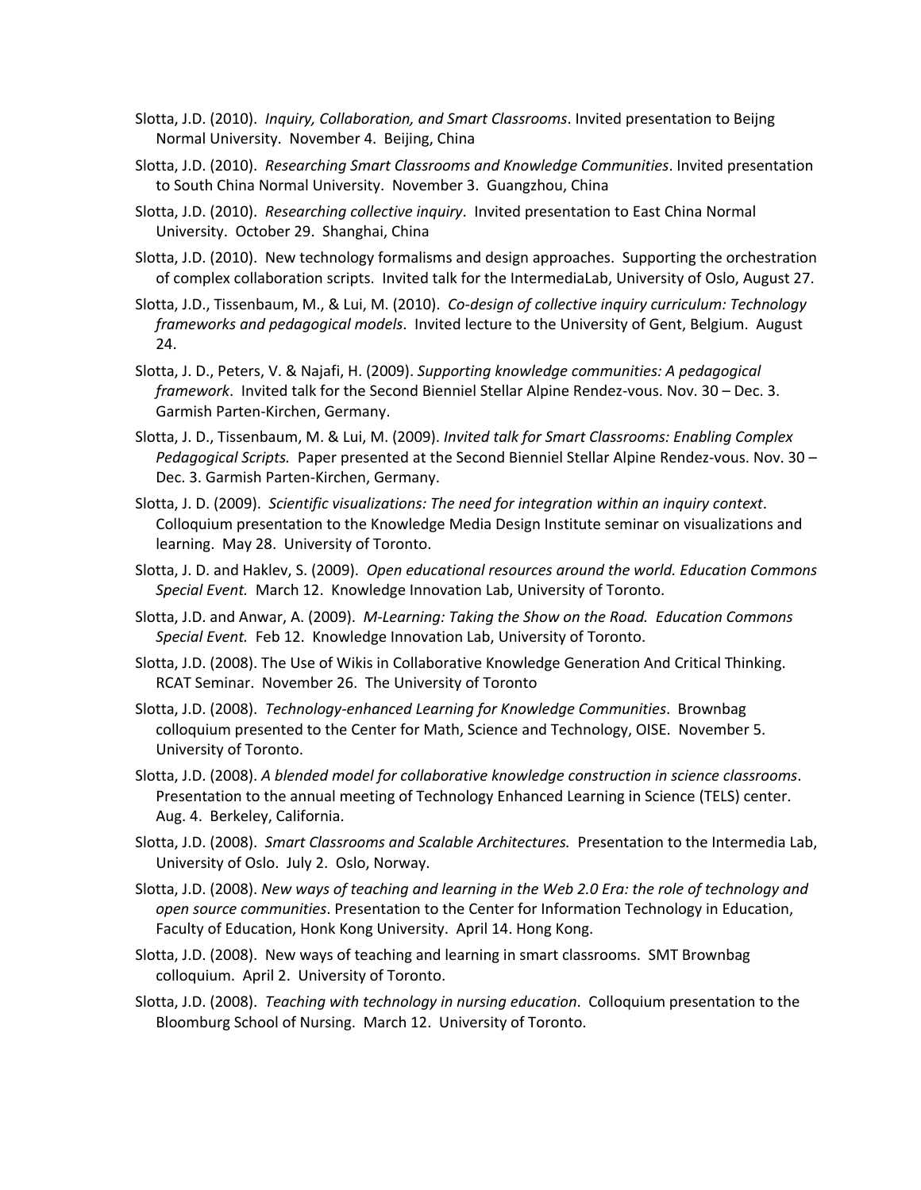Slotta, J.D. (2010). *Inquiry, Collaboration, and Smart Classrooms*. Invited presentation to Beijng Normal University. November 4. Beijing, China

Slotta, J.D. (2010). *Researching Smart Classrooms and Knowledge Communities*. Invited presentation to South China Normal University. November 3. Guangzhou, China

Slotta, J.D. (2010). *Researching collective inquiry*. Invited presentation to East China Normal University. October 29. Shanghai, China

Slotta, J.D. (2010). New technology formalisms and design approaches. Supporting the orchestration of complex collaboration scripts. Invited talk for the IntermediaLab, University of Oslo, August 27.

Slotta, J.D., Tissenbaum, M., & Lui, M. (2010). *Co-design of collective inquiry curriculum: Technology frameworks and pedagogical models*. Invited lecture to the University of Gent, Belgium. August 24.

Slotta, J. D., Peters, V. & Najafi, H. (2009). *Supporting knowledge communities: A pedagogical framework*. Invited talk for the Second Bienniel Stellar Alpine Rendez-vous. Nov. 30 – Dec. 3. Garmish Parten-Kirchen, Germany.

Slotta, J. D., Tissenbaum, M. & Lui, M. (2009). *Invited talk for Smart Classrooms: Enabling Complex Pedagogical Scripts.* Paper presented at the Second Bienniel Stellar Alpine Rendez-vous. Nov. 30 – Dec. 3. Garmish Parten-Kirchen, Germany.

Slotta, J. D. (2009). *Scientific visualizations: The need for integration within an inquiry context*. Colloquium presentation to the Knowledge Media Design Institute seminar on visualizations and learning. May 28. University of Toronto.

Slotta, J. D. and Haklev, S. (2009). *Open educational resources around the world. Education Commons Special Event.* March 12. Knowledge Innovation Lab, University of Toronto.

Slotta, J.D. and Anwar, A. (2009). *M-Learning: Taking the Show on the Road. Education Commons Special Event.* Feb 12. Knowledge Innovation Lab, University of Toronto.

Slotta, J.D. (2008). The Use of Wikis in Collaborative Knowledge Generation And Critical Thinking. RCAT Seminar. November 26. The University of Toronto

Slotta, J.D. (2008). *Technology-enhanced Learning for Knowledge Communities*. Brownbag colloquium presented to the Center for Math, Science and Technology, OISE. November 5. University of Toronto.

Slotta, J.D. (2008). *A blended model for collaborative knowledge construction in science classrooms*. Presentation to the annual meeting of Technology Enhanced Learning in Science (TELS) center. Aug. 4. Berkeley, California.

Slotta, J.D. (2008). *Smart Classrooms and Scalable Architectures.* Presentation to the Intermedia Lab, University of Oslo. July 2. Oslo, Norway.

Slotta, J.D. (2008). *New ways of teaching and learning in the Web 2.0 Era: the role of technology and open source communities*. Presentation to the Center for Information Technology in Education, Faculty of Education, Honk Kong University. April 14. Hong Kong.

Slotta, J.D. (2008). New ways of teaching and learning in smart classrooms. SMT Brownbag colloquium. April 2. University of Toronto.

Slotta, J.D. (2008). *Teaching with technology in nursing education*. Colloquium presentation to the Bloomburg School of Nursing. March 12. University of Toronto.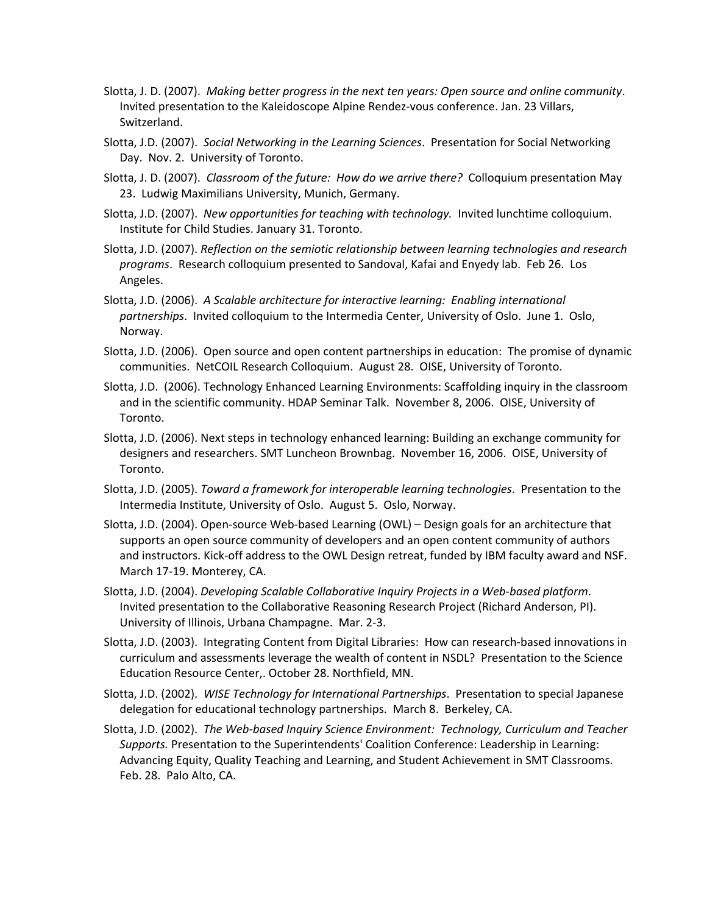Slotta, J. D. (2007). *Making better progress in the next ten years: Open source and online community*. Invited presentation to the Kaleidoscope Alpine Rendez-vous conference. Jan. 23 Villars, Switzerland.

Slotta, J.D. (2007). *Social Networking in the Learning Sciences*. Presentation for Social Networking Day. Nov. 2. University of Toronto.

Slotta, J. D. (2007). *Classroom of the future: How do we arrive there?* Colloquium presentation May 23. Ludwig Maximilians University, Munich, Germany.

Slotta, J.D. (2007). *New opportunities for teaching with technology.* Invited lunchtime colloquium. Institute for Child Studies. January 31. Toronto.

Slotta, J.D. (2007). *Reflection on the semiotic relationship between learning technologies and research programs*. Research colloquium presented to Sandoval, Kafai and Enyedy lab. Feb 26. Los Angeles.

Slotta, J.D. (2006). *A Scalable architecture for interactive learning: Enabling international partnerships*. Invited colloquium to the Intermedia Center, University of Oslo. June 1. Oslo, Norway.

Slotta, J.D. (2006). Open source and open content partnerships in education: The promise of dynamic communities. NetCOIL Research Colloquium. August 28. OISE, University of Toronto.

Slotta, J.D. (2006). Technology Enhanced Learning Environments: Scaffolding inquiry in the classroom and in the scientific community. HDAP Seminar Talk. November 8, 2006. OISE, University of Toronto.

Slotta, J.D. (2006). Next steps in technology enhanced learning: Building an exchange community for designers and researchers. SMT Luncheon Brownbag. November 16, 2006. OISE, University of Toronto.

Slotta, J.D. (2005). *Toward a framework for interoperable learning technologies*. Presentation to the Intermedia Institute, University of Oslo. August 5. Oslo, Norway.

Slotta, J.D. (2004). Open-source Web-based Learning (OWL) – Design goals for an architecture that supports an open source community of developers and an open content community of authors and instructors. Kick-off address to the OWL Design retreat, funded by IBM faculty award and NSF. March 17-19. Monterey, CA.

Slotta, J.D. (2004). *Developing Scalable Collaborative Inquiry Projects in a Web-based platform*. Invited presentation to the Collaborative Reasoning Research Project (Richard Anderson, PI). University of Illinois, Urbana Champagne. Mar. 2-3.

Slotta, J.D. (2003). Integrating Content from Digital Libraries: How can research-based innovations in curriculum and assessments leverage the wealth of content in NSDL? Presentation to the Science Education Resource Center,. October 28. Northfield, MN.

Slotta, J.D. (2002). *WISE Technology for International Partnerships*. Presentation to special Japanese delegation for educational technology partnerships. March 8. Berkeley, CA.

Slotta, J.D. (2002). *The Web-based Inquiry Science Environment: Technology, Curriculum and Teacher Supports.* Presentation to the Superintendents' Coalition Conference: Leadership in Learning: Advancing Equity, Quality Teaching and Learning, and Student Achievement in SMT Classrooms. Feb. 28. Palo Alto, CA.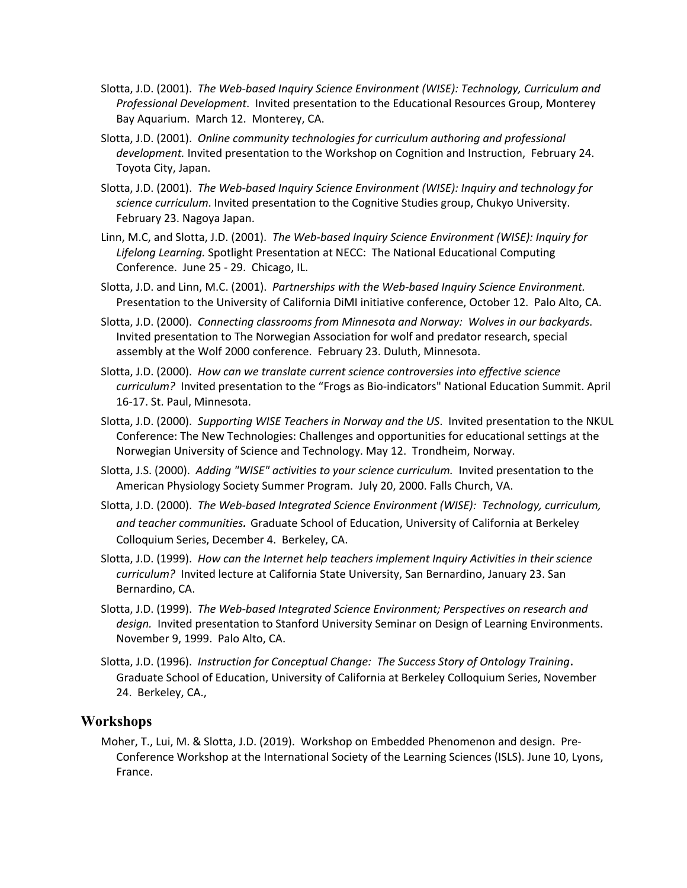Slotta, J.D. (2001). *The Web-based Inquiry Science Environment (WISE): Technology, Curriculum and Professional Development*. Invited presentation to the Educational Resources Group, Monterey Bay Aquarium. March 12. Monterey, CA.

Slotta, J.D. (2001). *Online community technologies for curriculum authoring and professional development.* Invited presentation to the Workshop on Cognition and Instruction, February 24. Toyota City, Japan.

Slotta, J.D. (2001). *The Web-based Inquiry Science Environment (WISE): Inquiry and technology for science curriculum*. Invited presentation to the Cognitive Studies group, Chukyo University. February 23. Nagoya Japan.

Linn, M.C, and Slotta, J.D. (2001). *The Web-based Inquiry Science Environment (WISE): Inquiry for Lifelong Learning.* Spotlight Presentation at NECC: The National Educational Computing Conference. June 25 - 29. Chicago, IL.

Slotta, J.D. and Linn, M.C. (2001). *Partnerships with the Web-based Inquiry Science Environment.* Presentation to the University of California DiMI initiative conference, October 12. Palo Alto, CA.

Slotta, J.D. (2000). *Connecting classrooms from Minnesota and Norway: Wolves in our backyards*. Invited presentation to The Norwegian Association for wolf and predator research, special assembly at the Wolf 2000 conference. February 23. Duluth, Minnesota.

Slotta, J.D. (2000). *How can we translate current science controversies into effective science curriculum?* Invited presentation to the "Frogs as Bio-indicators" National Education Summit. April 16-17. St. Paul, Minnesota.

Slotta, J.D. (2000). *Supporting WISE Teachers in Norway and the US*. Invited presentation to the NKUL Conference: The New Technologies: Challenges and opportunities for educational settings at the Norwegian University of Science and Technology. May 12. Trondheim, Norway.

Slotta, J.S. (2000). *Adding "WISE" activities to your science curriculum.* Invited presentation to the American Physiology Society Summer Program. July 20, 2000. Falls Church, VA.

Slotta, J.D. (2000). *The Web-based Integrated Science Environment (WISE): Technology, curriculum, and teacher communities.* Graduate School of Education, University of California at Berkeley Colloquium Series, December 4. Berkeley, CA.

Slotta, J.D. (1999). *How can the Internet help teachers implement Inquiry Activities in their science curriculum?* Invited lecture at California State University, San Bernardino, January 23. San Bernardino, CA.

Slotta, J.D. (1999). *The Web-based Integrated Science Environment; Perspectives on research and design.* Invited presentation to Stanford University Seminar on Design of Learning Environments. November 9, 1999. Palo Alto, CA.

Slotta, J.D. (1996). *Instruction for Conceptual Change: The Success Story of Ontology Training***.** Graduate School of Education, University of California at Berkeley Colloquium Series, November 24. Berkeley, CA.,

## Workshops

Moher, T., Lui, M. & Slotta, J.D. (2019). Workshop on Embedded Phenomenon and design. Pre-Conference Workshop at the International Society of the Learning Sciences (ISLS). June 10, Lyons, France.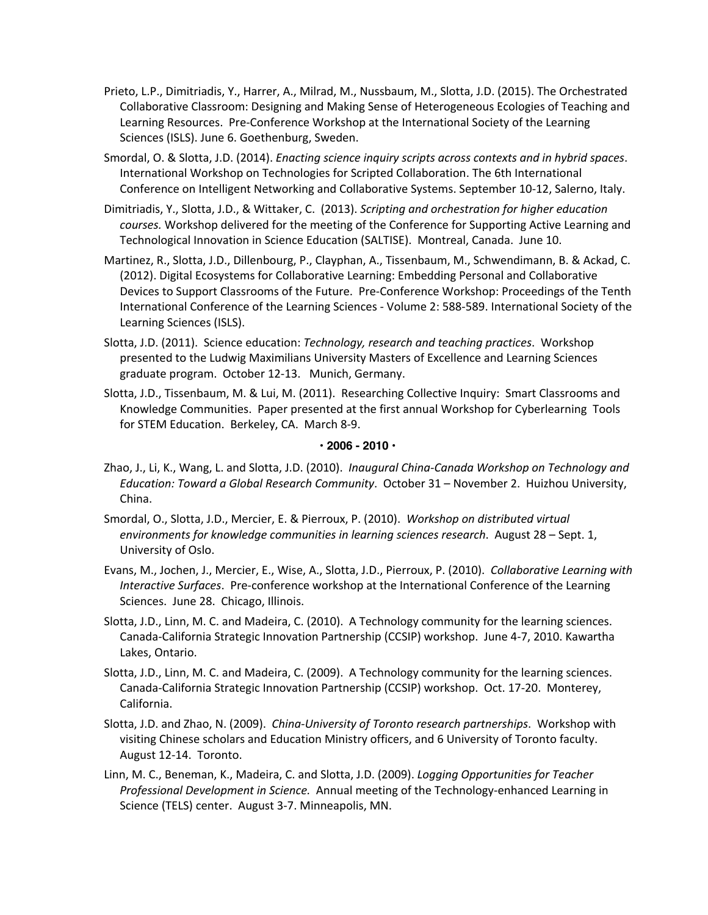Prieto, L.P., Dimitriadis, Y., Harrer, A., Milrad, M., Nussbaum, M., Slotta, J.D. (2015). The Orchestrated Collaborative Classroom: Designing and Making Sense of Heterogeneous Ecologies of Teaching and Learning Resources. Pre-Conference Workshop at the International Society of the Learning Sciences (ISLS). June 6. Goethenburg, Sweden.

Smordal, O. & Slotta, J.D. (2014). *Enacting science inquiry scripts across contexts and in hybrid spaces*. International Workshop on Technologies for Scripted Collaboration. The 6th International Conference on Intelligent Networking and Collaborative Systems. September 10-12, Salerno, Italy.

Dimitriadis, Y., Slotta, J.D., & Wittaker, C. (2013). *Scripting and orchestration for higher education courses.* Workshop delivered for the meeting of the Conference for Supporting Active Learning and Technological Innovation in Science Education (SALTISE). Montreal, Canada. June 10.

Martinez, R., Slotta, J.D., Dillenbourg, P., Clayphan, A., Tissenbaum, M., Schwendimann, B. & Ackad, C. (2012). Digital Ecosystems for Collaborative Learning: Embedding Personal and Collaborative Devices to Support Classrooms of the Future. Pre-Conference Workshop: Proceedings of the Tenth International Conference of the Learning Sciences - Volume 2: 588-589. International Society of the Learning Sciences (ISLS).

Slotta, J.D. (2011). Science education: *Technology, research and teaching practices*. Workshop presented to the Ludwig Maximilians University Masters of Excellence and Learning Sciences graduate program. October 12-13. Munich, Germany.

Slotta, J.D., Tissenbaum, M. & Lui, M. (2011). Researching Collective Inquiry: Smart Classrooms and Knowledge Communities. Paper presented at the first annual Workshop for Cyberlearning Tools for STEM Education. Berkeley, CA. March 8-9.

**· 2006 - 2010 ·**

Zhao, J., Li, K., Wang, L. and Slotta, J.D. (2010). *Inaugural China-Canada Workshop on Technology and Education: Toward a Global Research Community*. October 31 – November 2. Huizhou University, China.

Smordal, O., Slotta, J.D., Mercier, E. & Pierroux, P. (2010). *Workshop on distributed virtual environments for knowledge communities in learning sciences research*. August 28 – Sept. 1, University of Oslo.

Evans, M., Jochen, J., Mercier, E., Wise, A., Slotta, J.D., Pierroux, P. (2010). *Collaborative Learning with Interactive Surfaces*. Pre-conference workshop at the International Conference of the Learning Sciences. June 28. Chicago, Illinois.

Slotta, J.D., Linn, M. C. and Madeira, C. (2010). A Technology community for the learning sciences. Canada-California Strategic Innovation Partnership (CCSIP) workshop. June 4-7, 2010. Kawartha Lakes, Ontario.

Slotta, J.D., Linn, M. C. and Madeira, C. (2009). A Technology community for the learning sciences. Canada-California Strategic Innovation Partnership (CCSIP) workshop. Oct. 17-20. Monterey, California.

Slotta, J.D. and Zhao, N. (2009). *China-University of Toronto research partnerships*. Workshop with visiting Chinese scholars and Education Ministry officers, and 6 University of Toronto faculty. August 12-14. Toronto.

Linn, M. C., Beneman, K., Madeira, C. and Slotta, J.D. (2009). *Logging Opportunities for Teacher Professional Development in Science.* Annual meeting of the Technology-enhanced Learning in Science (TELS) center. August 3-7. Minneapolis, MN.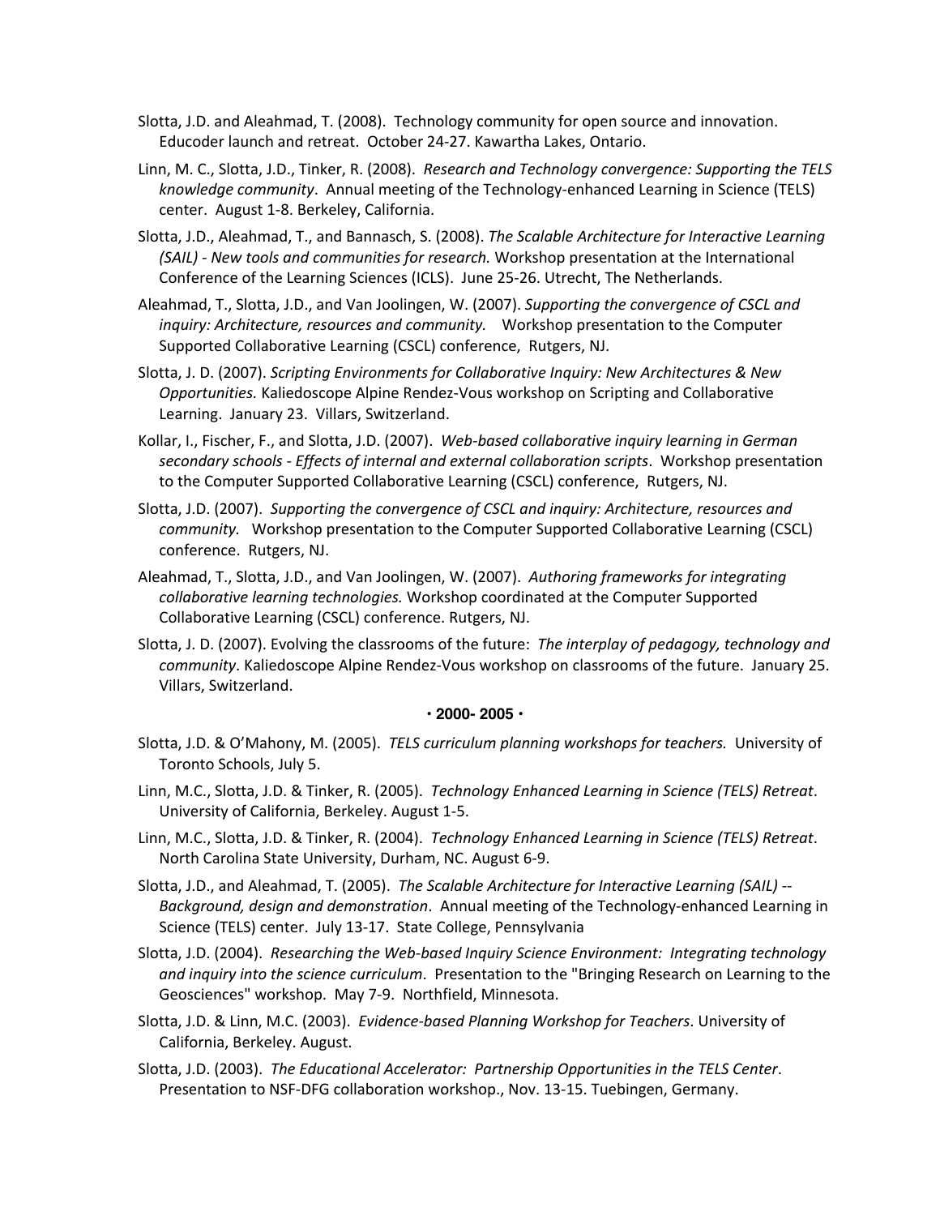Slotta, J.D. and Aleahmad, T. (2008). Technology community for open source and innovation. Educoder launch and retreat. October 24-27. Kawartha Lakes, Ontario.

Linn, M. C., Slotta, J.D., Tinker, R. (2008). *Research and Technology convergence: Supporting the TELS knowledge community*. Annual meeting of the Technology-enhanced Learning in Science (TELS) center. August 1-8. Berkeley, California.

Slotta, J.D., Aleahmad, T., and Bannasch, S. (2008). *The Scalable Architecture for Interactive Learning (SAIL) - New tools and communities for research.* Workshop presentation at the International Conference of the Learning Sciences (ICLS). June 25-26. Utrecht, The Netherlands.

Aleahmad, T., Slotta, J.D., and Van Joolingen, W. (2007). *Supporting the convergence of CSCL and inquiry: Architecture, resources and community.* Workshop presentation to the Computer Supported Collaborative Learning (CSCL) conference, Rutgers, NJ.

Slotta, J. D. (2007). *Scripting Environments for Collaborative Inquiry: New Architectures & New Opportunities.* Kaliedoscope Alpine Rendez-Vous workshop on Scripting and Collaborative Learning. January 23. Villars, Switzerland.

Kollar, I., Fischer, F., and Slotta, J.D. (2007). *Web-based collaborative inquiry learning in German secondary schools - Effects of internal and external collaboration scripts*. Workshop presentation to the Computer Supported Collaborative Learning (CSCL) conference, Rutgers, NJ.

Slotta, J.D. (2007). *Supporting the convergence of CSCL and inquiry: Architecture, resources and community.* Workshop presentation to the Computer Supported Collaborative Learning (CSCL) conference. Rutgers, NJ.

Aleahmad, T., Slotta, J.D., and Van Joolingen, W. (2007). *Authoring frameworks for integrating collaborative learning technologies.* Workshop coordinated at the Computer Supported Collaborative Learning (CSCL) conference. Rutgers, NJ.

Slotta, J. D. (2007). Evolving the classrooms of the future: *The interplay of pedagogy, technology and community*. Kaliedoscope Alpine Rendez-Vous workshop on classrooms of the future. January 25. Villars, Switzerland.

**· 2000- 2005 ·**

Slotta, J.D. & O'Mahony, M. (2005). *TELS curriculum planning workshops for teachers.* University of Toronto Schools, July 5.

Linn, M.C., Slotta, J.D. & Tinker, R. (2005). *Technology Enhanced Learning in Science (TELS) Retreat*. University of California, Berkeley. August 1-5.

Linn, M.C., Slotta, J.D. & Tinker, R. (2004). *Technology Enhanced Learning in Science (TELS) Retreat*. North Carolina State University, Durham, NC. August 6-9.

Slotta, J.D., and Aleahmad, T. (2005). *The Scalable Architecture for Interactive Learning (SAIL) -- Background, design and demonstration*. Annual meeting of the Technology-enhanced Learning in Science (TELS) center. July 13-17. State College, Pennsylvania

Slotta, J.D. (2004). *Researching the Web-based Inquiry Science Environment: Integrating technology and inquiry into the science curriculum*. Presentation to the "Bringing Research on Learning to the Geosciences" workshop. May 7-9. Northfield, Minnesota.

Slotta, J.D. & Linn, M.C. (2003). *Evidence-based Planning Workshop for Teachers*. University of California, Berkeley. August.

Slotta, J.D. (2003). *The Educational Accelerator: Partnership Opportunities in the TELS Center*. Presentation to NSF-DFG collaboration workshop., Nov. 13-15. Tuebingen, Germany.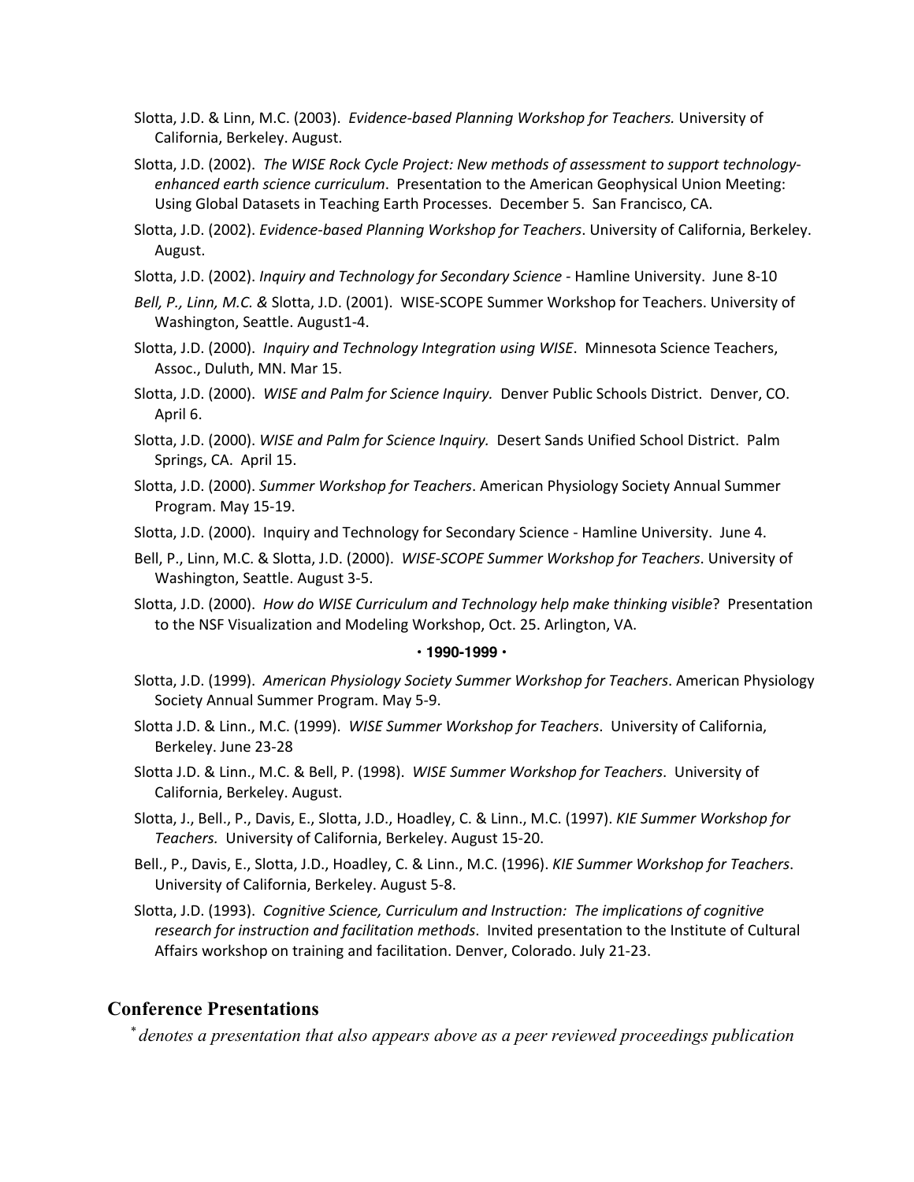Slotta, J.D. & Linn, M.C. (2003). *Evidence-based Planning Workshop for Teachers.* University of California, Berkeley. August.

Slotta, J.D. (2002). *The WISE Rock Cycle Project: New methods of assessment to support technology-enhanced earth science curriculum*. Presentation to the American Geophysical Union Meeting: Using Global Datasets in Teaching Earth Processes. December 5. San Francisco, CA.

Slotta, J.D. (2002). *Evidence-based Planning Workshop for Teachers*. University of California, Berkeley. August.

Slotta, J.D. (2002). *Inquiry and Technology for Secondary Science* - Hamline University. June 8-10

*Bell, P., Linn, M.C. &* Slotta, J.D. (2001). WISE-SCOPE Summer Workshop for Teachers. University of Washington, Seattle. August1-4.

Slotta, J.D. (2000). *Inquiry and Technology Integration using WISE*. Minnesota Science Teachers, Assoc., Duluth, MN. Mar 15.

Slotta, J.D. (2000). *WISE and Palm for Science Inquiry.* Denver Public Schools District. Denver, CO. April 6.

Slotta, J.D. (2000). *WISE and Palm for Science Inquiry.* Desert Sands Unified School District. Palm Springs, CA. April 15.

Slotta, J.D. (2000). *Summer Workshop for Teachers*. American Physiology Society Annual Summer Program. May 15-19.

Slotta, J.D. (2000). Inquiry and Technology for Secondary Science - Hamline University. June 4.

Bell, P., Linn, M.C. & Slotta, J.D. (2000). *WISE-SCOPE Summer Workshop for Teachers*. University of Washington, Seattle. August 3-5.

Slotta, J.D. (2000). *How do WISE Curriculum and Technology help make thinking visible*? Presentation to the NSF Visualization and Modeling Workshop, Oct. 25. Arlington, VA.

**· 1990-1999 ·**

Slotta, J.D. (1999). *American Physiology Society Summer Workshop for Teachers*. American Physiology Society Annual Summer Program. May 5-9.

Slotta J.D. & Linn., M.C. (1999). *WISE Summer Workshop for Teachers*. University of California, Berkeley. June 23-28

Slotta J.D. & Linn., M.C. & Bell, P. (1998). *WISE Summer Workshop for Teachers*. University of California, Berkeley. August.

Slotta, J., Bell., P., Davis, E., Slotta, J.D., Hoadley, C. & Linn., M.C. (1997). *KIE Summer Workshop for Teachers.* University of California, Berkeley. August 15-20.

Bell., P., Davis, E., Slotta, J.D., Hoadley, C. & Linn., M.C. (1996). *KIE Summer Workshop for Teachers*. University of California, Berkeley. August 5-8.

Slotta, J.D. (1993). *Cognitive Science, Curriculum and Instruction: The implications of cognitive research for instruction and facilitation methods*. Invited presentation to the Institute of Cultural Affairs workshop on training and facilitation. Denver, Colorado. July 21-23.

## Conference Presentations

*\* denotes a presentation that also appears above as a peer reviewed proceedings publication*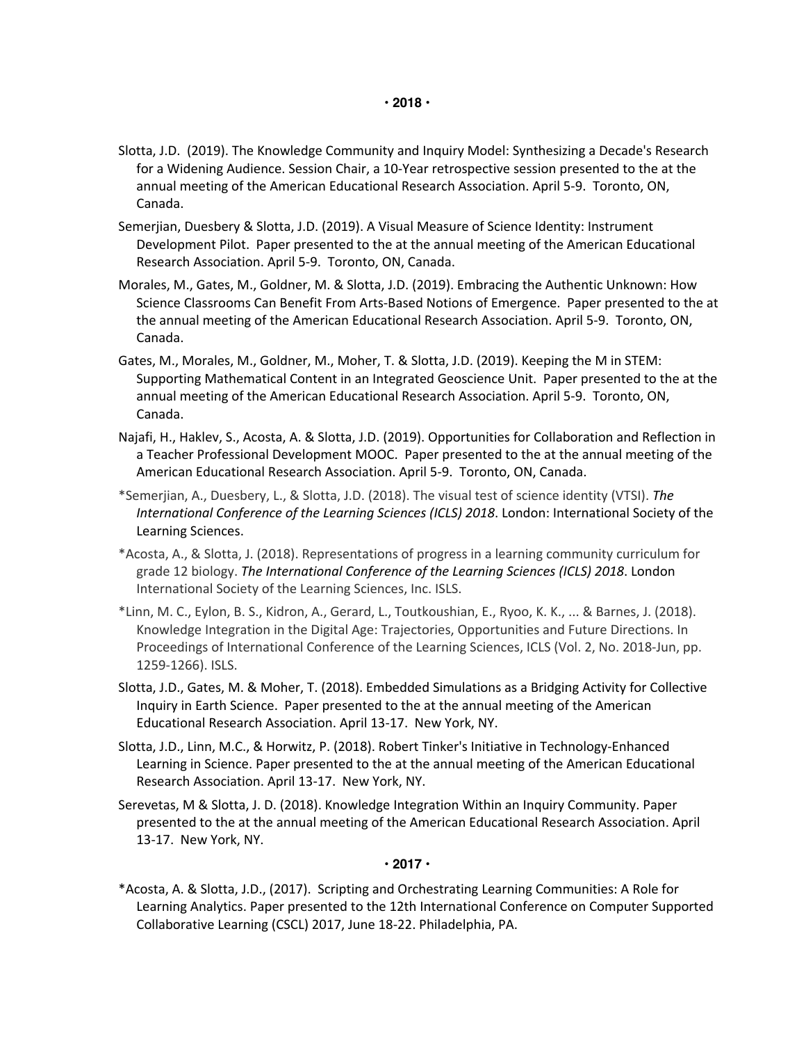**• 2018 •**

Slotta, J.D.  (2019). The Knowledge Community and Inquiry Model: Synthesizing a Decade's Research for a Widening Audience. Session Chair, a 10-Year retrospective session presented to the at the annual meeting of the American Educational Research Association. April 5-9.  Toronto, ON, Canada.

Semerjian, Duesbery & Slotta, J.D. (2019). A Visual Measure of Science Identity: Instrument Development Pilot.  Paper presented to the at the annual meeting of the American Educational Research Association. April 5-9.  Toronto, ON, Canada.

Morales, M., Gates, M., Goldner, M. & Slotta, J.D. (2019). Embracing the Authentic Unknown: How Science Classrooms Can Benefit From Arts-Based Notions of Emergence.  Paper presented to the at the annual meeting of the American Educational Research Association. April 5-9.  Toronto, ON, Canada.

Gates, M., Morales, M., Goldner, M., Moher, T. & Slotta, J.D. (2019). Keeping the M in STEM: Supporting Mathematical Content in an Integrated Geoscience Unit.  Paper presented to the at the annual meeting of the American Educational Research Association. April 5-9.  Toronto, ON, Canada.

Najafi, H., Haklev, S., Acosta, A. & Slotta, J.D. (2019). Opportunities for Collaboration and Reflection in a Teacher Professional Development MOOC.  Paper presented to the at the annual meeting of the American Educational Research Association. April 5-9.  Toronto, ON, Canada.

*Semerjian, A., Duesbery, L., & Slotta, J.D. (2018). The visual test of science identity (VTSI). *The International Conference of the Learning Sciences (ICLS) 2018*. London: International Society of the Learning Sciences.

*Acosta, A., & Slotta, J. (2018). Representations of progress in a learning community curriculum for grade 12 biology. *The International Conference of the Learning Sciences (ICLS) 2018*. London International Society of the Learning Sciences, Inc. ISLS.

*Linn, M. C., Eylon, B. S., Kidron, A., Gerard, L., Toutkoushian, E., Ryoo, K. K., ... & Barnes, J. (2018). Knowledge Integration in the Digital Age: Trajectories, Opportunities and Future Directions. In Proceedings of International Conference of the Learning Sciences, ICLS (Vol. 2, No. 2018-Jun, pp. 1259-1266). ISLS.

Slotta, J.D., Gates, M. & Moher, T. (2018). Embedded Simulations as a Bridging Activity for Collective Inquiry in Earth Science.  Paper presented to the at the annual meeting of the American Educational Research Association. April 13-17.  New York, NY.

Slotta, J.D., Linn, M.C., & Horwitz, P. (2018). Robert Tinker's Initiative in Technology-Enhanced Learning in Science. Paper presented to the at the annual meeting of the American Educational Research Association. April 13-17.  New York, NY.

Serevetas, M & Slotta, J. D. (2018). Knowledge Integration Within an Inquiry Community. Paper presented to the at the annual meeting of the American Educational Research Association. April 13-17.  New York, NY.

**• 2017 •**

*Acosta, A. & Slotta, J.D., (2017).  Scripting and Orchestrating Learning Communities: A Role for Learning Analytics. Paper presented to the 12th International Conference on Computer Supported Collaborative Learning (CSCL) 2017, June 18-22. Philadelphia, PA.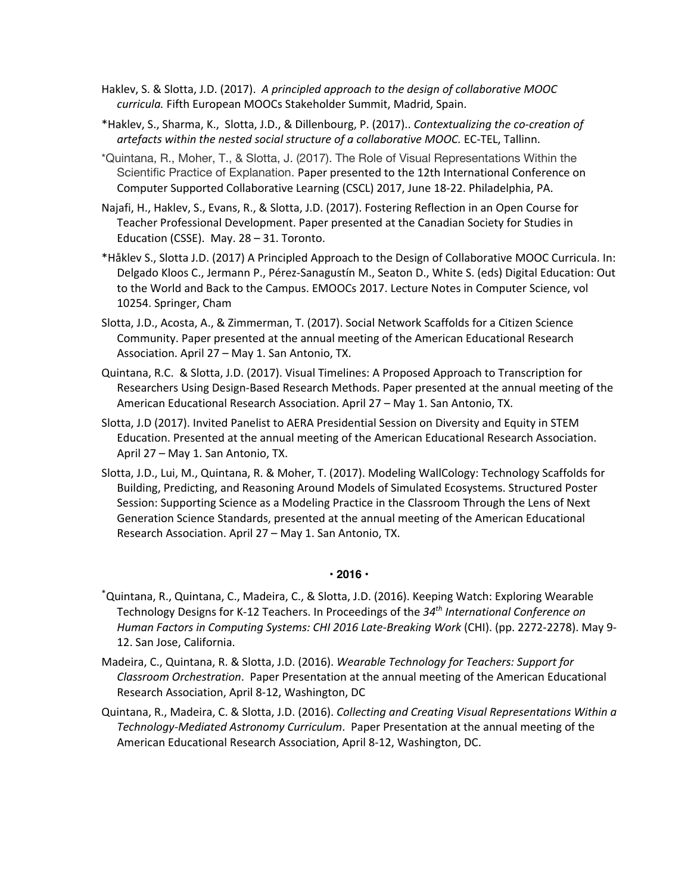Haklev, S. & Slotta, J.D. (2017). *A principled approach to the design of collaborative MOOC curricula.* Fifth European MOOCs Stakeholder Summit, Madrid, Spain.

*Haklev, S., Sharma, K., Slotta, J.D., & Dillenbourg, P. (2017).. *Contextualizing the co-creation of artefacts within the nested social structure of a collaborative MOOC.* EC-TEL, Tallinn.

*Quintana, R., Moher, T., & Slotta, J. (2017). The Role of Visual Representations Within the Scientific Practice of Explanation. Paper presented to the 12th International Conference on Computer Supported Collaborative Learning (CSCL) 2017, June 18-22. Philadelphia, PA.

Najafi, H., Haklev, S., Evans, R., & Slotta, J.D. (2017). Fostering Reflection in an Open Course for Teacher Professional Development. Paper presented at the Canadian Society for Studies in Education (CSSE). May. 28 – 31. Toronto.

*Håklev S., Slotta J.D. (2017) A Principled Approach to the Design of Collaborative MOOC Curricula. In: Delgado Kloos C., Jermann P., Pérez-Sanagustín M., Seaton D., White S. (eds) Digital Education: Out to the World and Back to the Campus. EMOOCs 2017. Lecture Notes in Computer Science, vol 10254. Springer, Cham

Slotta, J.D., Acosta, A., & Zimmerman, T. (2017). Social Network Scaffolds for a Citizen Science Community. Paper presented at the annual meeting of the American Educational Research Association. April 27 – May 1. San Antonio, TX.

Quintana, R.C. & Slotta, J.D. (2017). Visual Timelines: A Proposed Approach to Transcription for Researchers Using Design-Based Research Methods. Paper presented at the annual meeting of the American Educational Research Association. April 27 – May 1. San Antonio, TX.

Slotta, J.D (2017). Invited Panelist to AERA Presidential Session on Diversity and Equity in STEM Education. Presented at the annual meeting of the American Educational Research Association. April 27 – May 1. San Antonio, TX.

Slotta, J.D., Lui, M., Quintana, R. & Moher, T. (2017). Modeling WallCology: Technology Scaffolds for Building, Predicting, and Reasoning Around Models of Simulated Ecosystems. Structured Poster Session: Supporting Science as a Modeling Practice in the Classroom Through the Lens of Next Generation Science Standards, presented at the annual meeting of the American Educational Research Association. April 27 – May 1. San Antonio, TX.

**· 2016 ·**

*Quintana, R., Quintana, C., Madeira, C., & Slotta, J.D. (2016). Keeping Watch: Exploring Wearable Technology Designs for K-12 Teachers. In Proceedings of the *34th International Conference on Human Factors in Computing Systems: CHI 2016 Late-Breaking Work* (CHI). (pp. 2272-2278). May 9-12. San Jose, California.

Madeira, C., Quintana, R. & Slotta, J.D. (2016). *Wearable Technology for Teachers: Support for Classroom Orchestration*. Paper Presentation at the annual meeting of the American Educational Research Association, April 8-12, Washington, DC

Quintana, R., Madeira, C. & Slotta, J.D. (2016). *Collecting and Creating Visual Representations Within a Technology-Mediated Astronomy Curriculum*. Paper Presentation at the annual meeting of the American Educational Research Association, April 8-12, Washington, DC.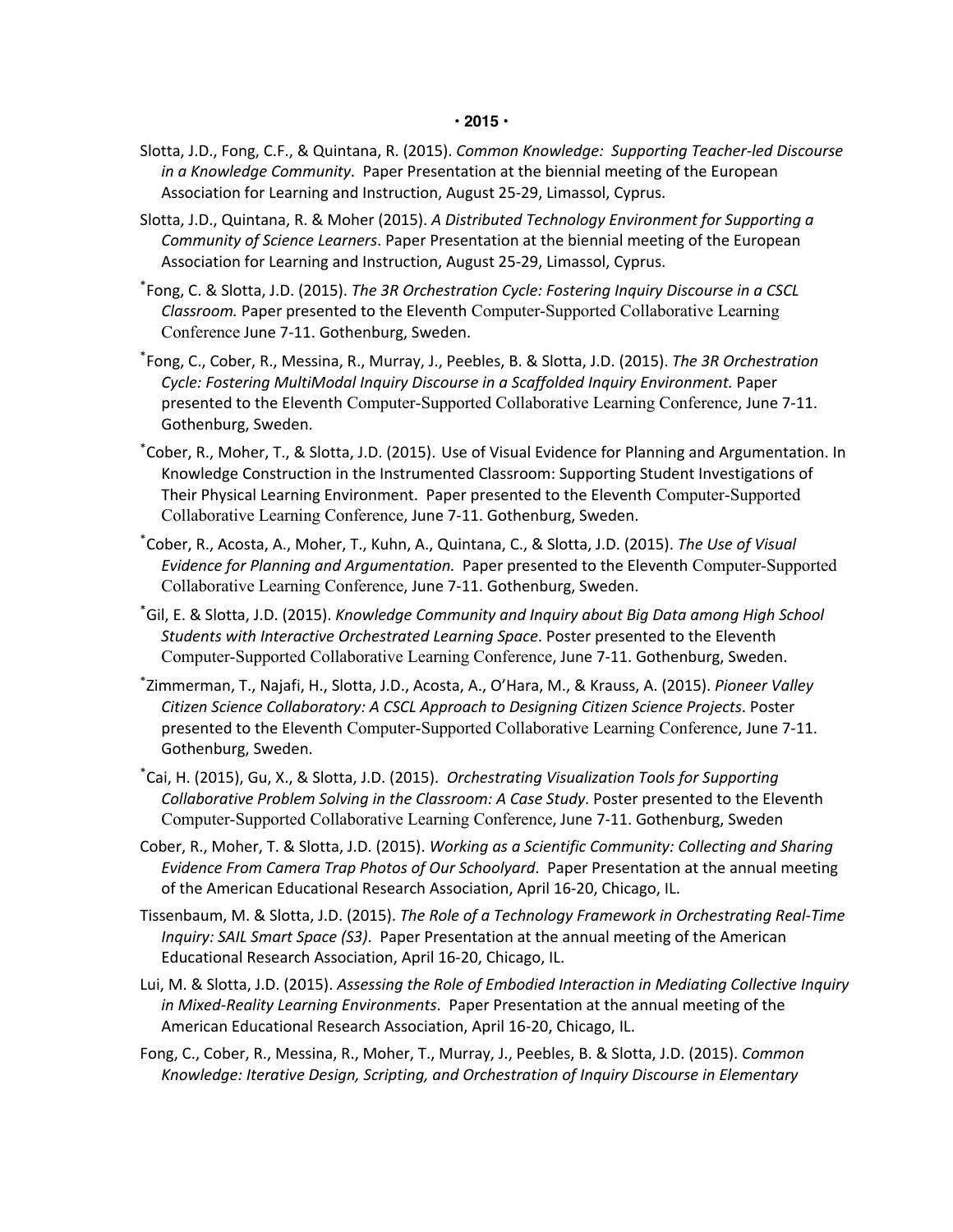**• 2015 •**

Slotta, J.D., Fong, C.F., & Quintana, R. (2015). *Common Knowledge: Supporting Teacher-led Discourse in a Knowledge Community*. Paper Presentation at the biennial meeting of the European Association for Learning and Instruction, August 25-29, Limassol, Cyprus.

Slotta, J.D., Quintana, R. & Moher (2015). *A Distributed Technology Environment for Supporting a Community of Science Learners*. Paper Presentation at the biennial meeting of the European Association for Learning and Instruction, August 25-29, Limassol, Cyprus.

*Fong, C. & Slotta, J.D. (2015). *The 3R Orchestration Cycle: Fostering Inquiry Discourse in a CSCL Classroom.* Paper presented to the Eleventh Computer-Supported Collaborative Learning Conference June 7-11. Gothenburg, Sweden.

*Fong, C., Cober, R., Messina, R., Murray, J., Peebles, B. & Slotta, J.D. (2015). *The 3R Orchestration Cycle: Fostering MultiModal Inquiry Discourse in a Scaffolded Inquiry Environment.* Paper presented to the Eleventh Computer-Supported Collaborative Learning Conference, June 7-11. Gothenburg, Sweden.

*Cober, R., Moher, T., & Slotta, J.D. (2015). Use of Visual Evidence for Planning and Argumentation. In Knowledge Construction in the Instrumented Classroom: Supporting Student Investigations of Their Physical Learning Environment. Paper presented to the Eleventh Computer-Supported Collaborative Learning Conference, June 7-11. Gothenburg, Sweden.

*Cober, R., Acosta, A., Moher, T., Kuhn, A., Quintana, C., & Slotta, J.D. (2015). *The Use of Visual Evidence for Planning and Argumentation.* Paper presented to the Eleventh Computer-Supported Collaborative Learning Conference, June 7-11. Gothenburg, Sweden.

*Gil, E. & Slotta, J.D. (2015). *Knowledge Community and Inquiry about Big Data among High School Students with Interactive Orchestrated Learning Space*. Poster presented to the Eleventh Computer-Supported Collaborative Learning Conference, June 7-11. Gothenburg, Sweden.

*Zimmerman, T., Najafi, H., Slotta, J.D., Acosta, A., O'Hara, M., & Krauss, A. (2015). *Pioneer Valley Citizen Science Collaboratory: A CSCL Approach to Designing Citizen Science Projects*. Poster presented to the Eleventh Computer-Supported Collaborative Learning Conference, June 7-11. Gothenburg, Sweden.

*Cai, H. (2015), Gu, X., & Slotta, J.D. (2015). *Orchestrating Visualization Tools for Supporting Collaborative Problem Solving in the Classroom: A Case Study*. Poster presented to the Eleventh Computer-Supported Collaborative Learning Conference, June 7-11. Gothenburg, Sweden

Cober, R., Moher, T. & Slotta, J.D. (2015). *Working as a Scientific Community: Collecting and Sharing Evidence From Camera Trap Photos of Our Schoolyard*. Paper Presentation at the annual meeting of the American Educational Research Association, April 16-20, Chicago, IL.

Tissenbaum, M. & Slotta, J.D. (2015). *The Role of a Technology Framework in Orchestrating Real-Time Inquiry: SAIL Smart Space (S3)*. Paper Presentation at the annual meeting of the American Educational Research Association, April 16-20, Chicago, IL.

Lui, M. & Slotta, J.D. (2015). *Assessing the Role of Embodied Interaction in Mediating Collective Inquiry in Mixed-Reality Learning Environments*. Paper Presentation at the annual meeting of the American Educational Research Association, April 16-20, Chicago, IL.

Fong, C., Cober, R., Messina, R., Moher, T., Murray, J., Peebles, B. & Slotta, J.D. (2015). *Common Knowledge: Iterative Design, Scripting, and Orchestration of Inquiry Discourse in Elementary*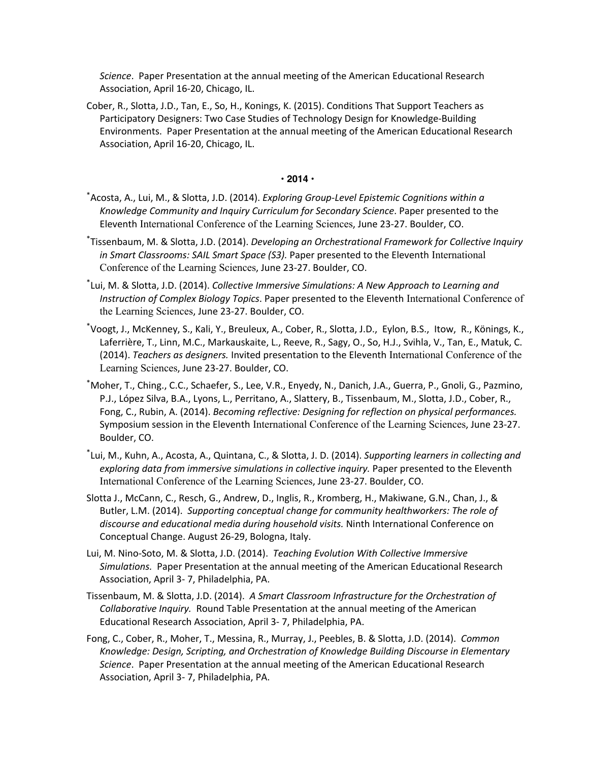*Science*. Paper Presentation at the annual meeting of the American Educational Research Association, April 16-20, Chicago, IL.

Cober, R., Slotta, J.D., Tan, E., So, H., Konings, K. (2015). Conditions That Support Teachers as Participatory Designers: Two Case Studies of Technology Design for Knowledge-Building Environments. Paper Presentation at the annual meeting of the American Educational Research Association, April 16-20, Chicago, IL.

**• 2014 •**

*Acosta, A., Lui, M., & Slotta, J.D. (2014). *Exploring Group-Level Epistemic Cognitions within a Knowledge Community and Inquiry Curriculum for Secondary Science*. Paper presented to the Eleventh International Conference of the Learning Sciences, June 23-27. Boulder, CO.

*Tissenbaum, M. & Slotta, J.D. (2014). *Developing an Orchestrational Framework for Collective Inquiry in Smart Classrooms: SAIL Smart Space (S3).* Paper presented to the Eleventh International Conference of the Learning Sciences, June 23-27. Boulder, CO.

*Lui, M. & Slotta, J.D. (2014). *Collective Immersive Simulations: A New Approach to Learning and Instruction of Complex Biology Topics*. Paper presented to the Eleventh International Conference of the Learning Sciences, June 23-27. Boulder, CO.

*Voogt, J., McKenney, S., Kali, Y., Breuleux, A., Cober, R., Slotta, J.D., Eylon, B.S., Itow, R., Könings, K., Laferrière, T., Linn, M.C., Markauskaite, L., Reeve, R., Sagy, O., So, H.J., Svihla, V., Tan, E., Matuk, C. (2014). *Teachers as designers.* Invited presentation to the Eleventh International Conference of the Learning Sciences, June 23-27. Boulder, CO.

*Moher, T., Ching., C.C., Schaefer, S., Lee, V.R., Enyedy, N., Danich, J.A., Guerra, P., Gnoli, G., Pazmino, P.J., López Silva, B.A., Lyons, L., Perritano, A., Slattery, B., Tissenbaum, M., Slotta, J.D., Cober, R., Fong, C., Rubin, A. (2014). *Becoming reflective: Designing for reflection on physical performances.* Symposium session in the Eleventh International Conference of the Learning Sciences, June 23-27. Boulder, CO.

*Lui, M., Kuhn, A., Acosta, A., Quintana, C., & Slotta, J. D. (2014). *Supporting learners in collecting and exploring data from immersive simulations in collective inquiry.* Paper presented to the Eleventh International Conference of the Learning Sciences, June 23-27. Boulder, CO.

Slotta J., McCann, C., Resch, G., Andrew, D., Inglis, R., Kromberg, H., Makiwane, G.N., Chan, J., & Butler, L.M. (2014). *Supporting conceptual change for community healthworkers: The role of discourse and educational media during household visits.* Ninth International Conference on Conceptual Change. August 26-29, Bologna, Italy.

Lui, M. Nino-Soto, M. & Slotta, J.D. (2014). *Teaching Evolution With Collective Immersive Simulations.* Paper Presentation at the annual meeting of the American Educational Research Association, April 3- 7, Philadelphia, PA.

Tissenbaum, M. & Slotta, J.D. (2014). *A Smart Classroom Infrastructure for the Orchestration of Collaborative Inquiry.* Round Table Presentation at the annual meeting of the American Educational Research Association, April 3- 7, Philadelphia, PA.

Fong, C., Cober, R., Moher, T., Messina, R., Murray, J., Peebles, B. & Slotta, J.D. (2014). *Common Knowledge: Design, Scripting, and Orchestration of Knowledge Building Discourse in Elementary Science*. Paper Presentation at the annual meeting of the American Educational Research Association, April 3- 7, Philadelphia, PA.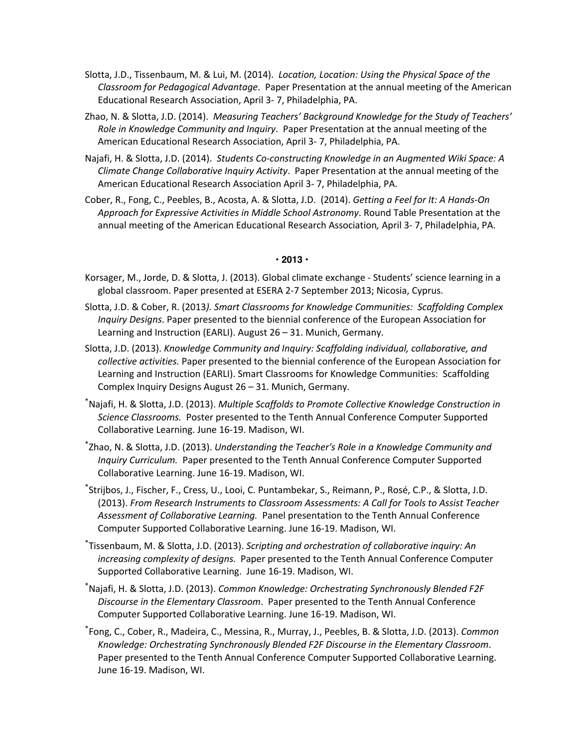Slotta, J.D., Tissenbaum, M. & Lui, M. (2014). *Location, Location: Using the Physical Space of the Classroom for Pedagogical Advantage*. Paper Presentation at the annual meeting of the American Educational Research Association, April 3- 7, Philadelphia, PA.

Zhao, N. & Slotta, J.D. (2014). *Measuring Teachers' Background Knowledge for the Study of Teachers' Role in Knowledge Community and Inquiry*. Paper Presentation at the annual meeting of the American Educational Research Association, April 3- 7, Philadelphia, PA.

Najafi, H. & Slotta, J.D. (2014). *Students Co-constructing Knowledge in an Augmented Wiki Space: A Climate Change Collaborative Inquiry Activity*. Paper Presentation at the annual meeting of the American Educational Research Association April 3- 7, Philadelphia, PA.

Cober, R., Fong, C., Peebles, B., Acosta, A. & Slotta, J.D. (2014). *Getting a Feel for It: A Hands-On Approach for Expressive Activities in Middle School Astronomy*. Round Table Presentation at the annual meeting of the American Educational Research Association*,* April 3- 7, Philadelphia, PA.

**• 2013 •**

Korsager, M., Jorde, D. & Slotta, J. (2013). Global climate exchange - Students' science learning in a global classroom. Paper presented at ESERA 2-7 September 2013; Nicosia, Cyprus.

Slotta, J.D. & Cober, R. (2013*). Smart Classrooms for Knowledge Communities: Scaffolding Complex Inquiry Designs*. Paper presented to the biennial conference of the European Association for Learning and Instruction (EARLI). August 26 – 31. Munich, Germany.

Slotta, J.D. (2013). *Knowledge Community and Inquiry: Scaffolding individual, collaborative, and collective activities.* Paper presented to the biennial conference of the European Association for Learning and Instruction (EARLI). Smart Classrooms for Knowledge Communities: Scaffolding Complex Inquiry Designs August 26 – 31. Munich, Germany.

*Najafi, H. & Slotta, J.D. (2013). *Multiple Scaffolds to Promote Collective Knowledge Construction in Science Classrooms.* Poster presented to the Tenth Annual Conference Computer Supported Collaborative Learning. June 16-19. Madison, WI.

*Zhao, N. & Slotta, J.D. (2013). *Understanding the Teacher's Role in a Knowledge Community and Inquiry Curriculum.* Paper presented to the Tenth Annual Conference Computer Supported Collaborative Learning. June 16-19. Madison, WI.

*Strijbos, J., Fischer, F., Cress, U., Looi, C. Puntambekar, S., Reimann, P., Rosé, C.P., & Slotta, J.D. (2013). *From Research Instruments to Classroom Assessments: A Call for Tools to Assist Teacher Assessment of Collaborative Learning.* Panel presentation to the Tenth Annual Conference Computer Supported Collaborative Learning. June 16-19. Madison, WI.

*Tissenbaum, M. & Slotta, J.D. (2013). *Scripting and orchestration of collaborative inquiry: An increasing complexity of designs.* Paper presented to the Tenth Annual Conference Computer Supported Collaborative Learning. June 16-19. Madison, WI.

*Najafi, H. & Slotta, J.D. (2013). *Common Knowledge: Orchestrating Synchronously Blended F2F Discourse in the Elementary Classroom*. Paper presented to the Tenth Annual Conference Computer Supported Collaborative Learning. June 16-19. Madison, WI.

*Fong, C., Cober, R., Madeira, C., Messina, R., Murray, J., Peebles, B. & Slotta, J.D. (2013). *Common Knowledge: Orchestrating Synchronously Blended F2F Discourse in the Elementary Classroom*. Paper presented to the Tenth Annual Conference Computer Supported Collaborative Learning. June 16-19. Madison, WI.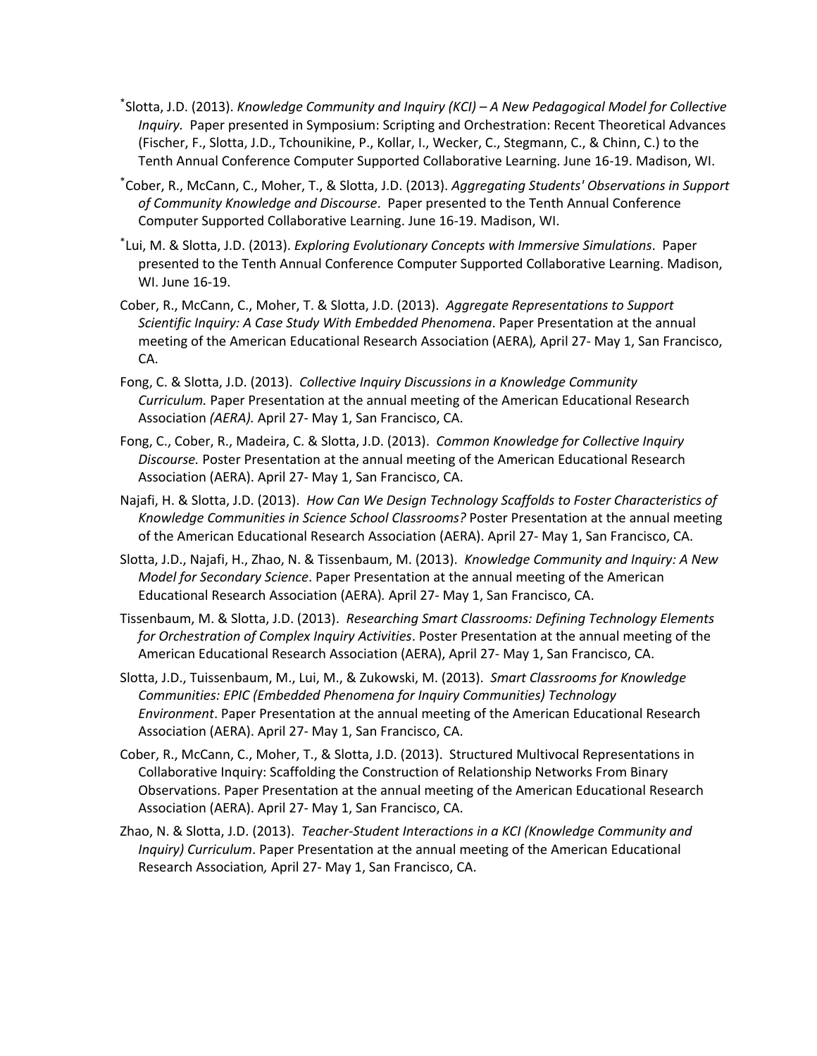[*] Slotta, J.D. (2013). *Knowledge Community and Inquiry (KCI) – A New Pedagogical Model for Collective Inquiry.* Paper presented in Symposium: Scripting and Orchestration: Recent Theoretical Advances (Fischer, F., Slotta, J.D., Tchounikine, P., Kollar, I., Wecker, C., Stegmann, C., & Chinn, C.) to the Tenth Annual Conference Computer Supported Collaborative Learning. June 16-19. Madison, WI.

[*] Cober, R., McCann, C., Moher, T., & Slotta, J.D. (2013). *Aggregating Students' Observations in Support of Community Knowledge and Discourse*. Paper presented to the Tenth Annual Conference Computer Supported Collaborative Learning. June 16-19. Madison, WI.

[*] Lui, M. & Slotta, J.D. (2013). *Exploring Evolutionary Concepts with Immersive Simulations*. Paper presented to the Tenth Annual Conference Computer Supported Collaborative Learning. Madison, WI. June 16-19.

Cober, R., McCann, C., Moher, T. & Slotta, J.D. (2013). *Aggregate Representations to Support Scientific Inquiry: A Case Study With Embedded Phenomena*. Paper Presentation at the annual meeting of the American Educational Research Association (AERA)*,* April 27- May 1, San Francisco, CA.

Fong, C. & Slotta, J.D. (2013). *Collective Inquiry Discussions in a Knowledge Community Curriculum.* Paper Presentation at the annual meeting of the American Educational Research Association *(AERA).* April 27- May 1, San Francisco, CA.

Fong, C., Cober, R., Madeira, C. & Slotta, J.D. (2013). *Common Knowledge for Collective Inquiry Discourse.* Poster Presentation at the annual meeting of the American Educational Research Association (AERA). April 27- May 1, San Francisco, CA.

Najafi, H. & Slotta, J.D. (2013). *How Can We Design Technology Scaffolds to Foster Characteristics of Knowledge Communities in Science School Classrooms?* Poster Presentation at the annual meeting of the American Educational Research Association (AERA). April 27- May 1, San Francisco, CA.

Slotta, J.D., Najafi, H., Zhao, N. & Tissenbaum, M. (2013). *Knowledge Community and Inquiry: A New Model for Secondary Science*. Paper Presentation at the annual meeting of the American Educational Research Association (AERA)*.* April 27- May 1, San Francisco, CA.

Tissenbaum, M. & Slotta, J.D. (2013). *Researching Smart Classrooms: Defining Technology Elements for Orchestration of Complex Inquiry Activities*. Poster Presentation at the annual meeting of the American Educational Research Association (AERA), April 27- May 1, San Francisco, CA.

Slotta, J.D., Tuissenbaum, M., Lui, M., & Zukowski, M. (2013). *Smart Classrooms for Knowledge Communities: EPIC (Embedded Phenomena for Inquiry Communities) Technology Environment*. Paper Presentation at the annual meeting of the American Educational Research Association (AERA). April 27- May 1, San Francisco, CA.

Cober, R., McCann, C., Moher, T., & Slotta, J.D. (2013). Structured Multivocal Representations in Collaborative Inquiry: Scaffolding the Construction of Relationship Networks From Binary Observations. Paper Presentation at the annual meeting of the American Educational Research Association (AERA). April 27- May 1, San Francisco, CA.

Zhao, N. & Slotta, J.D. (2013). *Teacher-Student Interactions in a KCI (Knowledge Community and Inquiry) Curriculum*. Paper Presentation at the annual meeting of the American Educational Research Association*,* April 27- May 1, San Francisco, CA.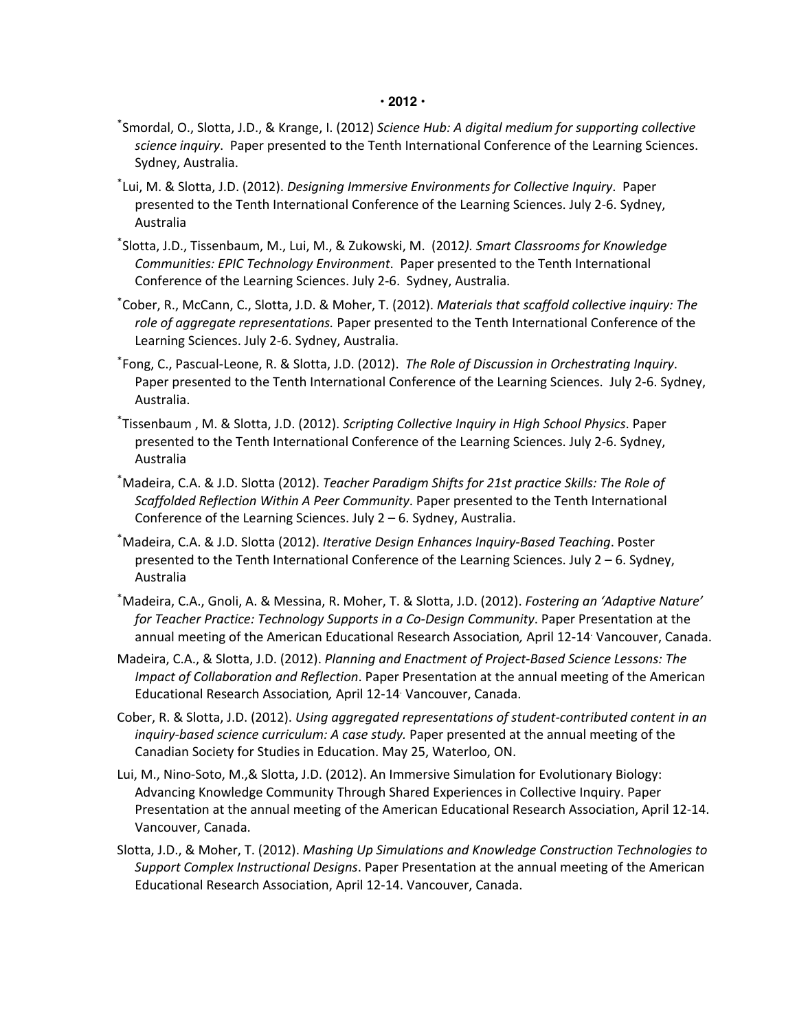**• 2012 •**

*Smordal, O., Slotta, J.D., & Krange, I. (2012) *Science Hub: A digital medium for supporting collective science inquiry*. Paper presented to the Tenth International Conference of the Learning Sciences. Sydney, Australia.

*Lui, M. & Slotta, J.D. (2012). *Designing Immersive Environments for Collective Inquiry*. Paper presented to the Tenth International Conference of the Learning Sciences. July 2-6. Sydney, Australia

*Slotta, J.D., Tissenbaum, M., Lui, M., & Zukowski, M. (2012*). Smart Classrooms for Knowledge Communities: EPIC Technology Environment*. Paper presented to the Tenth International Conference of the Learning Sciences. July 2-6. Sydney, Australia.

*Cober, R., McCann, C., Slotta, J.D. & Moher, T. (2012). *Materials that scaffold collective inquiry: The role of aggregate representations.* Paper presented to the Tenth International Conference of the Learning Sciences. July 2-6. Sydney, Australia.

*Fong, C., Pascual-Leone, R. & Slotta, J.D. (2012). *The Role of Discussion in Orchestrating Inquiry*. Paper presented to the Tenth International Conference of the Learning Sciences. July 2-6. Sydney, Australia.

*Tissenbaum , M. & Slotta, J.D. (2012). *Scripting Collective Inquiry in High School Physics*. Paper presented to the Tenth International Conference of the Learning Sciences. July 2-6. Sydney, Australia

*Madeira, C.A. & J.D. Slotta (2012). *Teacher Paradigm Shifts for 21st practice Skills: The Role of Scaffolded Reflection Within A Peer Community*. Paper presented to the Tenth International Conference of the Learning Sciences. July 2 – 6. Sydney, Australia.

*Madeira, C.A. & J.D. Slotta (2012). *Iterative Design Enhances Inquiry-Based Teaching*. Poster presented to the Tenth International Conference of the Learning Sciences. July 2 – 6. Sydney, Australia

*Madeira, C.A., Gnoli, A. & Messina, R. Moher, T. & Slotta, J.D. (2012). *Fostering an 'Adaptive Nature' for Teacher Practice: Technology Supports in a Co-Design Community*. Paper Presentation at the annual meeting of the American Educational Research Association*,* April 12-14. Vancouver, Canada.

Madeira, C.A., & Slotta, J.D. (2012). *Planning and Enactment of Project-Based Science Lessons: The Impact of Collaboration and Reflection*. Paper Presentation at the annual meeting of the American Educational Research Association*,* April 12-14. Vancouver, Canada.

Cober, R. & Slotta, J.D. (2012). *Using aggregated representations of student-contributed content in an inquiry-based science curriculum: A case study.* Paper presented at the annual meeting of the Canadian Society for Studies in Education. May 25, Waterloo, ON.

Lui, M., Nino-Soto, M.,& Slotta, J.D. (2012). An Immersive Simulation for Evolutionary Biology: Advancing Knowledge Community Through Shared Experiences in Collective Inquiry. Paper Presentation at the annual meeting of the American Educational Research Association, April 12-14. Vancouver, Canada.

Slotta, J.D., & Moher, T. (2012). *Mashing Up Simulations and Knowledge Construction Technologies to Support Complex Instructional Designs*. Paper Presentation at the annual meeting of the American Educational Research Association, April 12-14. Vancouver, Canada.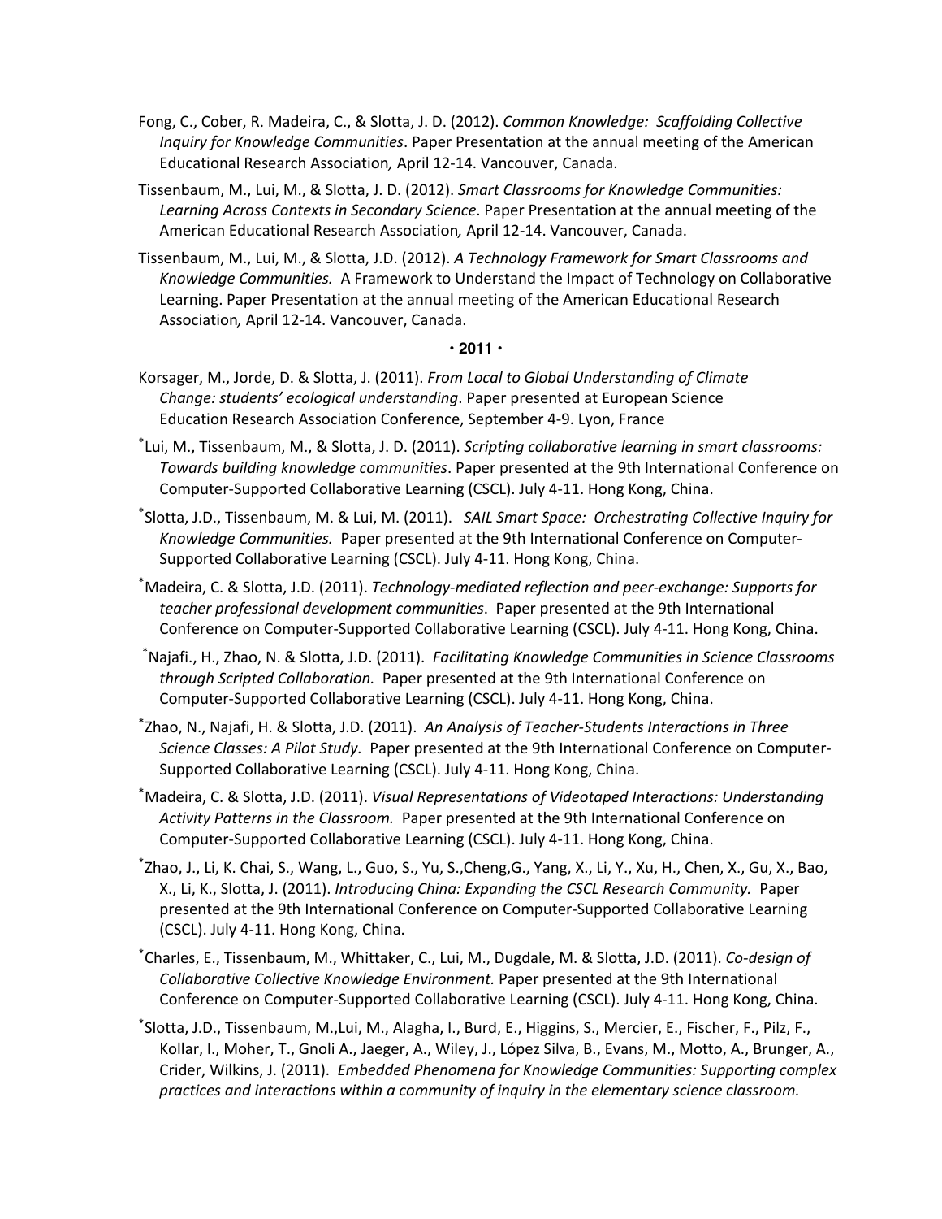Fong, C., Cober, R. Madeira, C., & Slotta, J. D. (2012). *Common Knowledge: Scaffolding Collective Inquiry for Knowledge Communities*. Paper Presentation at the annual meeting of the American Educational Research Association*,* April 12-14. Vancouver, Canada.

Tissenbaum, M., Lui, M., & Slotta, J. D. (2012). *Smart Classrooms for Knowledge Communities: Learning Across Contexts in Secondary Science*. Paper Presentation at the annual meeting of the American Educational Research Association*,* April 12-14. Vancouver, Canada.

Tissenbaum, M., Lui, M., & Slotta, J.D. (2012). *A Technology Framework for Smart Classrooms and Knowledge Communities.* A Framework to Understand the Impact of Technology on Collaborative Learning. Paper Presentation at the annual meeting of the American Educational Research Association*,* April 12-14. Vancouver, Canada.

**· 2011 ·**

Korsager, M., Jorde, D. & Slotta, J. (2011). *From Local to Global Understanding of Climate Change: students' ecological understanding*. Paper presented at European Science Education Research Association Conference, September 4-9. Lyon, France

*Lui, M., Tissenbaum, M., & Slotta, J. D. (2011). *Scripting collaborative learning in smart classrooms: Towards building knowledge communities*. Paper presented at the 9th International Conference on Computer-Supported Collaborative Learning (CSCL). July 4-11. Hong Kong, China.

*Slotta, J.D., Tissenbaum, M. & Lui, M. (2011). *SAIL Smart Space: Orchestrating Collective Inquiry for Knowledge Communities.* Paper presented at the 9th International Conference on Computer-Supported Collaborative Learning (CSCL). July 4-11. Hong Kong, China.

*Madeira, C. & Slotta, J.D. (2011). *Technology-mediated reflection and peer-exchange: Supports for teacher professional development communities*. Paper presented at the 9th International Conference on Computer-Supported Collaborative Learning (CSCL). July 4-11. Hong Kong, China.

*Najafi., H., Zhao, N. & Slotta, J.D. (2011). *Facilitating Knowledge Communities in Science Classrooms through Scripted Collaboration.* Paper presented at the 9th International Conference on Computer-Supported Collaborative Learning (CSCL). July 4-11. Hong Kong, China.

*Zhao, N., Najafi, H. & Slotta, J.D. (2011). *An Analysis of Teacher-Students Interactions in Three Science Classes: A Pilot Study.* Paper presented at the 9th International Conference on Computer-Supported Collaborative Learning (CSCL). July 4-11. Hong Kong, China.

*Madeira, C. & Slotta, J.D. (2011). *Visual Representations of Videotaped Interactions: Understanding Activity Patterns in the Classroom.* Paper presented at the 9th International Conference on Computer-Supported Collaborative Learning (CSCL). July 4-11. Hong Kong, China.

*Zhao, J., Li, K. Chai, S., Wang, L., Guo, S., Yu, S.,Cheng,G., Yang, X., Li, Y., Xu, H., Chen, X., Gu, X., Bao, X., Li, K., Slotta, J. (2011). *Introducing China: Expanding the CSCL Research Community.* Paper presented at the 9th International Conference on Computer-Supported Collaborative Learning (CSCL). July 4-11. Hong Kong, China.

*Charles, E., Tissenbaum, M., Whittaker, C., Lui, M., Dugdale, M. & Slotta, J.D. (2011). *Co-design of Collaborative Collective Knowledge Environment.* Paper presented at the 9th International Conference on Computer-Supported Collaborative Learning (CSCL). July 4-11. Hong Kong, China.

*Slotta, J.D., Tissenbaum, M.,Lui, M., Alagha, I., Burd, E., Higgins, S., Mercier, E., Fischer, F., Pilz, F., Kollar, I., Moher, T., Gnoli A., Jaeger, A., Wiley, J., López Silva, B., Evans, M., Motto, A., Brunger, A., Crider, Wilkins, J. (2011). *Embedded Phenomena for Knowledge Communities: Supporting complex practices and interactions within a community of inquiry in the elementary science classroom.*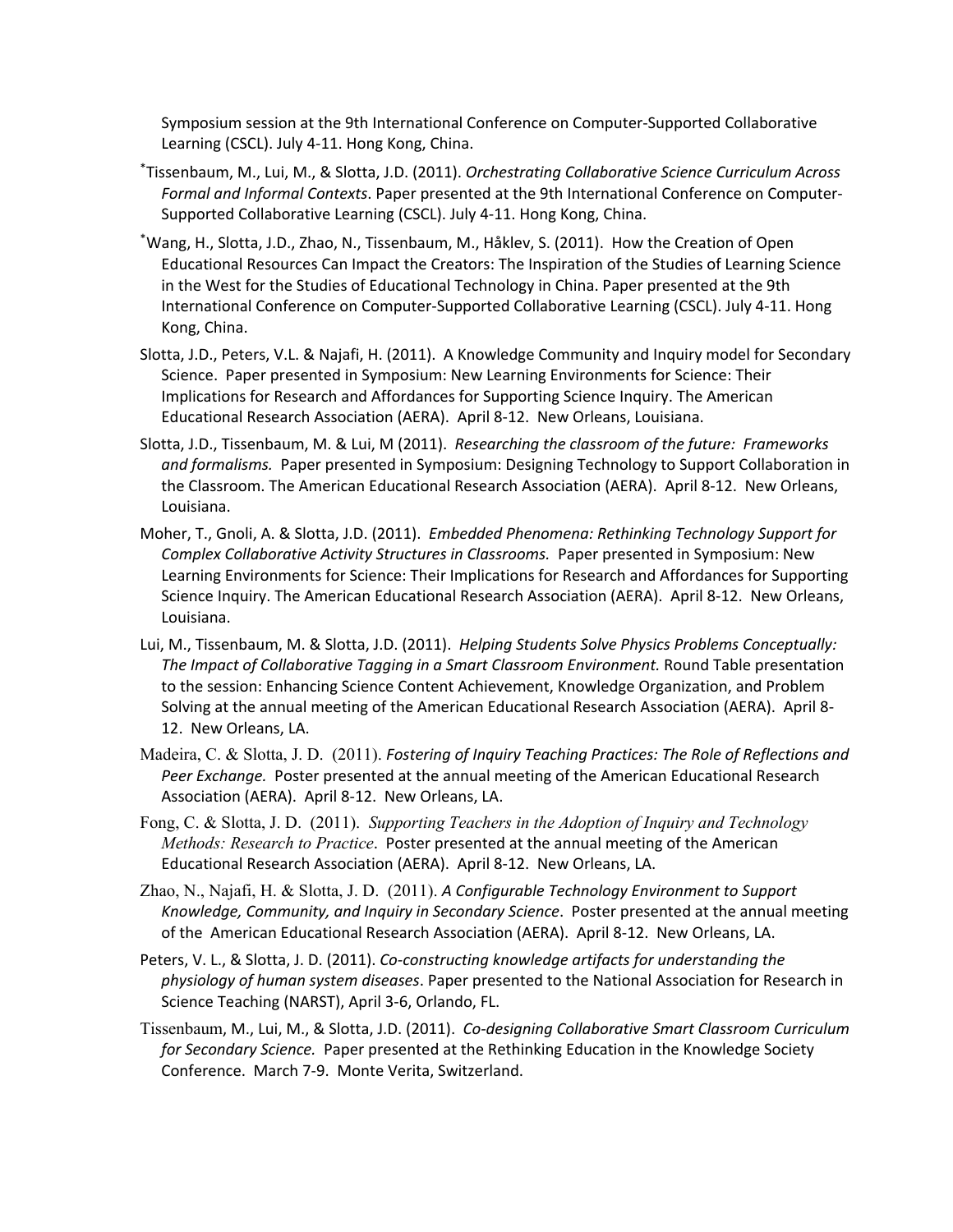Symposium session at the 9th International Conference on Computer-Supported Collaborative Learning (CSCL). July 4-11. Hong Kong, China.

*Tissenbaum, M., Lui, M., & Slotta, J.D. (2011). *Orchestrating Collaborative Science Curriculum Across Formal and Informal Contexts*. Paper presented at the 9th International Conference on Computer-Supported Collaborative Learning (CSCL). July 4-11. Hong Kong, China.

*Wang, H., Slotta, J.D., Zhao, N., Tissenbaum, M., Håklev, S. (2011). How the Creation of Open Educational Resources Can Impact the Creators: The Inspiration of the Studies of Learning Science in the West for the Studies of Educational Technology in China. Paper presented at the 9th International Conference on Computer-Supported Collaborative Learning (CSCL). July 4-11. Hong Kong, China.

Slotta, J.D., Peters, V.L. & Najafi, H. (2011). A Knowledge Community and Inquiry model for Secondary Science. Paper presented in Symposium: New Learning Environments for Science: Their Implications for Research and Affordances for Supporting Science Inquiry. The American Educational Research Association (AERA). April 8-12. New Orleans, Louisiana.

Slotta, J.D., Tissenbaum, M. & Lui, M (2011). *Researching the classroom of the future: Frameworks and formalisms.* Paper presented in Symposium: Designing Technology to Support Collaboration in the Classroom. The American Educational Research Association (AERA). April 8-12. New Orleans, Louisiana.

Moher, T., Gnoli, A. & Slotta, J.D. (2011). *Embedded Phenomena: Rethinking Technology Support for Complex Collaborative Activity Structures in Classrooms.* Paper presented in Symposium: New Learning Environments for Science: Their Implications for Research and Affordances for Supporting Science Inquiry. The American Educational Research Association (AERA). April 8-12. New Orleans, Louisiana.

Lui, M., Tissenbaum, M. & Slotta, J.D. (2011). *Helping Students Solve Physics Problems Conceptually: The Impact of Collaborative Tagging in a Smart Classroom Environment.* Round Table presentation to the session: Enhancing Science Content Achievement, Knowledge Organization, and Problem Solving at the annual meeting of the American Educational Research Association (AERA). April 8-12. New Orleans, LA.

Madeira, C. & Slotta, J. D. (2011). *Fostering of Inquiry Teaching Practices: The Role of Reflections and Peer Exchange.* Poster presented at the annual meeting of the American Educational Research Association (AERA). April 8-12. New Orleans, LA.

Fong, C. & Slotta, J. D. (2011). *Supporting Teachers in the Adoption of Inquiry and Technology Methods: Research to Practice*. Poster presented at the annual meeting of the American Educational Research Association (AERA). April 8-12. New Orleans, LA.

Zhao, N., Najafi, H. & Slotta, J. D. (2011). *A Configurable Technology Environment to Support Knowledge, Community, and Inquiry in Secondary Science*. Poster presented at the annual meeting of the American Educational Research Association (AERA). April 8-12. New Orleans, LA.

Peters, V. L., & Slotta, J. D. (2011). *Co-constructing knowledge artifacts for understanding the physiology of human system diseases*. Paper presented to the National Association for Research in Science Teaching (NARST), April 3-6, Orlando, FL.

Tissenbaum, M., Lui, M., & Slotta, J.D. (2011). *Co-designing Collaborative Smart Classroom Curriculum for Secondary Science.* Paper presented at the Rethinking Education in the Knowledge Society Conference. March 7-9. Monte Verita, Switzerland.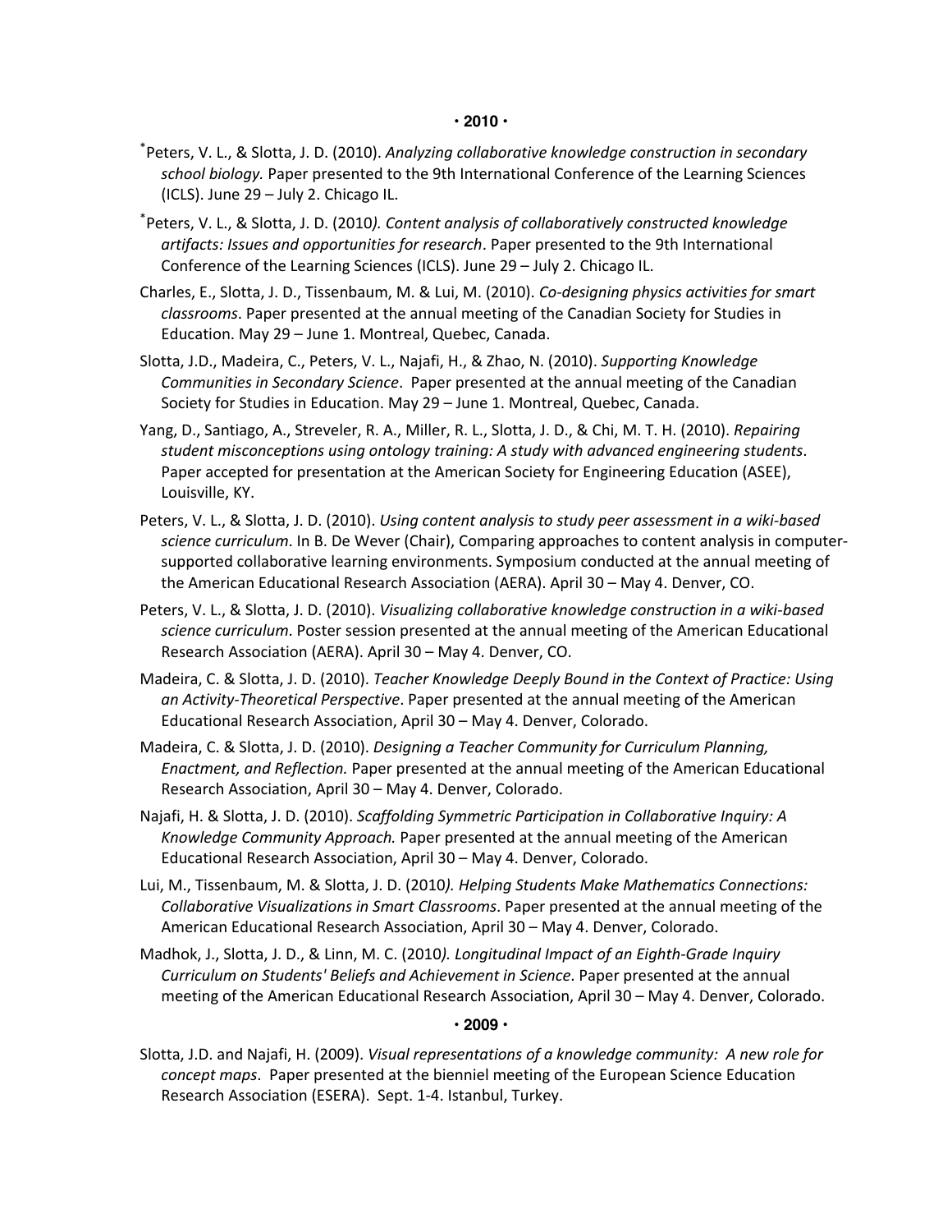**• 2010 •**

*Peters, V. L., & Slotta, J. D. (2010). *Analyzing collaborative knowledge construction in secondary school biology.* Paper presented to the 9th International Conference of the Learning Sciences (ICLS). June 29 – July 2. Chicago IL.

*Peters, V. L., & Slotta, J. D. (2010*). Content analysis of collaboratively constructed knowledge artifacts: Issues and opportunities for research*. Paper presented to the 9th International Conference of the Learning Sciences (ICLS). June 29 – July 2. Chicago IL.

Charles, E., Slotta, J. D., Tissenbaum, M. & Lui, M. (2010). *Co-designing physics activities for smart classrooms*. Paper presented at the annual meeting of the Canadian Society for Studies in Education. May 29 – June 1. Montreal, Quebec, Canada.

Slotta, J.D., Madeira, C., Peters, V. L., Najafi, H., & Zhao, N. (2010). *Supporting Knowledge Communities in Secondary Science*. Paper presented at the annual meeting of the Canadian Society for Studies in Education. May 29 – June 1. Montreal, Quebec, Canada.

Yang, D., Santiago, A., Streveler, R. A., Miller, R. L., Slotta, J. D., & Chi, M. T. H. (2010). *Repairing student misconceptions using ontology training: A study with advanced engineering students*. Paper accepted for presentation at the American Society for Engineering Education (ASEE), Louisville, KY.

Peters, V. L., & Slotta, J. D. (2010). *Using content analysis to study peer assessment in a wiki-based science curriculum*. In B. De Wever (Chair), Comparing approaches to content analysis in computer-supported collaborative learning environments. Symposium conducted at the annual meeting of the American Educational Research Association (AERA). April 30 – May 4. Denver, CO.

Peters, V. L., & Slotta, J. D. (2010). *Visualizing collaborative knowledge construction in a wiki-based science curriculum*. Poster session presented at the annual meeting of the American Educational Research Association (AERA). April 30 – May 4. Denver, CO.

Madeira, C. & Slotta, J. D. (2010). *Teacher Knowledge Deeply Bound in the Context of Practice: Using an Activity-Theoretical Perspective*. Paper presented at the annual meeting of the American Educational Research Association, April 30 – May 4. Denver, Colorado.

Madeira, C. & Slotta, J. D. (2010). *Designing a Teacher Community for Curriculum Planning, Enactment, and Reflection.* Paper presented at the annual meeting of the American Educational Research Association, April 30 – May 4. Denver, Colorado.

Najafi, H. & Slotta, J. D. (2010). *Scaffolding Symmetric Participation in Collaborative Inquiry: A Knowledge Community Approach.* Paper presented at the annual meeting of the American Educational Research Association, April 30 – May 4. Denver, Colorado.

Lui, M., Tissenbaum, M. & Slotta, J. D. (2010*). Helping Students Make Mathematics Connections: Collaborative Visualizations in Smart Classrooms*. Paper presented at the annual meeting of the American Educational Research Association, April 30 – May 4. Denver, Colorado.

Madhok, J., Slotta, J. D., & Linn, M. C. (2010*). Longitudinal Impact of an Eighth-Grade Inquiry Curriculum on Students' Beliefs and Achievement in Science*. Paper presented at the annual meeting of the American Educational Research Association, April 30 – May 4. Denver, Colorado.

**• 2009 •**

Slotta, J.D. and Najafi, H. (2009). *Visual representations of a knowledge community: A new role for concept maps*. Paper presented at the bienniel meeting of the European Science Education Research Association (ESERA). Sept. 1-4. Istanbul, Turkey.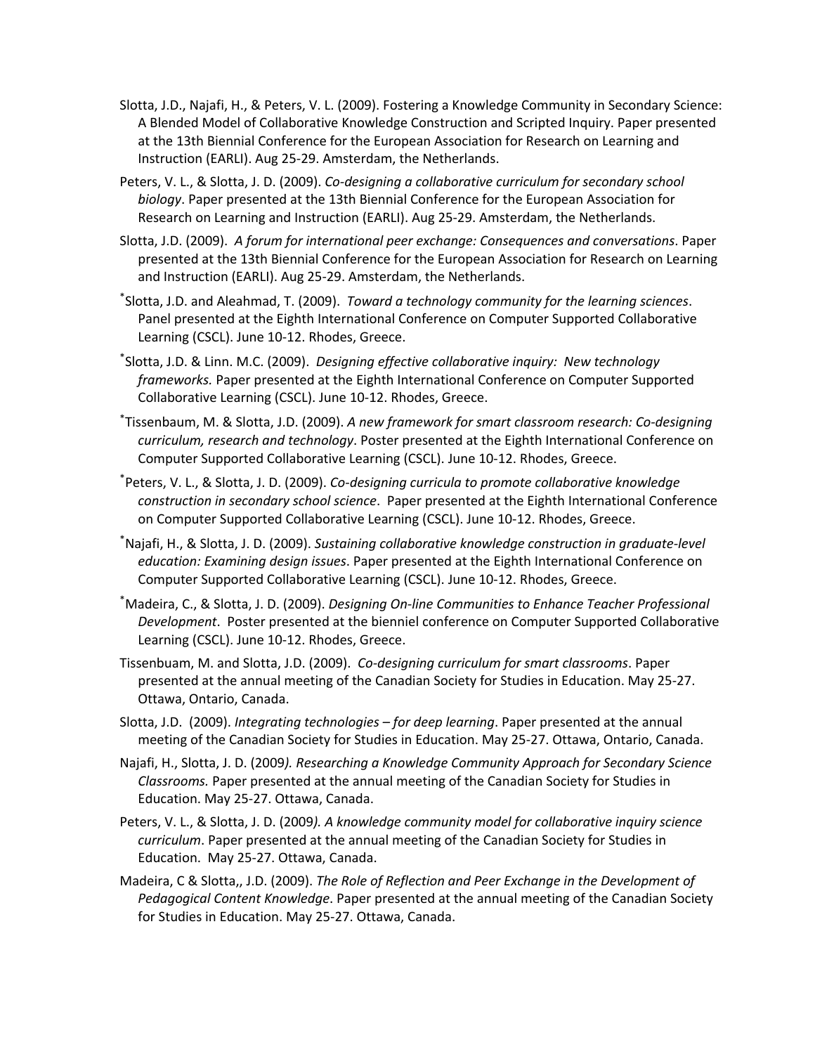Slotta, J.D., Najafi, H., & Peters, V. L. (2009). Fostering a Knowledge Community in Secondary Science: A Blended Model of Collaborative Knowledge Construction and Scripted Inquiry. Paper presented at the 13th Biennial Conference for the European Association for Research on Learning and Instruction (EARLI). Aug 25-29. Amsterdam, the Netherlands.

Peters, V. L., & Slotta, J. D. (2009). *Co-designing a collaborative curriculum for secondary school biology*. Paper presented at the 13th Biennial Conference for the European Association for Research on Learning and Instruction (EARLI). Aug 25-29. Amsterdam, the Netherlands.

Slotta, J.D. (2009). *A forum for international peer exchange: Consequences and conversations*. Paper presented at the 13th Biennial Conference for the European Association for Research on Learning and Instruction (EARLI). Aug 25-29. Amsterdam, the Netherlands.

*Slotta, J.D. and Aleahmad, T. (2009). *Toward a technology community for the learning sciences*. Panel presented at the Eighth International Conference on Computer Supported Collaborative Learning (CSCL). June 10-12. Rhodes, Greece.

*Slotta, J.D. & Linn. M.C. (2009). *Designing effective collaborative inquiry: New technology frameworks.* Paper presented at the Eighth International Conference on Computer Supported Collaborative Learning (CSCL). June 10-12. Rhodes, Greece.

*Tissenbaum, M. & Slotta, J.D. (2009). *A new framework for smart classroom research: Co-designing curriculum, research and technology*. Poster presented at the Eighth International Conference on Computer Supported Collaborative Learning (CSCL). June 10-12. Rhodes, Greece.

*Peters, V. L., & Slotta, J. D. (2009). *Co-designing curricula to promote collaborative knowledge construction in secondary school science*. Paper presented at the Eighth International Conference on Computer Supported Collaborative Learning (CSCL). June 10-12. Rhodes, Greece.

*Najafi, H., & Slotta, J. D. (2009). *Sustaining collaborative knowledge construction in graduate-level education: Examining design issues*. Paper presented at the Eighth International Conference on Computer Supported Collaborative Learning (CSCL). June 10-12. Rhodes, Greece.

*Madeira, C., & Slotta, J. D. (2009). *Designing On-line Communities to Enhance Teacher Professional Development*. Poster presented at the bienniel conference on Computer Supported Collaborative Learning (CSCL). June 10-12. Rhodes, Greece.

Tissenbuam, M. and Slotta, J.D. (2009). *Co-designing curriculum for smart classrooms*. Paper presented at the annual meeting of the Canadian Society for Studies in Education. May 25-27. Ottawa, Ontario, Canada.

Slotta, J.D. (2009). *Integrating technologies – for deep learning*. Paper presented at the annual meeting of the Canadian Society for Studies in Education. May 25-27. Ottawa, Ontario, Canada.

Najafi, H., Slotta, J. D. (2009*). Researching a Knowledge Community Approach for Secondary Science Classrooms.* Paper presented at the annual meeting of the Canadian Society for Studies in Education. May 25-27. Ottawa, Canada.

Peters, V. L., & Slotta, J. D. (2009*). A knowledge community model for collaborative inquiry science curriculum*. Paper presented at the annual meeting of the Canadian Society for Studies in Education. May 25-27. Ottawa, Canada.

Madeira, C & Slotta,, J.D. (2009). *The Role of Reflection and Peer Exchange in the Development of Pedagogical Content Knowledge*. Paper presented at the annual meeting of the Canadian Society for Studies in Education. May 25-27. Ottawa, Canada.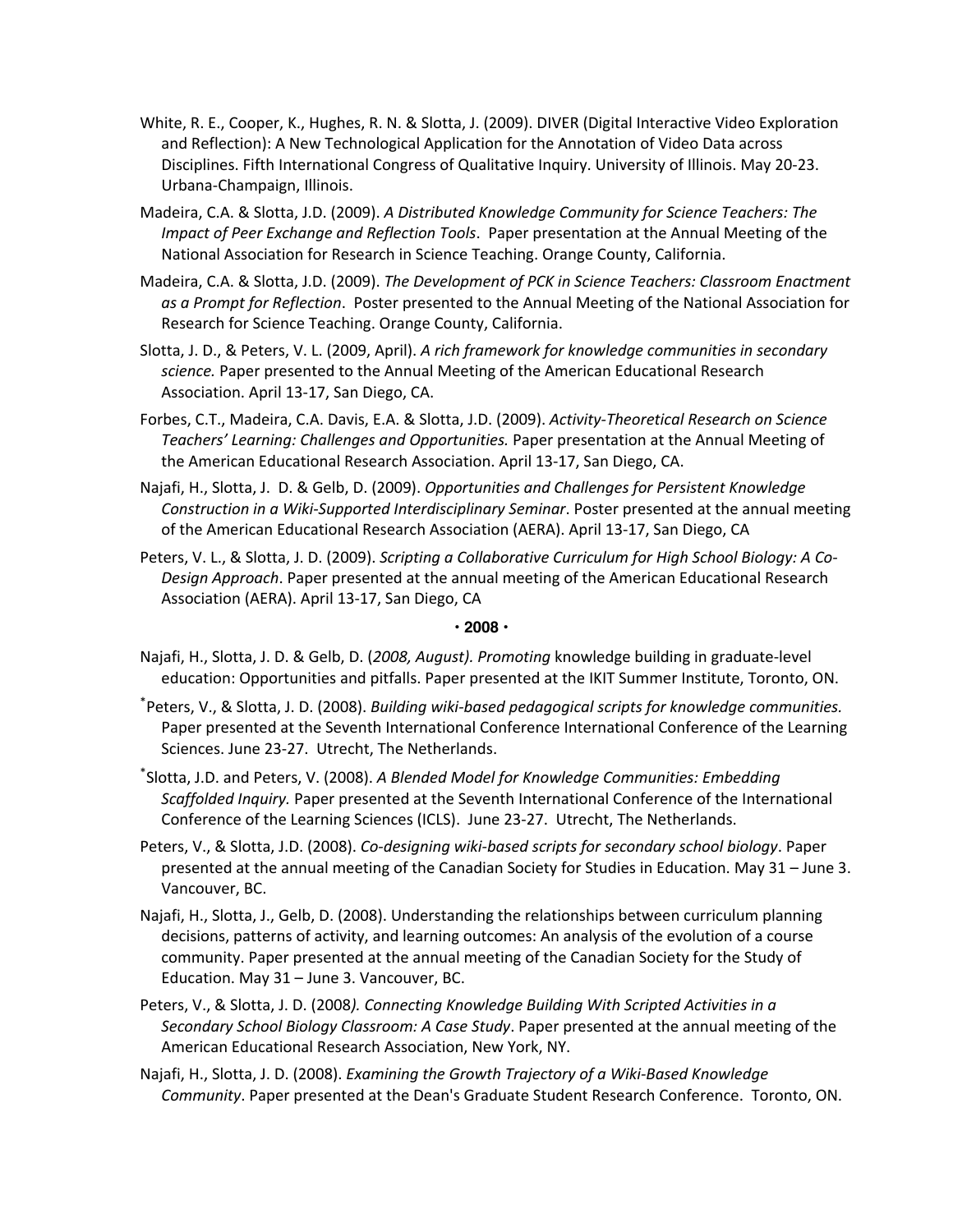White, R. E., Cooper, K., Hughes, R. N. & Slotta, J. (2009). DIVER (Digital Interactive Video Exploration and Reflection): A New Technological Application for the Annotation of Video Data across Disciplines. Fifth International Congress of Qualitative Inquiry. University of Illinois. May 20-23. Urbana-Champaign, Illinois.

Madeira, C.A. & Slotta, J.D. (2009). *A Distributed Knowledge Community for Science Teachers: The Impact of Peer Exchange and Reflection Tools*. Paper presentation at the Annual Meeting of the National Association for Research in Science Teaching. Orange County, California.

Madeira, C.A. & Slotta, J.D. (2009). *The Development of PCK in Science Teachers: Classroom Enactment as a Prompt for Reflection*. Poster presented to the Annual Meeting of the National Association for Research for Science Teaching. Orange County, California.

Slotta, J. D., & Peters, V. L. (2009, April). *A rich framework for knowledge communities in secondary science.* Paper presented to the Annual Meeting of the American Educational Research Association. April 13-17, San Diego, CA.

Forbes, C.T., Madeira, C.A. Davis, E.A. & Slotta, J.D. (2009). *Activity-Theoretical Research on Science Teachers' Learning: Challenges and Opportunities.* Paper presentation at the Annual Meeting of the American Educational Research Association. April 13-17, San Diego, CA.

Najafi, H., Slotta, J. D. & Gelb, D. (2009). *Opportunities and Challenges for Persistent Knowledge Construction in a Wiki-Supported Interdisciplinary Seminar*. Poster presented at the annual meeting of the American Educational Research Association (AERA). April 13-17, San Diego, CA

Peters, V. L., & Slotta, J. D. (2009). *Scripting a Collaborative Curriculum for High School Biology: A Co-Design Approach*. Paper presented at the annual meeting of the American Educational Research Association (AERA). April 13-17, San Diego, CA

**· 2008 ·**

Najafi, H., Slotta, J. D. & Gelb, D. (*2008, August). Promoting* knowledge building in graduate-level education: Opportunities and pitfalls. Paper presented at the IKIT Summer Institute, Toronto, ON.

*Peters, V., & Slotta, J. D. (2008). *Building wiki-based pedagogical scripts for knowledge communities.* Paper presented at the Seventh International Conference International Conference of the Learning Sciences. June 23-27. Utrecht, The Netherlands.

*Slotta, J.D. and Peters, V. (2008). *A Blended Model for Knowledge Communities: Embedding Scaffolded Inquiry.* Paper presented at the Seventh International Conference of the International Conference of the Learning Sciences (ICLS). June 23-27. Utrecht, The Netherlands.

Peters, V., & Slotta, J.D. (2008). *Co-designing wiki-based scripts for secondary school biology*. Paper presented at the annual meeting of the Canadian Society for Studies in Education. May 31 – June 3. Vancouver, BC.

Najafi, H., Slotta, J., Gelb, D. (2008). Understanding the relationships between curriculum planning decisions, patterns of activity, and learning outcomes: An analysis of the evolution of a course community. Paper presented at the annual meeting of the Canadian Society for the Study of Education. May 31 – June 3. Vancouver, BC.

Peters, V., & Slotta, J. D. (2008*). Connecting Knowledge Building With Scripted Activities in a Secondary School Biology Classroom: A Case Study*. Paper presented at the annual meeting of the American Educational Research Association, New York, NY.

Najafi, H., Slotta, J. D. (2008). *Examining the Growth Trajectory of a Wiki-Based Knowledge Community*. Paper presented at the Dean's Graduate Student Research Conference. Toronto, ON.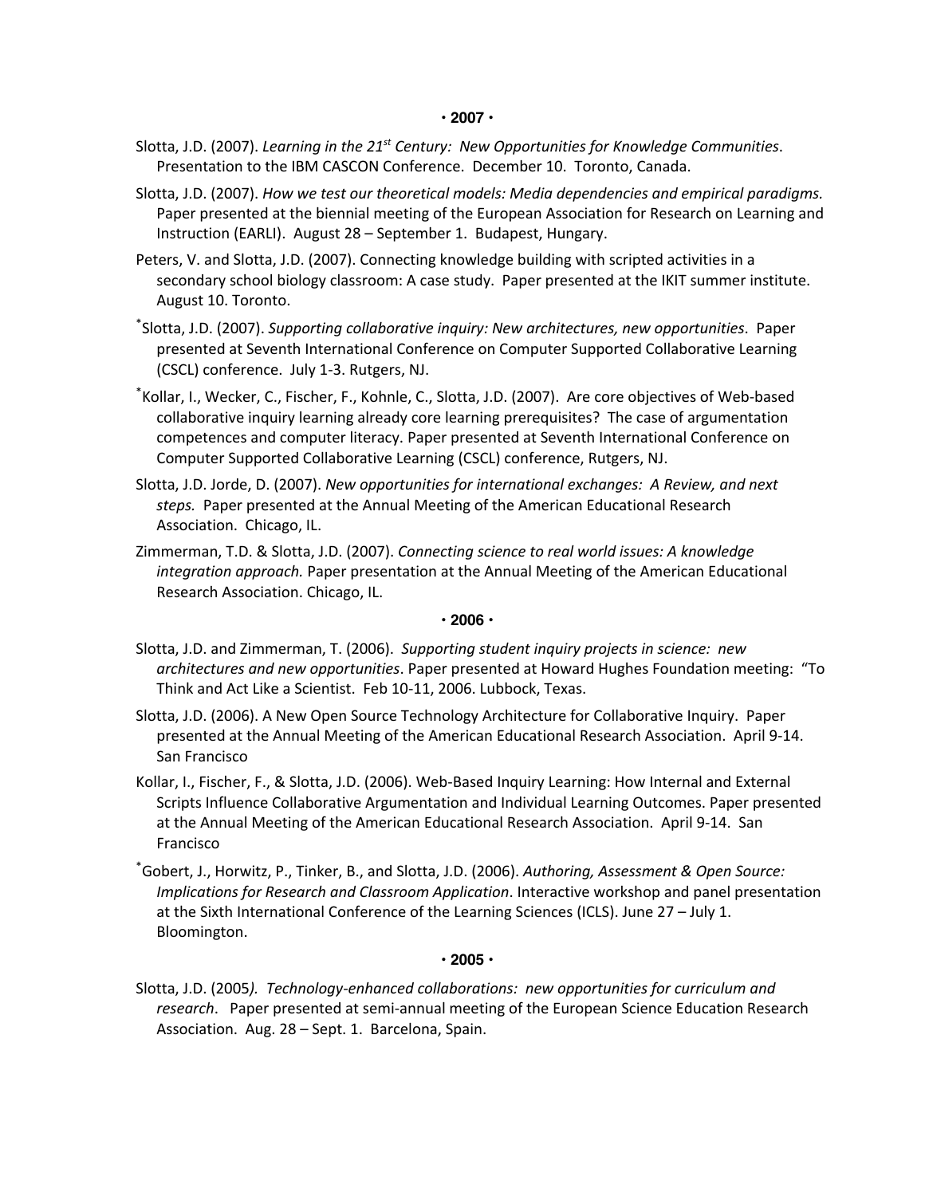**• 2007 •**

Slotta, J.D. (2007). *Learning in the 21$^{st}$ Century: New Opportunities for Knowledge Communities*. Presentation to the IBM CASCON Conference. December 10. Toronto, Canada.

Slotta, J.D. (2007). *How we test our theoretical models: Media dependencies and empirical paradigms.* Paper presented at the biennial meeting of the European Association for Research on Learning and Instruction (EARLI). August 28 – September 1. Budapest, Hungary.

Peters, V. and Slotta, J.D. (2007). Connecting knowledge building with scripted activities in a secondary school biology classroom: A case study. Paper presented at the IKIT summer institute. August 10. Toronto.

[*]Slotta, J.D. (2007). *Supporting collaborative inquiry: New architectures, new opportunities*. Paper presented at Seventh International Conference on Computer Supported Collaborative Learning (CSCL) conference. July 1-3. Rutgers, NJ.

[*]Kollar, I., Wecker, C., Fischer, F., Kohnle, C., Slotta, J.D. (2007). Are core objectives of Web-based collaborative inquiry learning already core learning prerequisites? The case of argumentation competences and computer literacy. Paper presented at Seventh International Conference on Computer Supported Collaborative Learning (CSCL) conference, Rutgers, NJ.

Slotta, J.D. Jorde, D. (2007). *New opportunities for international exchanges: A Review, and next steps.* Paper presented at the Annual Meeting of the American Educational Research Association. Chicago, IL.

Zimmerman, T.D. & Slotta, J.D. (2007). *Connecting science to real world issues: A knowledge integration approach.* Paper presentation at the Annual Meeting of the American Educational Research Association. Chicago, IL.

**• 2006 •**

Slotta, J.D. and Zimmerman, T. (2006). *Supporting student inquiry projects in science: new architectures and new opportunities*. Paper presented at Howard Hughes Foundation meeting: "To Think and Act Like a Scientist. Feb 10-11, 2006. Lubbock, Texas.

Slotta, J.D. (2006). A New Open Source Technology Architecture for Collaborative Inquiry. Paper presented at the Annual Meeting of the American Educational Research Association. April 9-14. San Francisco

Kollar, I., Fischer, F., & Slotta, J.D. (2006). Web-Based Inquiry Learning: How Internal and External Scripts Influence Collaborative Argumentation and Individual Learning Outcomes. Paper presented at the Annual Meeting of the American Educational Research Association. April 9-14. San Francisco

[*]Gobert, J., Horwitz, P., Tinker, B., and Slotta, J.D. (2006). *Authoring, Assessment & Open Source: Implications for Research and Classroom Application*. Interactive workshop and panel presentation at the Sixth International Conference of the Learning Sciences (ICLS). June 27 – July 1. Bloomington.

**• 2005 •**

Slotta, J.D. (2005*). Technology-enhanced collaborations: new opportunities for curriculum and research*. Paper presented at semi-annual meeting of the European Science Education Research Association. Aug. 28 – Sept. 1. Barcelona, Spain.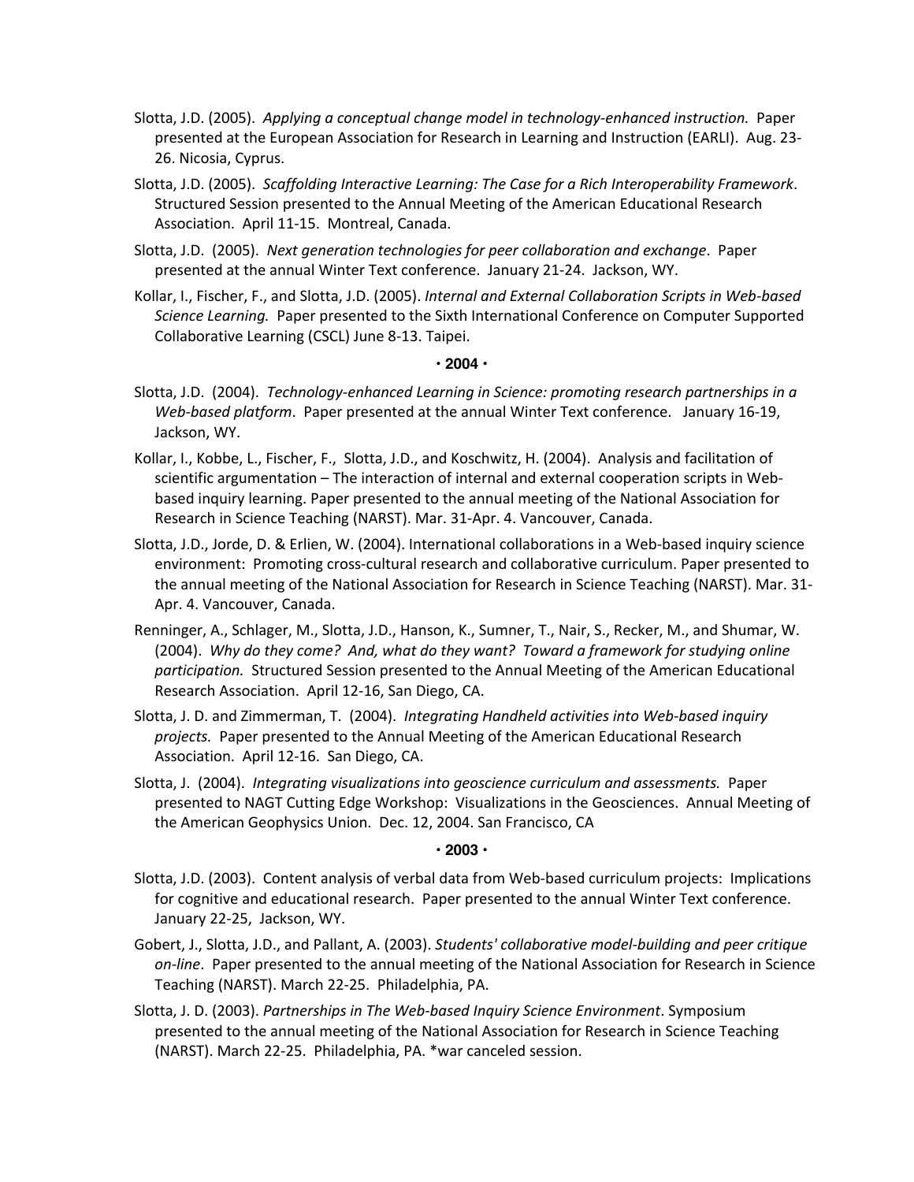Slotta, J.D. (2005). *Applying a conceptual change model in technology-enhanced instruction.* Paper presented at the European Association for Research in Learning and Instruction (EARLI). Aug. 23-26. Nicosia, Cyprus.

Slotta, J.D. (2005). *Scaffolding Interactive Learning: The Case for a Rich Interoperability Framework*. Structured Session presented to the Annual Meeting of the American Educational Research Association. April 11-15. Montreal, Canada.

Slotta, J.D. (2005). *Next generation technologies for peer collaboration and exchange*. Paper presented at the annual Winter Text conference. January 21-24. Jackson, WY.

Kollar, I., Fischer, F., and Slotta, J.D. (2005). *Internal and External Collaboration Scripts in Web-based Science Learning.* Paper presented to the Sixth International Conference on Computer Supported Collaborative Learning (CSCL) June 8-13. Taipei.

**• 2004 •**

Slotta, J.D. (2004). *Technology-enhanced Learning in Science: promoting research partnerships in a Web-based platform*. Paper presented at the annual Winter Text conference. January 16-19, Jackson, WY.

Kollar, I., Kobbe, L., Fischer, F., Slotta, J.D., and Koschwitz, H. (2004). Analysis and facilitation of scientific argumentation – The interaction of internal and external cooperation scripts in Web-based inquiry learning. Paper presented to the annual meeting of the National Association for Research in Science Teaching (NARST). Mar. 31-Apr. 4. Vancouver, Canada.

Slotta, J.D., Jorde, D. & Erlien, W. (2004). International collaborations in a Web-based inquiry science environment: Promoting cross-cultural research and collaborative curriculum. Paper presented to the annual meeting of the National Association for Research in Science Teaching (NARST). Mar. 31-Apr. 4. Vancouver, Canada.

Renninger, A., Schlager, M., Slotta, J.D., Hanson, K., Sumner, T., Nair, S., Recker, M., and Shumar, W. (2004). *Why do they come? And, what do they want? Toward a framework for studying online participation.* Structured Session presented to the Annual Meeting of the American Educational Research Association. April 12-16, San Diego, CA.

Slotta, J. D. and Zimmerman, T. (2004). *Integrating Handheld activities into Web-based inquiry projects.* Paper presented to the Annual Meeting of the American Educational Research Association. April 12-16. San Diego, CA.

Slotta, J. (2004). *Integrating visualizations into geoscience curriculum and assessments.* Paper presented to NAGT Cutting Edge Workshop: Visualizations in the Geosciences. Annual Meeting of the American Geophysics Union. Dec. 12, 2004. San Francisco, CA

**• 2003 •**

Slotta, J.D. (2003). Content analysis of verbal data from Web-based curriculum projects: Implications for cognitive and educational research. Paper presented to the annual Winter Text conference. January 22-25, Jackson, WY.

Gobert, J., Slotta, J.D., and Pallant, A. (2003). *Students' collaborative model-building and peer critique on-line*. Paper presented to the annual meeting of the National Association for Research in Science Teaching (NARST). March 22-25. Philadelphia, PA.

Slotta, J. D. (2003). *Partnerships in The Web-based Inquiry Science Environment*. Symposium presented to the annual meeting of the National Association for Research in Science Teaching (NARST). March 22-25. Philadelphia, PA. *war canceled session.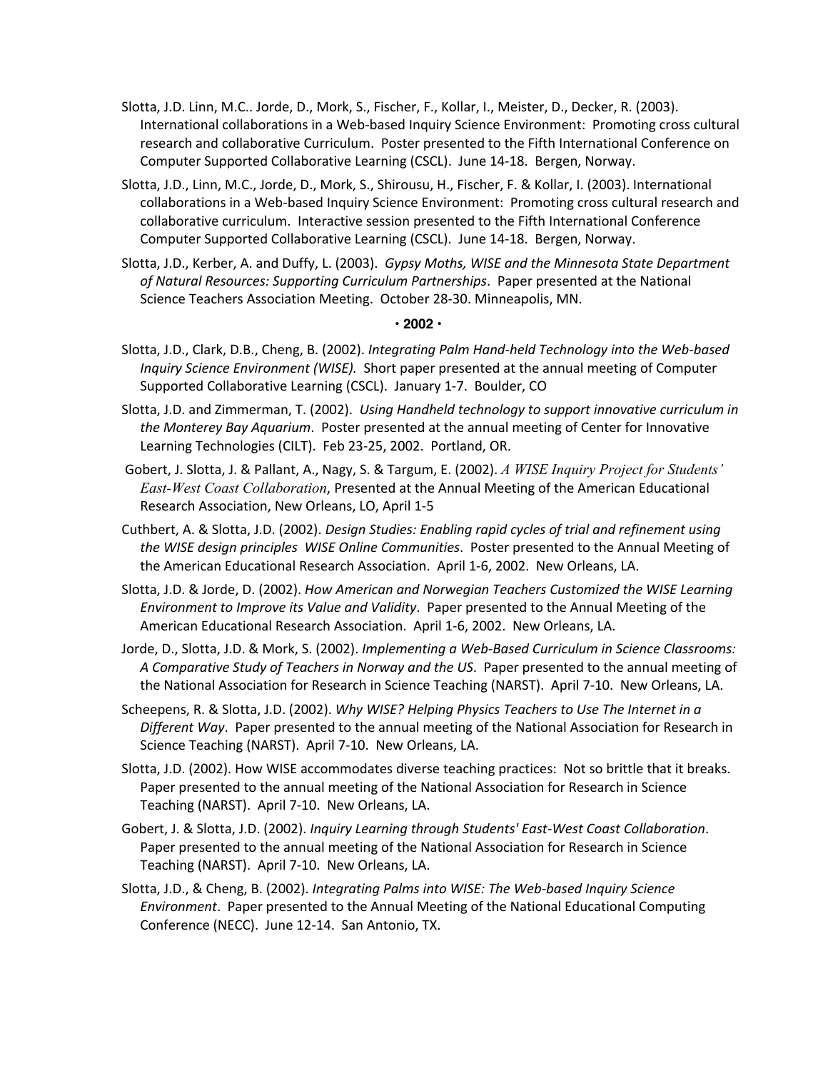Slotta, J.D. Linn, M.C.. Jorde, D., Mork, S., Fischer, F., Kollar, I., Meister, D., Decker, R. (2003). International collaborations in a Web-based Inquiry Science Environment: Promoting cross cultural research and collaborative Curriculum. Poster presented to the Fifth International Conference on Computer Supported Collaborative Learning (CSCL). June 14-18. Bergen, Norway.

Slotta, J.D., Linn, M.C., Jorde, D., Mork, S., Shirousu, H., Fischer, F. & Kollar, I. (2003). International collaborations in a Web-based Inquiry Science Environment: Promoting cross cultural research and collaborative curriculum. Interactive session presented to the Fifth International Conference Computer Supported Collaborative Learning (CSCL). June 14-18. Bergen, Norway.

Slotta, J.D., Kerber, A. and Duffy, L. (2003). *Gypsy Moths, WISE and the Minnesota State Department of Natural Resources: Supporting Curriculum Partnerships*. Paper presented at the National Science Teachers Association Meeting. October 28-30. Minneapolis, MN.

**· 2002 ·**

Slotta, J.D., Clark, D.B., Cheng, B. (2002). *Integrating Palm Hand-held Technology into the Web-based Inquiry Science Environment (WISE).* Short paper presented at the annual meeting of Computer Supported Collaborative Learning (CSCL). January 1-7. Boulder, CO

Slotta, J.D. and Zimmerman, T. (2002). *Using Handheld technology to support innovative curriculum in the Monterey Bay Aquarium*. Poster presented at the annual meeting of Center for Innovative Learning Technologies (CILT). Feb 23-25, 2002. Portland, OR.

Gobert, J. Slotta, J. & Pallant, A., Nagy, S. & Targum, E. (2002). *A WISE Inquiry Project for Students' East-West Coast Collaboration*, Presented at the Annual Meeting of the American Educational Research Association, New Orleans, LO, April 1-5

Cuthbert, A. & Slotta, J.D. (2002). *Design Studies: Enabling rapid cycles of trial and refinement using the WISE design principles WISE Online Communities*. Poster presented to the Annual Meeting of the American Educational Research Association. April 1-6, 2002. New Orleans, LA.

Slotta, J.D. & Jorde, D. (2002). *How American and Norwegian Teachers Customized the WISE Learning Environment to Improve its Value and Validity*. Paper presented to the Annual Meeting of the American Educational Research Association. April 1-6, 2002. New Orleans, LA.

Jorde, D., Slotta, J.D. & Mork, S. (2002). *Implementing a Web-Based Curriculum in Science Classrooms: A Comparative Study of Teachers in Norway and the US*. Paper presented to the annual meeting of the National Association for Research in Science Teaching (NARST). April 7-10. New Orleans, LA.

Scheepens, R. & Slotta, J.D. (2002). *Why WISE? Helping Physics Teachers to Use The Internet in a Different Way*. Paper presented to the annual meeting of the National Association for Research in Science Teaching (NARST). April 7-10. New Orleans, LA.

Slotta, J.D. (2002). How WISE accommodates diverse teaching practices: Not so brittle that it breaks. Paper presented to the annual meeting of the National Association for Research in Science Teaching (NARST). April 7-10. New Orleans, LA.

Gobert, J. & Slotta, J.D. (2002). *Inquiry Learning through Students' East-West Coast Collaboration*. Paper presented to the annual meeting of the National Association for Research in Science Teaching (NARST). April 7-10. New Orleans, LA.

Slotta, J.D., & Cheng, B. (2002). *Integrating Palms into WISE: The Web-based Inquiry Science Environment*. Paper presented to the Annual Meeting of the National Educational Computing Conference (NECC). June 12-14. San Antonio, TX.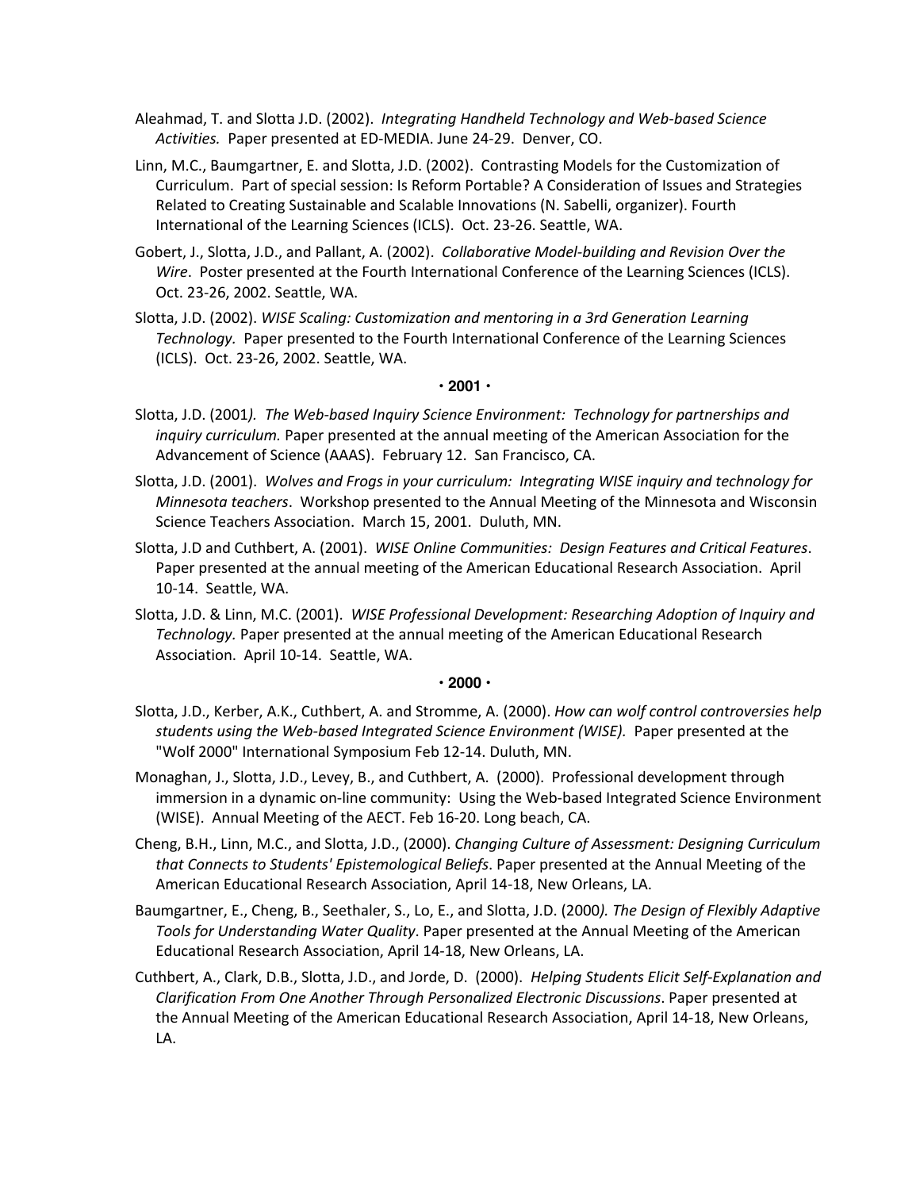Aleahmad, T. and Slotta J.D. (2002). *Integrating Handheld Technology and Web-based Science Activities.* Paper presented at ED-MEDIA. June 24-29. Denver, CO.

Linn, M.C., Baumgartner, E. and Slotta, J.D. (2002). Contrasting Models for the Customization of Curriculum. Part of special session: Is Reform Portable? A Consideration of Issues and Strategies Related to Creating Sustainable and Scalable Innovations (N. Sabelli, organizer). Fourth International of the Learning Sciences (ICLS). Oct. 23-26. Seattle, WA.

Gobert, J., Slotta, J.D., and Pallant, A. (2002). *Collaborative Model-building and Revision Over the Wire*. Poster presented at the Fourth International Conference of the Learning Sciences (ICLS). Oct. 23-26, 2002. Seattle, WA.

Slotta, J.D. (2002). *WISE Scaling: Customization and mentoring in a 3rd Generation Learning Technology.* Paper presented to the Fourth International Conference of the Learning Sciences (ICLS). Oct. 23-26, 2002. Seattle, WA.

**• 2001 •**

Slotta, J.D. (2001*). The Web-based Inquiry Science Environment: Technology for partnerships and inquiry curriculum.* Paper presented at the annual meeting of the American Association for the Advancement of Science (AAAS). February 12. San Francisco, CA.

Slotta, J.D. (2001). *Wolves and Frogs in your curriculum: Integrating WISE inquiry and technology for Minnesota teachers*. Workshop presented to the Annual Meeting of the Minnesota and Wisconsin Science Teachers Association. March 15, 2001. Duluth, MN.

Slotta, J.D and Cuthbert, A. (2001). *WISE Online Communities: Design Features and Critical Features*. Paper presented at the annual meeting of the American Educational Research Association. April 10-14. Seattle, WA.

Slotta, J.D. & Linn, M.C. (2001). *WISE Professional Development: Researching Adoption of Inquiry and Technology.* Paper presented at the annual meeting of the American Educational Research Association. April 10-14. Seattle, WA.

**• 2000 •**

Slotta, J.D., Kerber, A.K., Cuthbert, A. and Stromme, A. (2000). *How can wolf control controversies help students using the Web-based Integrated Science Environment (WISE).* Paper presented at the "Wolf 2000" International Symposium Feb 12-14. Duluth, MN.

Monaghan, J., Slotta, J.D., Levey, B., and Cuthbert, A. (2000). Professional development through immersion in a dynamic on-line community: Using the Web-based Integrated Science Environment (WISE). Annual Meeting of the AECT. Feb 16-20. Long beach, CA.

Cheng, B.H., Linn, M.C., and Slotta, J.D., (2000). *Changing Culture of Assessment: Designing Curriculum that Connects to Students' Epistemological Beliefs*. Paper presented at the Annual Meeting of the American Educational Research Association, April 14-18, New Orleans, LA.

Baumgartner, E., Cheng, B., Seethaler, S., Lo, E., and Slotta, J.D. (2000*). The Design of Flexibly Adaptive Tools for Understanding Water Quality*. Paper presented at the Annual Meeting of the American Educational Research Association, April 14-18, New Orleans, LA.

Cuthbert, A., Clark, D.B., Slotta, J.D., and Jorde, D. (2000). *Helping Students Elicit Self-Explanation and Clarification From One Another Through Personalized Electronic Discussions*. Paper presented at the Annual Meeting of the American Educational Research Association, April 14-18, New Orleans, LA.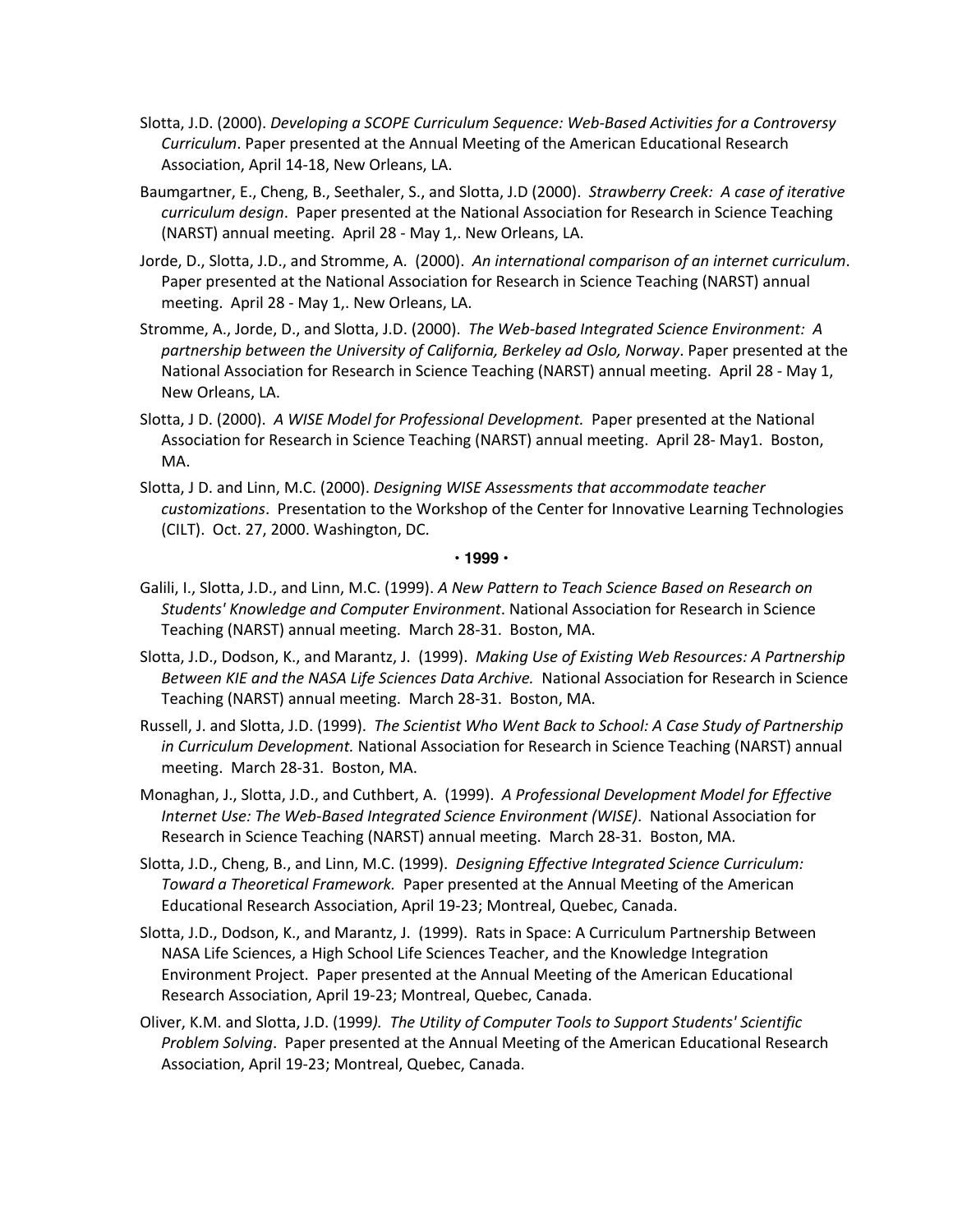Slotta, J.D. (2000). *Developing a SCOPE Curriculum Sequence: Web-Based Activities for a Controversy Curriculum*. Paper presented at the Annual Meeting of the American Educational Research Association, April 14-18, New Orleans, LA.

Baumgartner, E., Cheng, B., Seethaler, S., and Slotta, J.D (2000). *Strawberry Creek: A case of iterative curriculum design*. Paper presented at the National Association for Research in Science Teaching (NARST) annual meeting. April 28 - May 1,. New Orleans, LA.

Jorde, D., Slotta, J.D., and Stromme, A. (2000). *An international comparison of an internet curriculum*. Paper presented at the National Association for Research in Science Teaching (NARST) annual meeting. April 28 - May 1,. New Orleans, LA.

Stromme, A., Jorde, D., and Slotta, J.D. (2000). *The Web-based Integrated Science Environment: A partnership between the University of California, Berkeley ad Oslo, Norway*. Paper presented at the National Association for Research in Science Teaching (NARST) annual meeting. April 28 - May 1, New Orleans, LA.

Slotta, J D. (2000). *A WISE Model for Professional Development.* Paper presented at the National Association for Research in Science Teaching (NARST) annual meeting. April 28- May1. Boston, MA.

Slotta, J D. and Linn, M.C. (2000). *Designing WISE Assessments that accommodate teacher customizations*. Presentation to the Workshop of the Center for Innovative Learning Technologies (CILT). Oct. 27, 2000. Washington, DC.

**• 1999 •**

Galili, I., Slotta, J.D., and Linn, M.C. (1999). *A New Pattern to Teach Science Based on Research on Students' Knowledge and Computer Environment*. National Association for Research in Science Teaching (NARST) annual meeting. March 28-31. Boston, MA.

Slotta, J.D., Dodson, K., and Marantz, J. (1999). *Making Use of Existing Web Resources: A Partnership Between KIE and the NASA Life Sciences Data Archive.* National Association for Research in Science Teaching (NARST) annual meeting. March 28-31. Boston, MA.

Russell, J. and Slotta, J.D. (1999). *The Scientist Who Went Back to School: A Case Study of Partnership in Curriculum Development.* National Association for Research in Science Teaching (NARST) annual meeting. March 28-31. Boston, MA.

Monaghan, J., Slotta, J.D., and Cuthbert, A. (1999). *A Professional Development Model for Effective Internet Use: The Web-Based Integrated Science Environment (WISE)*. National Association for Research in Science Teaching (NARST) annual meeting. March 28-31. Boston, MA.

Slotta, J.D., Cheng, B., and Linn, M.C. (1999). *Designing Effective Integrated Science Curriculum: Toward a Theoretical Framework.* Paper presented at the Annual Meeting of the American Educational Research Association, April 19-23; Montreal, Quebec, Canada.

Slotta, J.D., Dodson, K., and Marantz, J. (1999). Rats in Space: A Curriculum Partnership Between NASA Life Sciences, a High School Life Sciences Teacher, and the Knowledge Integration Environment Project. Paper presented at the Annual Meeting of the American Educational Research Association, April 19-23; Montreal, Quebec, Canada.

Oliver, K.M. and Slotta, J.D. (1999*). The Utility of Computer Tools to Support Students' Scientific Problem Solving*. Paper presented at the Annual Meeting of the American Educational Research Association, April 19-23; Montreal, Quebec, Canada.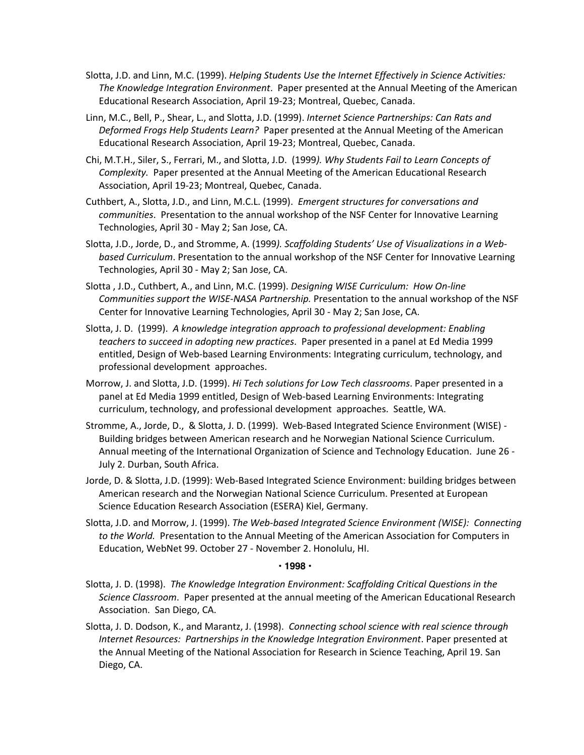Slotta, J.D. and Linn, M.C. (1999). *Helping Students Use the Internet Effectively in Science Activities: The Knowledge Integration Environment*. Paper presented at the Annual Meeting of the American Educational Research Association, April 19-23; Montreal, Quebec, Canada.

Linn, M.C., Bell, P., Shear, L., and Slotta, J.D. (1999). *Internet Science Partnerships: Can Rats and Deformed Frogs Help Students Learn?* Paper presented at the Annual Meeting of the American Educational Research Association, April 19-23; Montreal, Quebec, Canada.

Chi, M.T.H., Siler, S., Ferrari, M., and Slotta, J.D. (1999*). Why Students Fail to Learn Concepts of Complexity.* Paper presented at the Annual Meeting of the American Educational Research Association, April 19-23; Montreal, Quebec, Canada.

Cuthbert, A., Slotta, J.D., and Linn, M.C.L. (1999). *Emergent structures for conversations and communities*. Presentation to the annual workshop of the NSF Center for Innovative Learning Technologies, April 30 - May 2; San Jose, CA.

Slotta, J.D., Jorde, D., and Stromme, A. (1999*). Scaffolding Students' Use of Visualizations in a Web-based Curriculum*. Presentation to the annual workshop of the NSF Center for Innovative Learning Technologies, April 30 - May 2; San Jose, CA.

Slotta , J.D., Cuthbert, A., and Linn, M.C. (1999). *Designing WISE Curriculum: How On-line Communities support the WISE-NASA Partnership.* Presentation to the annual workshop of the NSF Center for Innovative Learning Technologies, April 30 - May 2; San Jose, CA.

Slotta, J. D. (1999). *A knowledge integration approach to professional development: Enabling teachers to succeed in adopting new practices*. Paper presented in a panel at Ed Media 1999 entitled, Design of Web-based Learning Environments: Integrating curriculum, technology, and professional development approaches.

Morrow, J. and Slotta, J.D. (1999). *Hi Tech solutions for Low Tech classrooms*. Paper presented in a panel at Ed Media 1999 entitled, Design of Web-based Learning Environments: Integrating curriculum, technology, and professional development approaches. Seattle, WA.

Stromme, A., Jorde, D., & Slotta, J. D. (1999). Web-Based Integrated Science Environment (WISE) - Building bridges between American research and he Norwegian National Science Curriculum. Annual meeting of the International Organization of Science and Technology Education. June 26 - July 2. Durban, South Africa.

Jorde, D. & Slotta, J.D. (1999): Web-Based Integrated Science Environment: building bridges between American research and the Norwegian National Science Curriculum. Presented at European Science Education Research Association (ESERA) Kiel, Germany.

Slotta, J.D. and Morrow, J. (1999). *The Web-based Integrated Science Environment (WISE): Connecting to the World.* Presentation to the Annual Meeting of the American Association for Computers in Education, WebNet 99. October 27 - November 2. Honolulu, HI.

**· 1998 ·**

Slotta, J. D. (1998). *The Knowledge Integration Environment: Scaffolding Critical Questions in the Science Classroom*. Paper presented at the annual meeting of the American Educational Research Association. San Diego, CA.

Slotta, J. D. Dodson, K., and Marantz, J. (1998). *Connecting school science with real science through Internet Resources: Partnerships in the Knowledge Integration Environment*. Paper presented at the Annual Meeting of the National Association for Research in Science Teaching, April 19. San Diego, CA.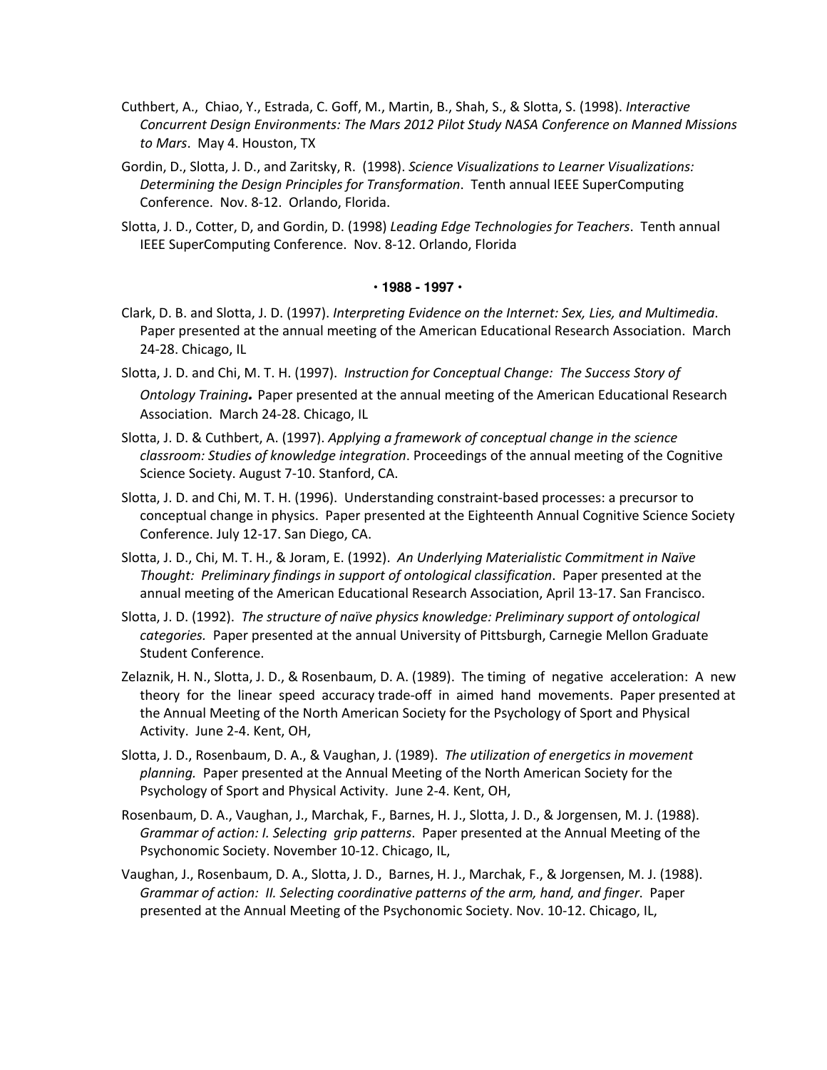Cuthbert, A., Chiao, Y., Estrada, C. Goff, M., Martin, B., Shah, S., & Slotta, S. (1998). *Interactive Concurrent Design Environments: The Mars 2012 Pilot Study NASA Conference on Manned Missions to Mars*. May 4. Houston, TX

Gordin, D., Slotta, J. D., and Zaritsky, R. (1998). *Science Visualizations to Learner Visualizations: Determining the Design Principles for Transformation*. Tenth annual IEEE SuperComputing Conference. Nov. 8-12. Orlando, Florida.

Slotta, J. D., Cotter, D, and Gordin, D. (1998) *Leading Edge Technologies for Teachers*. Tenth annual IEEE SuperComputing Conference. Nov. 8-12. Orlando, Florida

**· 1988 - 1997 ·**

Clark, D. B. and Slotta, J. D. (1997). *Interpreting Evidence on the Internet: Sex, Lies, and Multimedia*. Paper presented at the annual meeting of the American Educational Research Association. March 24-28. Chicago, IL

Slotta, J. D. and Chi, M. T. H. (1997). *Instruction for Conceptual Change: The Success Story of Ontology Training.* Paper presented at the annual meeting of the American Educational Research Association. March 24-28. Chicago, IL

Slotta, J. D. & Cuthbert, A. (1997). *Applying a framework of conceptual change in the science classroom: Studies of knowledge integration*. Proceedings of the annual meeting of the Cognitive Science Society. August 7-10. Stanford, CA.

Slotta, J. D. and Chi, M. T. H. (1996). Understanding constraint-based processes: a precursor to conceptual change in physics. Paper presented at the Eighteenth Annual Cognitive Science Society Conference. July 12-17. San Diego, CA.

Slotta, J. D., Chi, M. T. H., & Joram, E. (1992). *An Underlying Materialistic Commitment in Naïve Thought: Preliminary findings in support of ontological classification*. Paper presented at the annual meeting of the American Educational Research Association, April 13-17. San Francisco.

Slotta, J. D. (1992). *The structure of naïve physics knowledge: Preliminary support of ontological categories.* Paper presented at the annual University of Pittsburgh, Carnegie Mellon Graduate Student Conference.

Zelaznik, H. N., Slotta, J. D., & Rosenbaum, D. A. (1989). The timing of negative acceleration: A new theory for the linear speed accuracy trade-off in aimed hand movements. Paper presented at the Annual Meeting of the North American Society for the Psychology of Sport and Physical Activity. June 2-4. Kent, OH,

Slotta, J. D., Rosenbaum, D. A., & Vaughan, J. (1989). *The utilization of energetics in movement planning.* Paper presented at the Annual Meeting of the North American Society for the Psychology of Sport and Physical Activity. June 2-4. Kent, OH,

Rosenbaum, D. A., Vaughan, J., Marchak, F., Barnes, H. J., Slotta, J. D., & Jorgensen, M. J. (1988). *Grammar of action: I. Selecting grip patterns*. Paper presented at the Annual Meeting of the Psychonomic Society. November 10-12. Chicago, IL,

Vaughan, J., Rosenbaum, D. A., Slotta, J. D., Barnes, H. J., Marchak, F., & Jorgensen, M. J. (1988). *Grammar of action: II. Selecting coordinative patterns of the arm, hand, and finger*. Paper presented at the Annual Meeting of the Psychonomic Society. Nov. 10-12. Chicago, IL,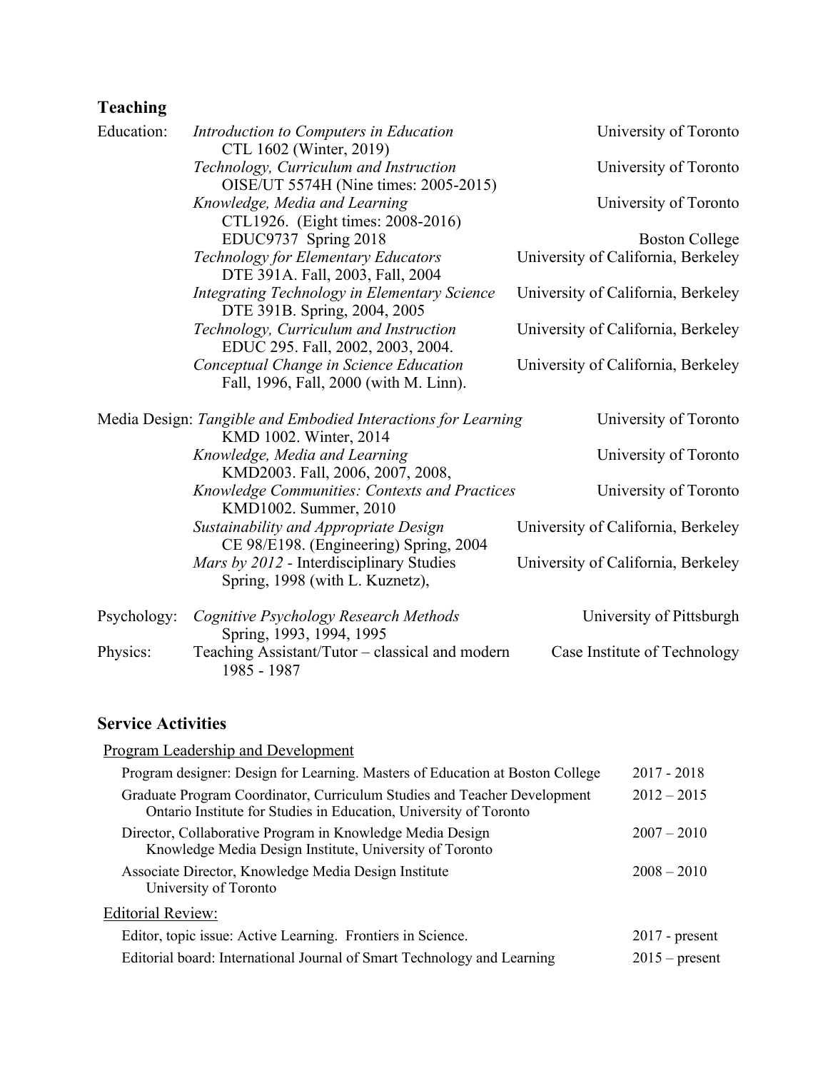## Teaching

| | Course | Institution |
|---|---|---|
| Education: | *Introduction to Computers in Education*<br>CTL 1602 (Winter, 2019) | University of Toronto |
| | *Technology, Curriculum and Instruction*<br>OISE/UT 5574H (Nine times: 2005-2015) | University of Toronto |
| | *Knowledge, Media and Learning*<br>CTL1926. (Eight times: 2008-2016) | University of Toronto |
| | EDUC9737 Spring 2018 | Boston College |
| | *Technology for Elementary Educators*<br>DTE 391A. Fall, 2003, Fall, 2004 | University of California, Berkeley |
| | *Integrating Technology in Elementary Science*<br>DTE 391B. Spring, 2004, 2005 | University of California, Berkeley |
| | *Technology, Curriculum and Instruction*<br>EDUC 295. Fall, 2002, 2003, 2004. | University of California, Berkeley |
| | *Conceptual Change in Science Education*<br>Fall, 1996, Fall, 2000 (with M. Linn). | University of California, Berkeley |
| Media Design: | *Tangible and Embodied Interactions for Learning*<br>KMD 1002. Winter, 2014 | University of Toronto |
| | *Knowledge, Media and Learning*<br>KMD2003. Fall, 2006, 2007, 2008, | University of Toronto |
| | *Knowledge Communities: Contexts and Practices*<br>KMD1002. Summer, 2010 | University of Toronto |
| | *Sustainability and Appropriate Design*<br>CE 98/E198. (Engineering) Spring, 2004 | University of California, Berkeley |
| | *Mars by 2012* - Interdisciplinary Studies<br>Spring, 1998 (with L. Kuznetz), | University of California, Berkeley |
| Psychology: | *Cognitive Psychology Research Methods*<br>Spring, 1993, 1994, 1995 | University of Pittsburgh |
| Physics: | Teaching Assistant/Tutor – classical and modern<br>1985 - 1987 | Case Institute of Technology |

## Service Activities

<u>Program Leadership and Development</u>

| | |
|---|---|
| Program designer: Design for Learning. Masters of Education at Boston College | 2017 - 2018 |
| Graduate Program Coordinator, Curriculum Studies and Teacher Development<br>Ontario Institute for Studies in Education, University of Toronto | 2012 – 2015 |
| Director, Collaborative Program in Knowledge Media Design<br>Knowledge Media Design Institute, University of Toronto | 2007 – 2010 |
| Associate Director, Knowledge Media Design Institute<br>University of Toronto | 2008 – 2010 |

<u>Editorial Review:</u>

| | |
|---|---|
| Editor, topic issue: Active Learning. Frontiers in Science. | 2017 - present |
| Editorial board: International Journal of Smart Technology and Learning | 2015 – present |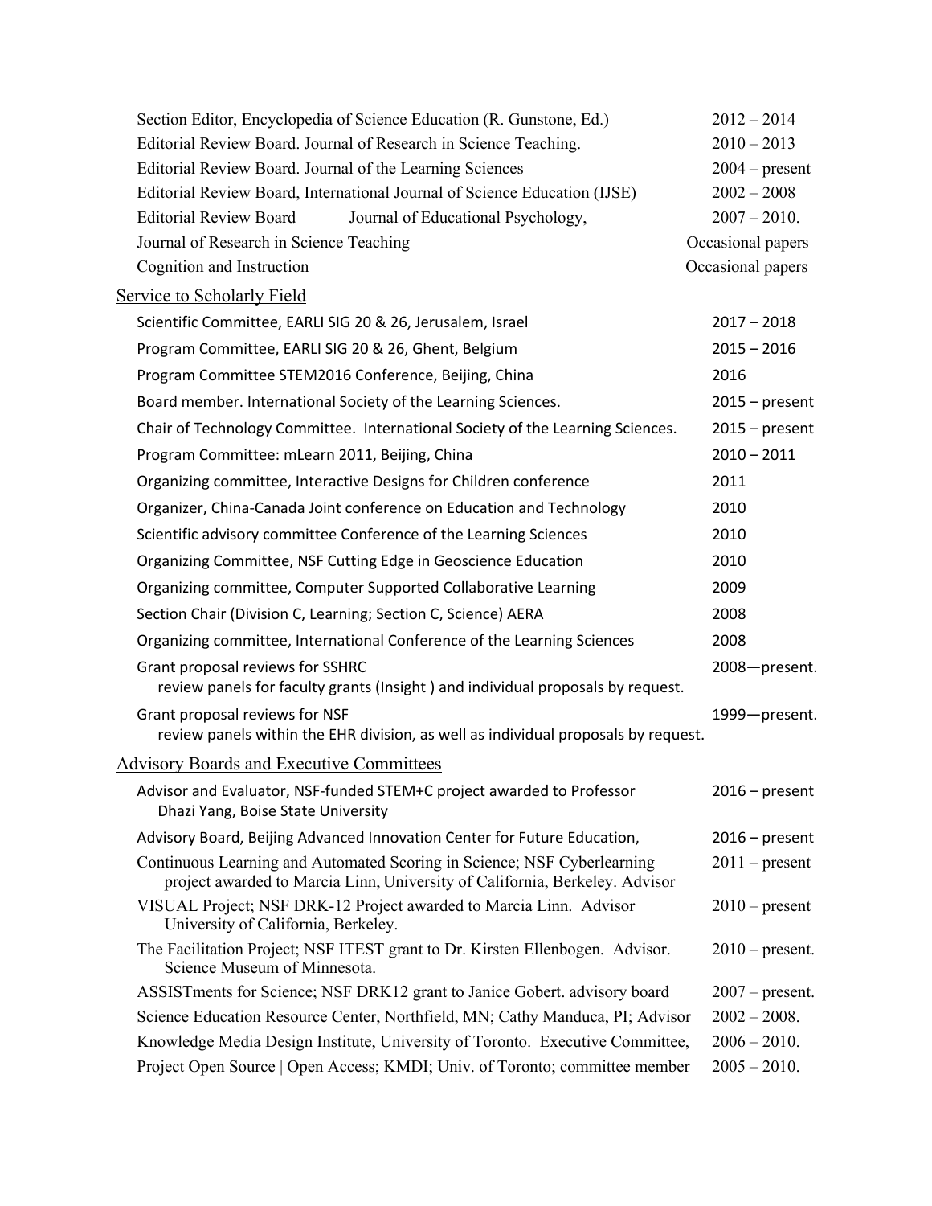Section Editor, Encyclopedia of Science Education (R. Gunstone, Ed.) 2012 – 2014
Editorial Review Board. Journal of Research in Science Teaching. 2010 – 2013
Editorial Review Board. Journal of the Learning Sciences 2004 – present
Editorial Review Board, International Journal of Science Education (IJSE) 2002 – 2008
Editorial Review Board Journal of Educational Psychology, 2007 – 2010.
Journal of Research in Science Teaching Occasional papers
Cognition and Instruction Occasional papers

## Service to Scholarly Field

Scientific Committee, EARLI SIG 20 & 26, Jerusalem, Israel 2017 – 2018
Program Committee, EARLI SIG 20 & 26, Ghent, Belgium 2015 – 2016
Program Committee STEM2016 Conference, Beijing, China 2016
Board member. International Society of the Learning Sciences. 2015 – present
Chair of Technology Committee. International Society of the Learning Sciences. 2015 – present
Program Committee: mLearn 2011, Beijing, China 2010 – 2011
Organizing committee, Interactive Designs for Children conference 2011
Organizer, China-Canada Joint conference on Education and Technology 2010
Scientific advisory committee Conference of the Learning Sciences 2010
Organizing Committee, NSF Cutting Edge in Geoscience Education 2010
Organizing committee, Computer Supported Collaborative Learning 2009
Section Chair (Division C, Learning; Section C, Science) AERA 2008
Organizing committee, International Conference of the Learning Sciences 2008
Grant proposal reviews for SSHRC 2008—present.
review panels for faculty grants (Insight ) and individual proposals by request.
Grant proposal reviews for NSF 1999—present.
review panels within the EHR division, as well as individual proposals by request.

## Advisory Boards and Executive Committees

Advisor and Evaluator, NSF-funded STEM+C project awarded to Professor Dhazi Yang, Boise State University 2016 – present
Advisory Board, Beijing Advanced Innovation Center for Future Education, 2016 – present
Continuous Learning and Automated Scoring in Science; NSF Cyberlearning project awarded to Marcia Linn, University of California, Berkeley. Advisor 2011 – present
VISUAL Project; NSF DRK-12 Project awarded to Marcia Linn. Advisor University of California, Berkeley. 2010 – present
The Facilitation Project; NSF ITEST grant to Dr. Kirsten Ellenbogen. Advisor. Science Museum of Minnesota. 2010 – present.
ASSISTments for Science; NSF DRK12 grant to Janice Gobert. advisory board 2007 – present.
Science Education Resource Center, Northfield, MN; Cathy Manduca, PI; Advisor 2002 – 2008.
Knowledge Media Design Institute, University of Toronto. Executive Committee, 2006 – 2010.
Project Open Source | Open Access; KMDI; Univ. of Toronto; committee member 2005 – 2010.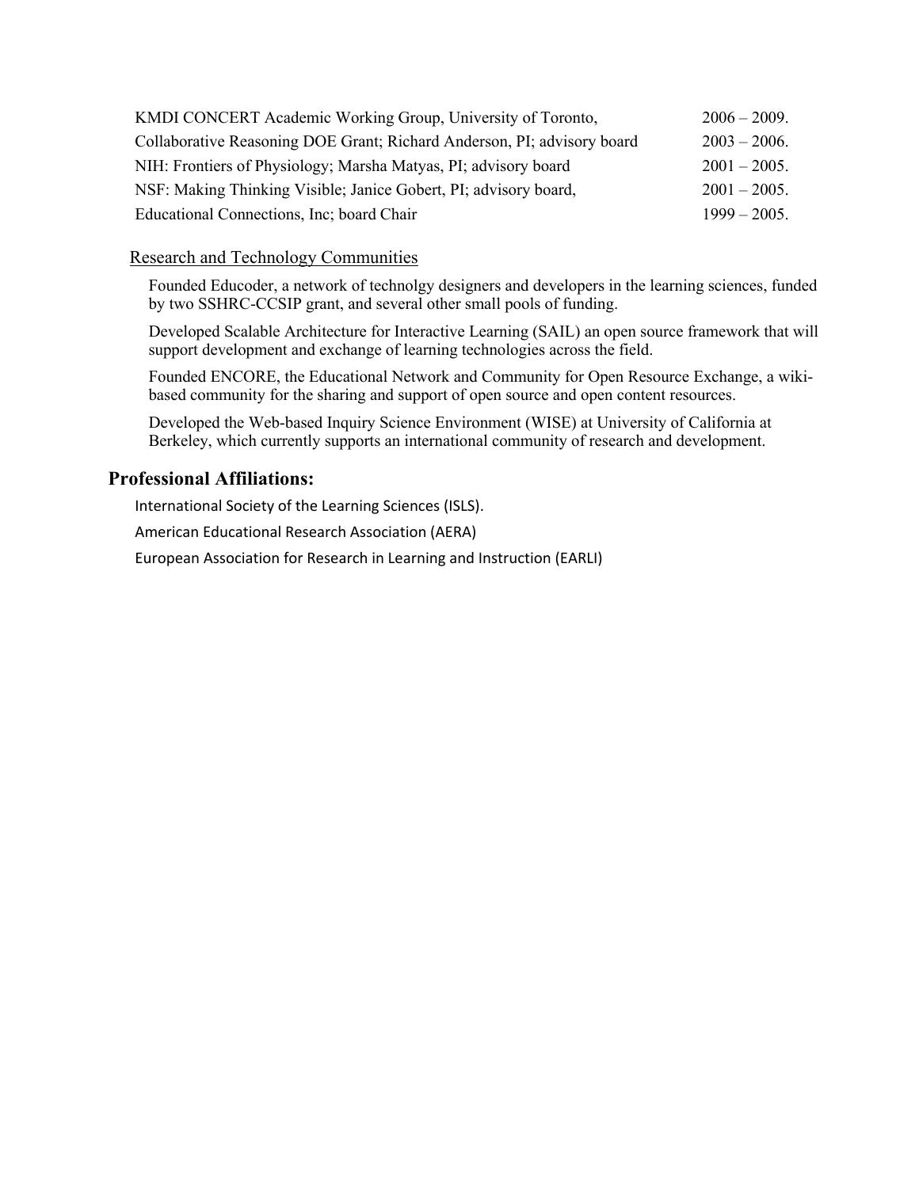| | |
|---|---|
| KMDI CONCERT Academic Working Group, University of Toronto, | 2006 – 2009. |
| Collaborative Reasoning DOE Grant; Richard Anderson, PI; advisory board | 2003 – 2006. |
| NIH: Frontiers of Physiology; Marsha Matyas, PI; advisory board | 2001 – 2005. |
| NSF: Making Thinking Visible; Janice Gobert, PI; advisory board, | 2001 – 2005. |
| Educational Connections, Inc; board Chair | 1999 – 2005. |

<u>Research and Technology Communities</u>

Founded Educoder, a network of technolgy designers and developers in the learning sciences, funded by two SSHRC-CCSIP grant, and several other small pools of funding.

Developed Scalable Architecture for Interactive Learning (SAIL) an open source framework that will support development and exchange of learning technologies across the field.

Founded ENCORE, the Educational Network and Community for Open Resource Exchange, a wiki-based community for the sharing and support of open source and open content resources.

Developed the Web-based Inquiry Science Environment (WISE) at University of California at Berkeley, which currently supports an international community of research and development.

## Professional Affiliations:

International Society of the Learning Sciences (ISLS).

American Educational Research Association (AERA)

European Association for Research in Learning and Instruction (EARLI)